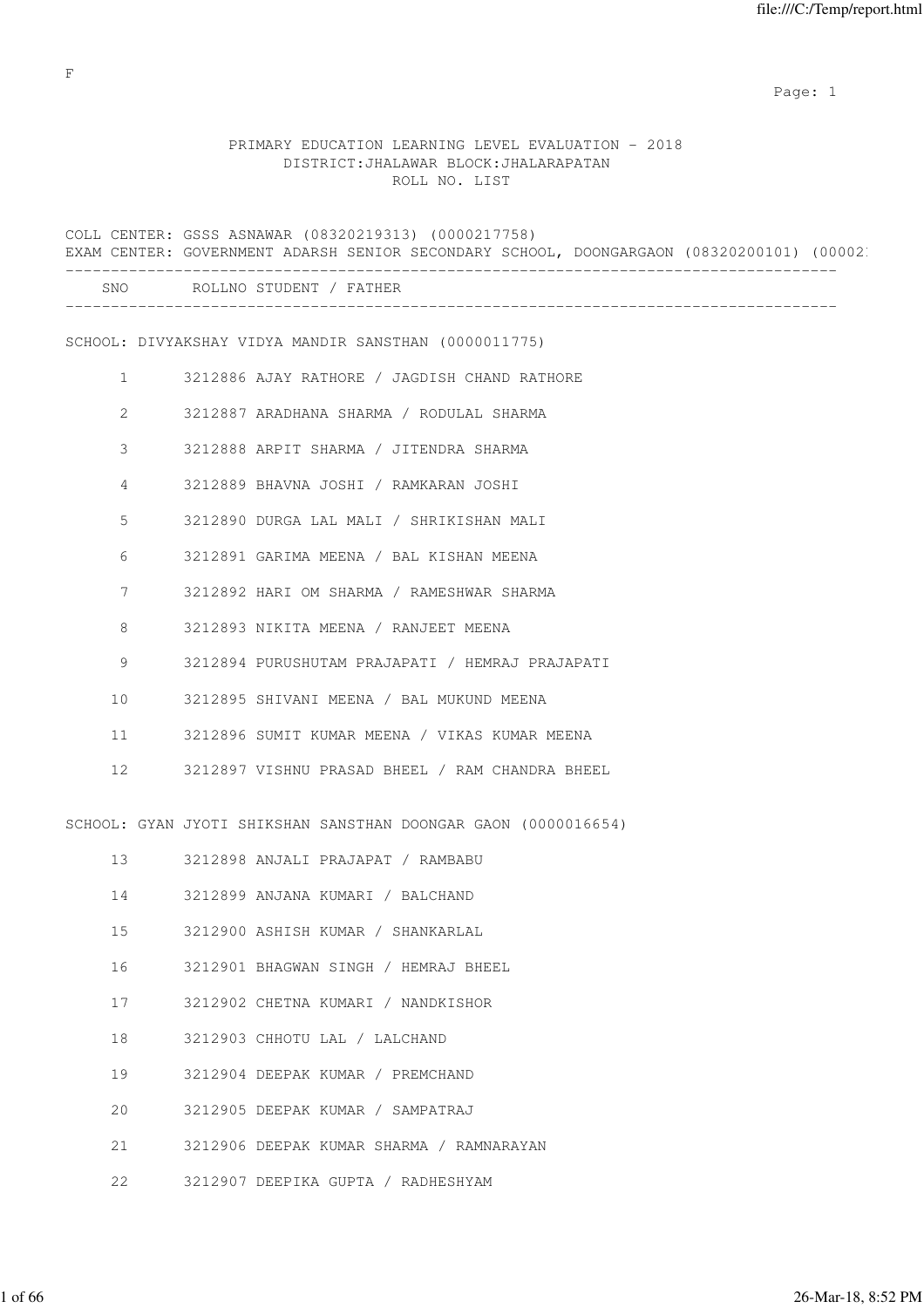F

# PRIMARY EDUCATION LEARNING LEVEL EVALUATION - 2018

## DISTRICT:JHALAWAR BLOCK:JHALARAPATAN

## ROLL NO. LIST

COLL CENTER: GSSS ASNAWAR (08320219313) (0000217758)

EXAM CENTER: GOVERNMENT ADARSH SENIOR SECONDARY SCHOOL, DOONGARGAON (08320200101) (00002

SCHOOL: DIVYAKSHAY VIDYA MANDIR SANSTHAN (0000011775)

| SNO | ROLLNO | STUDENT / FATHER |
|---|---|---|
| 1 | 3212886 | AJAY RATHORE / JAGDISH CHAND RATHORE |
| 2 | 3212887 | ARADHANA SHARMA / RODULAL SHARMA |
| 3 | 3212888 | ARPIT SHARMA / JITENDRA SHARMA |
| 4 | 3212889 | BHAVNA JOSHI / RAMKARAN JOSHI |
| 5 | 3212890 | DURGA LAL MALI / SHRIKISHAN MALI |
| 6 | 3212891 | GARIMA MEENA / BAL KISHAN MEENA |
| 7 | 3212892 | HARI OM SHARMA / RAMESHWAR SHARMA |
| 8 | 3212893 | NIKITA MEENA / RANJEET MEENA |
| 9 | 3212894 | PURUSHUTAM PRAJAPATI / HEMRAJ PRAJAPATI |
| 10 | 3212895 | SHIVANI MEENA / BAL MUKUND MEENA |
| 11 | 3212896 | SUMIT KUMAR MEENA / VIKAS KUMAR MEENA |
| 12 | 3212897 | VISHNU PRASAD BHEEL / RAM CHANDRA BHEEL |

SCHOOL: GYAN JYOTI SHIKSHAN SANSTHAN DOONGAR GAON (0000016654)

| SNO | ROLLNO | STUDENT / FATHER |
|---|---|---|
| 13 | 3212898 | ANJALI PRAJAPAT / RAMBABU |
| 14 | 3212899 | ANJANA KUMARI / BALCHAND |
| 15 | 3212900 | ASHISH KUMAR / SHANKARLAL |
| 16 | 3212901 | BHAGWAN SINGH / HEMRAJ BHEEL |
| 17 | 3212902 | CHETNA KUMARI / NANDKISHOR |
| 18 | 3212903 | CHHOTU LAL / LALCHAND |
| 19 | 3212904 | DEEPAK KUMAR / PREMCHAND |
| 20 | 3212905 | DEEPAK KUMAR / SAMPATRAJ |
| 21 | 3212906 | DEEPAK KUMAR SHARMA / RAMNARAYAN |
| 22 | 3212907 | DEEPIKA GUPTA / RADHESHYAM |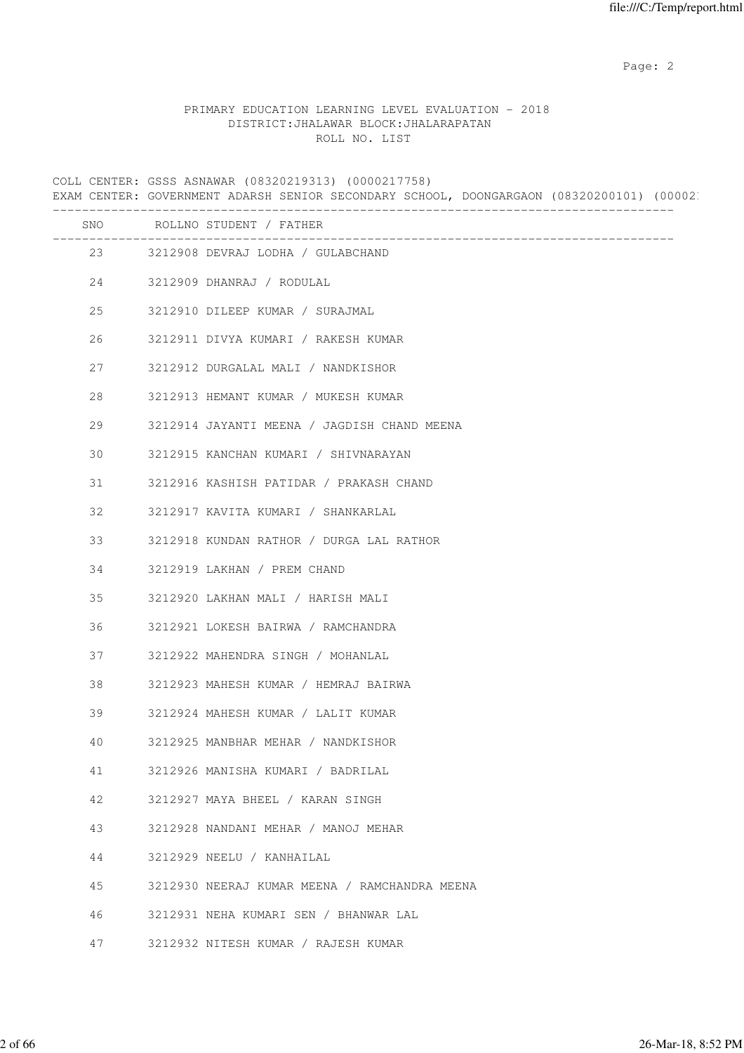PRIMARY EDUCATION LEARNING LEVEL EVALUATION - 2018
DISTRICT:JHALAWAR BLOCK:JHALARAPATAN
ROLL NO. LIST

COLL CENTER: GSSS ASNAWAR (08320219313) (0000217758)
EXAM CENTER: GOVERNMENT ADARSH SENIOR SECONDARY SCHOOL, DOONGARGAON (08320200101) (00002

| SNO | ROLLNO | STUDENT / FATHER |
|---|---|---|
| 23 | 3212908 | DEVRAJ LODHA / GULABCHAND |
| 24 | 3212909 | DHANRAJ / RODULAL |
| 25 | 3212910 | DILEEP KUMAR / SURAJMAL |
| 26 | 3212911 | DIVYA KUMARI / RAKESH KUMAR |
| 27 | 3212912 | DURGALAL MALI / NANDKISHOR |
| 28 | 3212913 | HEMANT KUMAR / MUKESH KUMAR |
| 29 | 3212914 | JAYANTI MEENA / JAGDISH CHAND MEENA |
| 30 | 3212915 | KANCHAN KUMARI / SHIVNARAYAN |
| 31 | 3212916 | KASHISH PATIDAR / PRAKASH CHAND |
| 32 | 3212917 | KAVITA KUMARI / SHANKARLAL |
| 33 | 3212918 | KUNDAN RATHOR / DURGA LAL RATHOR |
| 34 | 3212919 | LAKHAN / PREM CHAND |
| 35 | 3212920 | LAKHAN MALI / HARISH MALI |
| 36 | 3212921 | LOKESH BAIRWA / RAMCHANDRA |
| 37 | 3212922 | MAHENDRA SINGH / MOHANLAL |
| 38 | 3212923 | MAHESH KUMAR / HEMRAJ BAIRWA |
| 39 | 3212924 | MAHESH KUMAR / LALIT KUMAR |
| 40 | 3212925 | MANBHAR MEHAR / NANDKISHOR |
| 41 | 3212926 | MANISHA KUMARI / BADRILAL |
| 42 | 3212927 | MAYA BHEEL / KARAN SINGH |
| 43 | 3212928 | NANDANI MEHAR / MANOJ MEHAR |
| 44 | 3212929 | NEELU / KANHAILAL |
| 45 | 3212930 | NEERAJ KUMAR MEENA / RAMCHANDRA MEENA |
| 46 | 3212931 | NEHA KUMARI SEN / BHANWAR LAL |
| 47 | 3212932 | NITESH KUMAR / RAJESH KUMAR |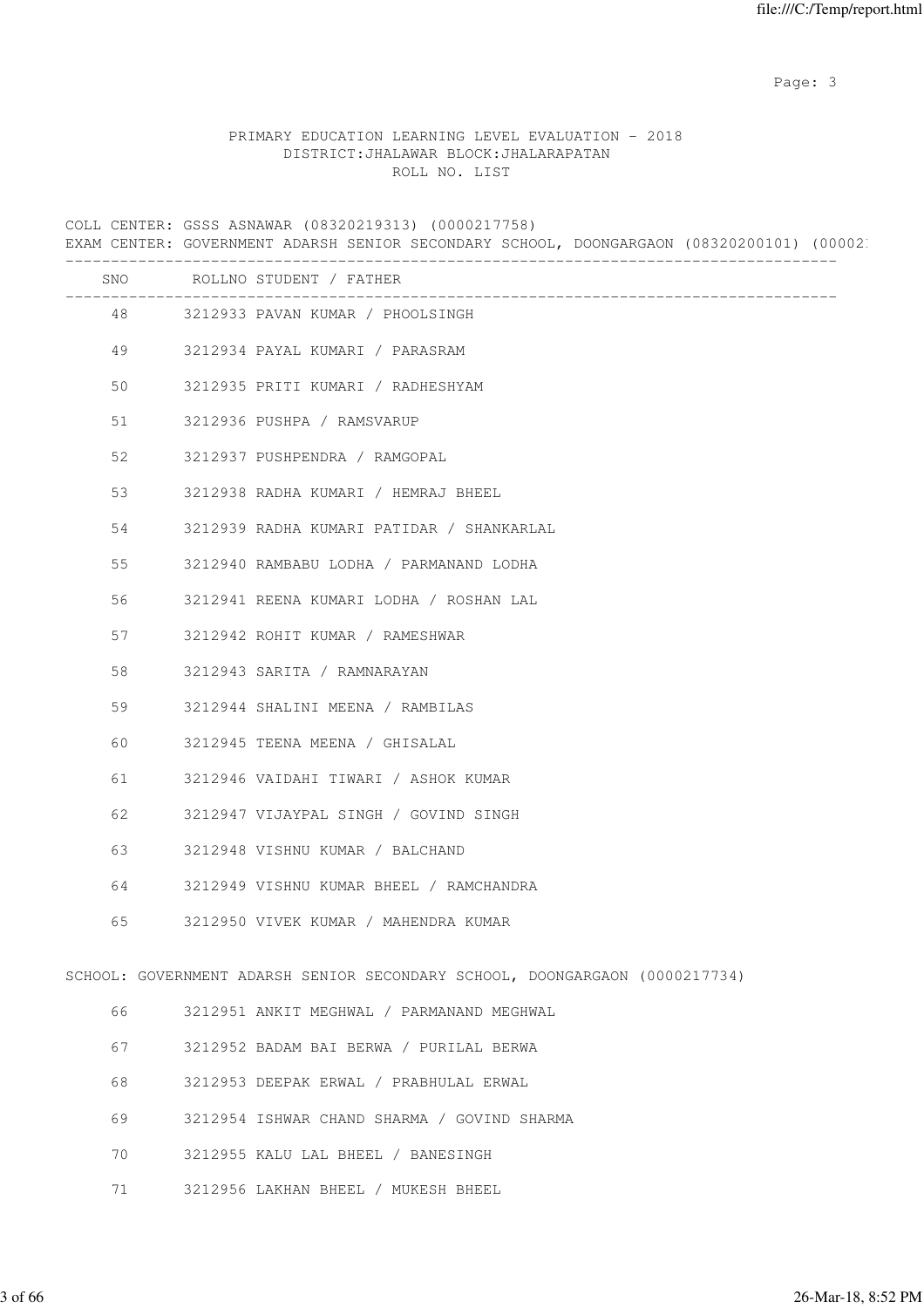PRIMARY EDUCATION LEARNING LEVEL EVALUATION - 2018
DISTRICT:JHALAWAR BLOCK:JHALARAPATAN
ROLL NO. LIST

COLL CENTER: GSSS ASNAWAR (08320219313) (0000217758)
EXAM CENTER: GOVERNMENT ADARSH SENIOR SECONDARY SCHOOL, DOONGARGAON (08320200101) (00002

| SNO | ROLLNO | STUDENT / FATHER |
|---|---|---|
| 48 | 3212933 | PAVAN KUMAR / PHOOLSINGH |
| 49 | 3212934 | PAYAL KUMARI / PARASRAM |
| 50 | 3212935 | PRITI KUMARI / RADHESHYAM |
| 51 | 3212936 | PUSHPA / RAMSVARUP |
| 52 | 3212937 | PUSHPENDRA / RAMGOPAL |
| 53 | 3212938 | RADHA KUMARI / HEMRAJ BHEEL |
| 54 | 3212939 | RADHA KUMARI PATIDAR / SHANKARLAL |
| 55 | 3212940 | RAMBABU LODHA / PARMANAND LODHA |
| 56 | 3212941 | REENA KUMARI LODHA / ROSHAN LAL |
| 57 | 3212942 | ROHIT KUMAR / RAMESHWAR |
| 58 | 3212943 | SARITA / RAMNARAYAN |
| 59 | 3212944 | SHALINI MEENA / RAMBILAS |
| 60 | 3212945 | TEENA MEENA / GHISALAL |
| 61 | 3212946 | VAIDAHI TIWARI / ASHOK KUMAR |
| 62 | 3212947 | VIJAYPAL SINGH / GOVIND SINGH |
| 63 | 3212948 | VISHNU KUMAR / BALCHAND |
| 64 | 3212949 | VISHNU KUMAR BHEEL / RAMCHANDRA |
| 65 | 3212950 | VIVEK KUMAR / MAHENDRA KUMAR |

SCHOOL: GOVERNMENT ADARSH SENIOR SECONDARY SCHOOL, DOONGARGAON (0000217734)

| SNO | ROLLNO | STUDENT / FATHER |
|---|---|---|
| 66 | 3212951 | ANKIT MEGHWAL / PARMANAND MEGHWAL |
| 67 | 3212952 | BADAM BAI BERWA / PURILAL BERWA |
| 68 | 3212953 | DEEPAK ERWAL / PRABHULAL ERWAL |
| 69 | 3212954 | ISHWAR CHAND SHARMA / GOVIND SHARMA |
| 70 | 3212955 | KALU LAL BHEEL / BANESINGH |
| 71 | 3212956 | LAKHAN BHEEL / MUKESH BHEEL |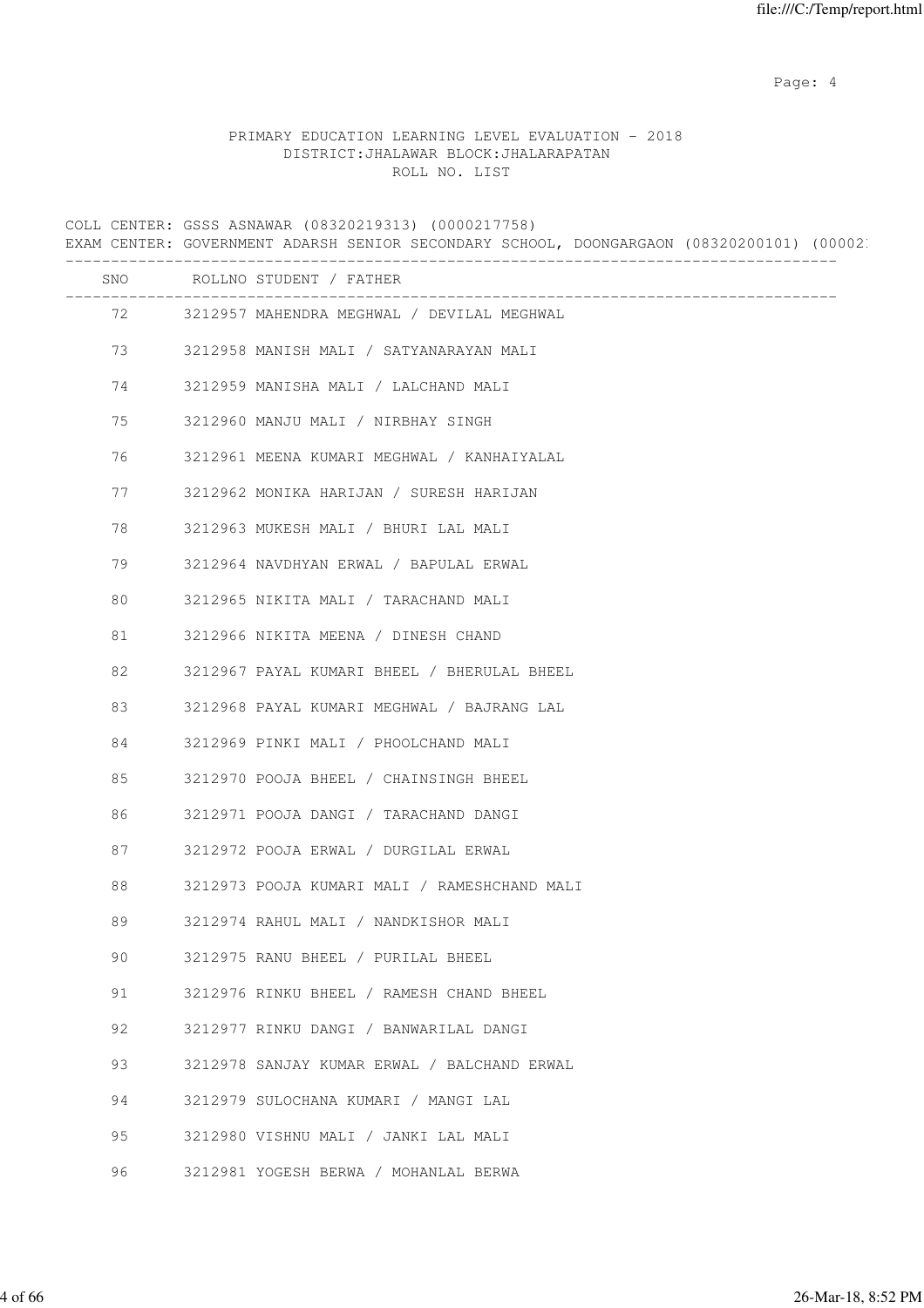PRIMARY EDUCATION LEARNING LEVEL EVALUATION - 2018
DISTRICT:JHALAWAR BLOCK:JHALARAPATAN
ROLL NO. LIST

COLL CENTER: GSSS ASNAWAR (08320219313) (0000217758)
EXAM CENTER: GOVERNMENT ADARSH SENIOR SECONDARY SCHOOL, DOONGARGAON (08320200101) (00002

| SNO | ROLLNO | STUDENT / FATHER |
|---|---|---|
| 72 | 3212957 | MAHENDRA MEGHWAL / DEVILAL MEGHWAL |
| 73 | 3212958 | MANISH MALI / SATYANARAYAN MALI |
| 74 | 3212959 | MANISHA MALI / LALCHAND MALI |
| 75 | 3212960 | MANJU MALI / NIRBHAY SINGH |
| 76 | 3212961 | MEENA KUMARI MEGHWAL / KANHAIYALAL |
| 77 | 3212962 | MONIKA HARIJAN / SURESH HARIJAN |
| 78 | 3212963 | MUKESH MALI / BHURI LAL MALI |
| 79 | 3212964 | NAVDHYAN ERWAL / BAPULAL ERWAL |
| 80 | 3212965 | NIKITA MALI / TARACHAND MALI |
| 81 | 3212966 | NIKITA MEENA / DINESH CHAND |
| 82 | 3212967 | PAYAL KUMARI BHEEL / BHERULAL BHEEL |
| 83 | 3212968 | PAYAL KUMARI MEGHWAL / BAJRANG LAL |
| 84 | 3212969 | PINKI MALI / PHOOLCHAND MALI |
| 85 | 3212970 | POOJA BHEEL / CHAINSINGH BHEEL |
| 86 | 3212971 | POOJA DANGI / TARACHAND DANGI |
| 87 | 3212972 | POOJA ERWAL / DURGILAL ERWAL |
| 88 | 3212973 | POOJA KUMARI MALI / RAMESHCHAND MALI |
| 89 | 3212974 | RAHUL MALI / NANDKISHOR MALI |
| 90 | 3212975 | RANU BHEEL / PURILAL BHEEL |
| 91 | 3212976 | RINKU BHEEL / RAMESH CHAND BHEEL |
| 92 | 3212977 | RINKU DANGI / BANWARILAL DANGI |
| 93 | 3212978 | SANJAY KUMAR ERWAL / BALCHAND ERWAL |
| 94 | 3212979 | SULOCHANA KUMARI / MANGI LAL |
| 95 | 3212980 | VISHNU MALI / JANKI LAL MALI |
| 96 | 3212981 | YOGESH BERWA / MOHANLAL BERWA |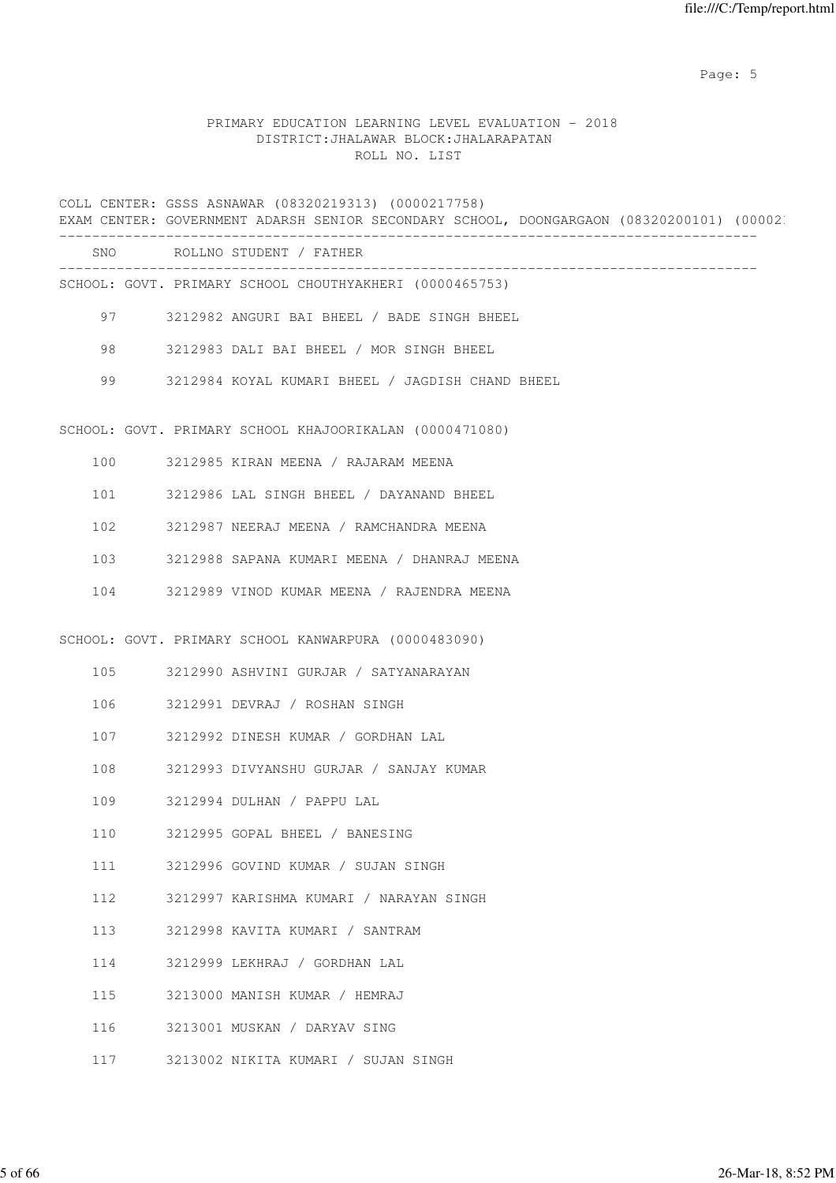PRIMARY EDUCATION LEARNING LEVEL EVALUATION - 2018
DISTRICT:JHALAWAR BLOCK:JHALARAPATAN
ROLL NO. LIST

COLL CENTER: GSSS ASNAWAR (08320219313) (0000217758)
EXAM CENTER: GOVERNMENT ADARSH SENIOR SECONDARY SCHOOL, DOONGARGAON (08320200101) (00002

| SNO | ROLLNO | STUDENT / FATHER |
|---|---|---|

SCHOOL: GOVT. PRIMARY SCHOOL CHOUTHYAKHERI (0000465753)

| SNO | ROLLNO | STUDENT / FATHER |
|---|---|---|
| 97 | 3212982 | ANGURI BAI BHEEL / BADE SINGH BHEEL |
| 98 | 3212983 | DALI BAI BHEEL / MOR SINGH BHEEL |
| 99 | 3212984 | KOYAL KUMARI BHEEL / JAGDISH CHAND BHEEL |

SCHOOL: GOVT. PRIMARY SCHOOL KHAJOORIKALAN (0000471080)

| SNO | ROLLNO | STUDENT / FATHER |
|---|---|---|
| 100 | 3212985 | KIRAN MEENA / RAJARAM MEENA |
| 101 | 3212986 | LAL SINGH BHEEL / DAYANAND BHEEL |
| 102 | 3212987 | NEERAJ MEENA / RAMCHANDRA MEENA |
| 103 | 3212988 | SAPANA KUMARI MEENA / DHANRAJ MEENA |
| 104 | 3212989 | VINOD KUMAR MEENA / RAJENDRA MEENA |

SCHOOL: GOVT. PRIMARY SCHOOL KANWARPURA (0000483090)

| SNO | ROLLNO | STUDENT / FATHER |
|---|---|---|
| 105 | 3212990 | ASHVINI GURJAR / SATYANARAYAN |
| 106 | 3212991 | DEVRAJ / ROSHAN SINGH |
| 107 | 3212992 | DINESH KUMAR / GORDHAN LAL |
| 108 | 3212993 | DIVYANSHU GURJAR / SANJAY KUMAR |
| 109 | 3212994 | DULHAN / PAPPU LAL |
| 110 | 3212995 | GOPAL BHEEL / BANESING |
| 111 | 3212996 | GOVIND KUMAR / SUJAN SINGH |
| 112 | 3212997 | KARISHMA KUMARI / NARAYAN SINGH |
| 113 | 3212998 | KAVITA KUMARI / SANTRAM |
| 114 | 3212999 | LEKHRAJ / GORDHAN LAL |
| 115 | 3213000 | MANISH KUMAR / HEMRAJ |
| 116 | 3213001 | MUSKAN / DARYAV SING |
| 117 | 3213002 | NIKITA KUMARI / SUJAN SINGH |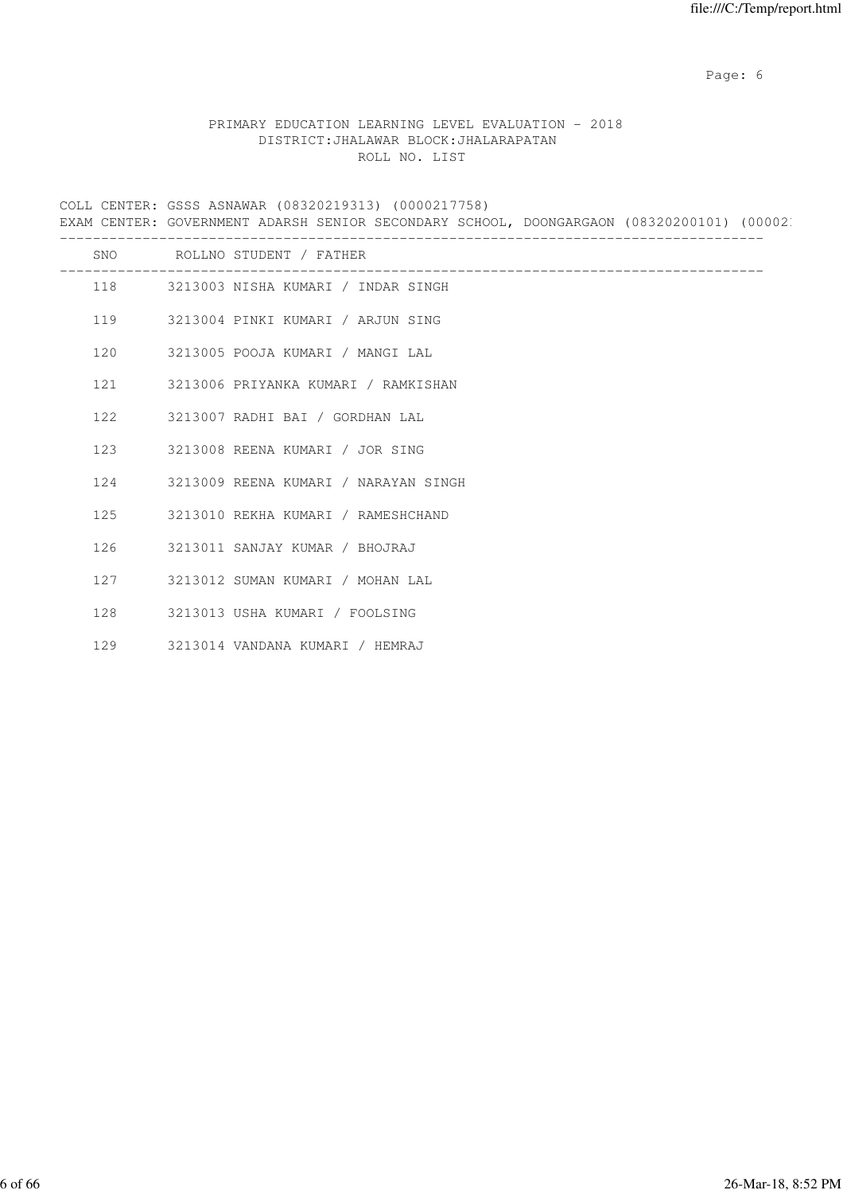PRIMARY EDUCATION LEARNING LEVEL EVALUATION - 2018
DISTRICT:JHALAWAR BLOCK:JHALARAPATAN
ROLL NO. LIST

COLL CENTER: GSSS ASNAWAR (08320219313) (0000217758)
EXAM CENTER: GOVERNMENT ADARSH SENIOR SECONDARY SCHOOL, DOONGARGAON (08320200101) (00002

| SNO | ROLLNO | STUDENT / FATHER |
|---|---|---|
| 118 | 3213003 | NISHA KUMARI / INDAR SINGH |
| 119 | 3213004 | PINKI KUMARI / ARJUN SING |
| 120 | 3213005 | POOJA KUMARI / MANGI LAL |
| 121 | 3213006 | PRIYANKA KUMARI / RAMKISHAN |
| 122 | 3213007 | RADHI BAI / GORDHAN LAL |
| 123 | 3213008 | REENA KUMARI / JOR SING |
| 124 | 3213009 | REENA KUMARI / NARAYAN SINGH |
| 125 | 3213010 | REKHA KUMARI / RAMESHCHAND |
| 126 | 3213011 | SANJAY KUMAR / BHOJRAJ |
| 127 | 3213012 | SUMAN KUMARI / MOHAN LAL |
| 128 | 3213013 | USHA KUMARI / FOOLSING |
| 129 | 3213014 | VANDANA KUMARI / HEMRAJ |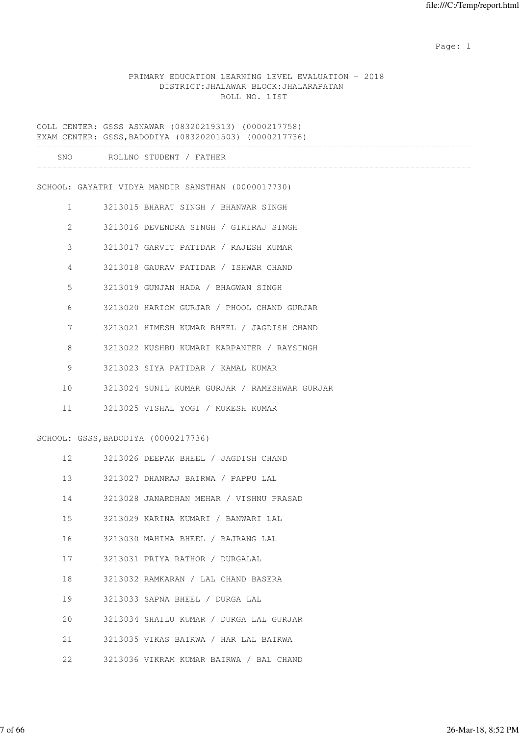# PRIMARY EDUCATION LEARNING LEVEL EVALUATION - 2018

DISTRICT:JHALAWAR BLOCK:JHALARAPATAN

ROLL NO. LIST

COLL CENTER: GSSS ASNAWAR (08320219313) (0000217758)
EXAM CENTER: GSSS,BADODIYA (08320201503) (0000217736)

| SNO | ROLLNO | STUDENT / FATHER |
|---|---|---|
| **SCHOOL: GAYATRI VIDYA MANDIR SANSTHAN (0000017730)** | | |
| 1 | 3213015 | BHARAT SINGH / BHANWAR SINGH |
| 2 | 3213016 | DEVENDRA SINGH / GIRIRAJ SINGH |
| 3 | 3213017 | GARVIT PATIDAR / RAJESH KUMAR |
| 4 | 3213018 | GAURAV PATIDAR / ISHWAR CHAND |
| 5 | 3213019 | GUNJAN HADA / BHAGWAN SINGH |
| 6 | 3213020 | HARIOM GURJAR / PHOOL CHAND GURJAR |
| 7 | 3213021 | HIMESH KUMAR BHEEL / JAGDISH CHAND |
| 8 | 3213022 | KUSHBU KUMARI KARPANTER / RAYSINGH |
| 9 | 3213023 | SIYA PATIDAR / KAMAL KUMAR |
| 10 | 3213024 | SUNIL KUMAR GURJAR / RAMESHWAR GURJAR |
| 11 | 3213025 | VISHAL YOGI / MUKESH KUMAR |
| **SCHOOL: GSSS,BADODIYA (0000217736)** | | |
| 12 | 3213026 | DEEPAK BHEEL / JAGDISH CHAND |
| 13 | 3213027 | DHANRAJ BAIRWA / PAPPU LAL |
| 14 | 3213028 | JANARDHAN MEHAR / VISHNU PRASAD |
| 15 | 3213029 | KARINA KUMARI / BANWARI LAL |
| 16 | 3213030 | MAHIMA BHEEL / BAJRANG LAL |
| 17 | 3213031 | PRIYA RATHOR / DURGALAL |
| 18 | 3213032 | RAMKARAN / LAL CHAND BASERA |
| 19 | 3213033 | SAPNA BHEEL / DURGA LAL |
| 20 | 3213034 | SHAILU KUMAR / DURGA LAL GURJAR |
| 21 | 3213035 | VIKAS BAIRWA / HAR LAL BAIRWA |
| 22 | 3213036 | VIKRAM KUMAR BAIRWA / BAL CHAND |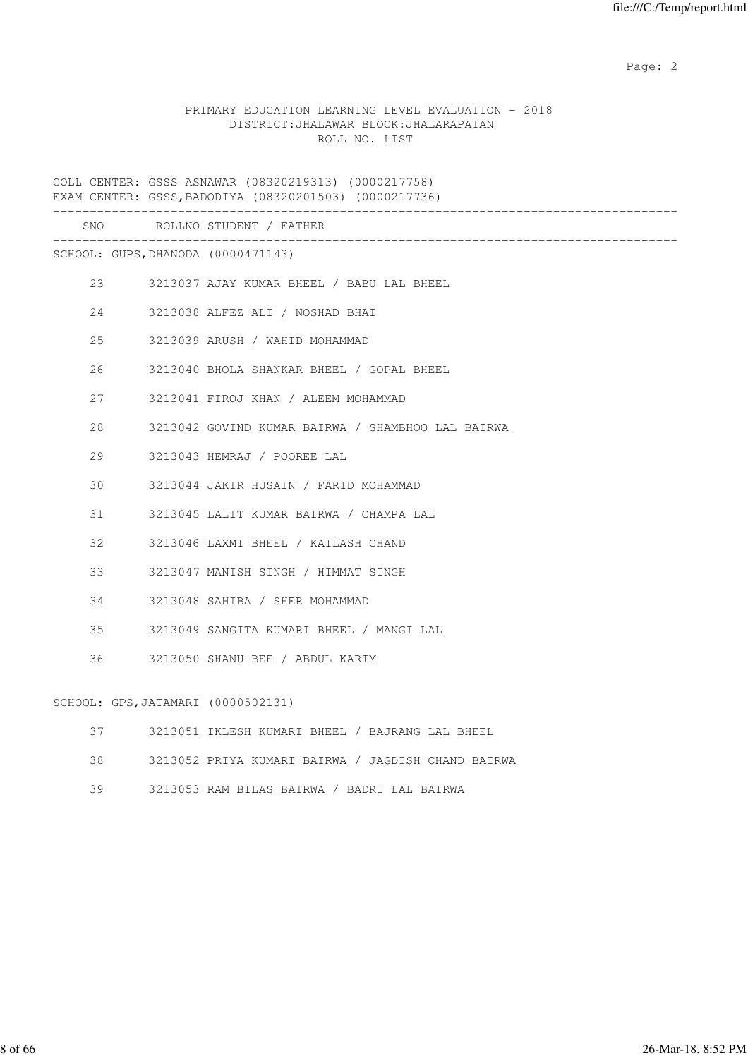PRIMARY EDUCATION LEARNING LEVEL EVALUATION - 2018
DISTRICT:JHALAWAR BLOCK:JHALARAPATAN
ROLL NO. LIST

COLL CENTER: GSSS ASNAWAR (08320219313) (0000217758)
EXAM CENTER: GSSS,BADODIYA (08320201503) (0000217736)

| SNO | ROLLNO | STUDENT / FATHER |
|---|---|---|

SCHOOL: GUPS,DHANODA (0000471143)

| SNO | ROLLNO | STUDENT / FATHER |
|---|---|---|
| 23 | 3213037 | AJAY KUMAR BHEEL / BABU LAL BHEEL |
| 24 | 3213038 | ALFEZ ALI / NOSHAD BHAI |
| 25 | 3213039 | ARUSH / WAHID MOHAMMAD |
| 26 | 3213040 | BHOLA SHANKAR BHEEL / GOPAL BHEEL |
| 27 | 3213041 | FIROJ KHAN / ALEEM MOHAMMAD |
| 28 | 3213042 | GOVIND KUMAR BAIRWA / SHAMBHOO LAL BAIRWA |
| 29 | 3213043 | HEMRAJ / POOREE LAL |
| 30 | 3213044 | JAKIR HUSAIN / FARID MOHAMMAD |
| 31 | 3213045 | LALIT KUMAR BAIRWA / CHAMPA LAL |
| 32 | 3213046 | LAXMI BHEEL / KAILASH CHAND |
| 33 | 3213047 | MANISH SINGH / HIMMAT SINGH |
| 34 | 3213048 | SAHIBA / SHER MOHAMMAD |
| 35 | 3213049 | SANGITA KUMARI BHEEL / MANGI LAL |
| 36 | 3213050 | SHANU BEE / ABDUL KARIM |

SCHOOL: GPS,JATAMARI (0000502131)

| SNO | ROLLNO | STUDENT / FATHER |
|---|---|---|
| 37 | 3213051 | IKLESH KUMARI BHEEL / BAJRANG LAL BHEEL |
| 38 | 3213052 | PRIYA KUMARI BAIRWA / JAGDISH CHAND BAIRWA |
| 39 | 3213053 | RAM BILAS BAIRWA / BADRI LAL BAIRWA |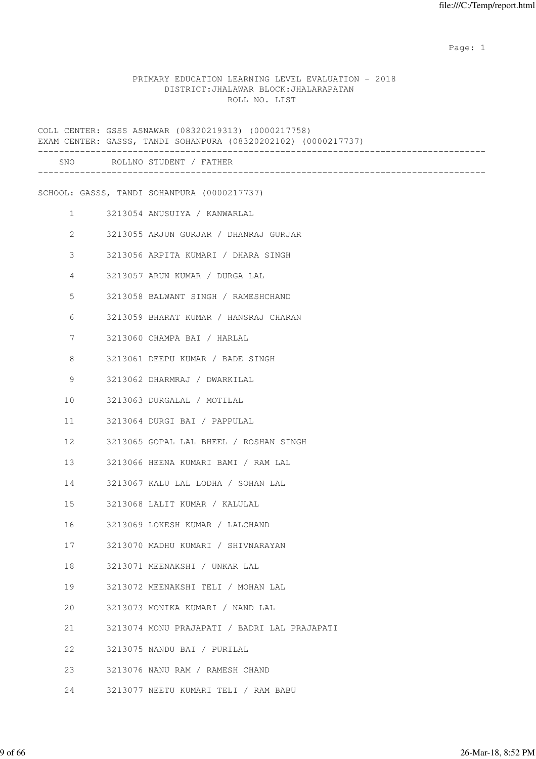PRIMARY EDUCATION LEARNING LEVEL EVALUATION - 2018
DISTRICT:JHALAWAR BLOCK:JHALARAPATAN
ROLL NO. LIST

COLL CENTER: GSSS ASNAWAR (08320219313) (0000217758)
EXAM CENTER: GASSS, TANDI SOHANPURA (08320202102) (0000217737)

| SNO | ROLLNO | STUDENT / FATHER |
|---|---|---|

SCHOOL: GASSS, TANDI SOHANPURA (0000217737)

| SNO | ROLLNO | STUDENT / FATHER |
|---|---|---|
| 1 | 3213054 | ANUSUIYA / KANWARLAL |
| 2 | 3213055 | ARJUN GURJAR / DHANRAJ GURJAR |
| 3 | 3213056 | ARPITA KUMARI / DHARA SINGH |
| 4 | 3213057 | ARUN KUMAR / DURGA LAL |
| 5 | 3213058 | BALWANT SINGH / RAMESHCHAND |
| 6 | 3213059 | BHARAT KUMAR / HANSRAJ CHARAN |
| 7 | 3213060 | CHAMPA BAI / HARLAL |
| 8 | 3213061 | DEEPU KUMAR / BADE SINGH |
| 9 | 3213062 | DHARMRAJ / DWARKILAL |
| 10 | 3213063 | DURGALAL / MOTILAL |
| 11 | 3213064 | DURGI BAI / PAPPULAL |
| 12 | 3213065 | GOPAL LAL BHEEL / ROSHAN SINGH |
| 13 | 3213066 | HEENA KUMARI BAMI / RAM LAL |
| 14 | 3213067 | KALU LAL LODHA / SOHAN LAL |
| 15 | 3213068 | LALIT KUMAR / KALULAL |
| 16 | 3213069 | LOKESH KUMAR / LALCHAND |
| 17 | 3213070 | MADHU KUMARI / SHIVNARAYAN |
| 18 | 3213071 | MEENAKSHI / UNKAR LAL |
| 19 | 3213072 | MEENAKSHI TELI / MOHAN LAL |
| 20 | 3213073 | MONIKA KUMARI / NAND LAL |
| 21 | 3213074 | MONU PRAJAPATI / BADRI LAL PRAJAPATI |
| 22 | 3213075 | NANDU BAI / PURILAL |
| 23 | 3213076 | NANU RAM / RAMESH CHAND |
| 24 | 3213077 | NEETU KUMARI TELI / RAM BABU |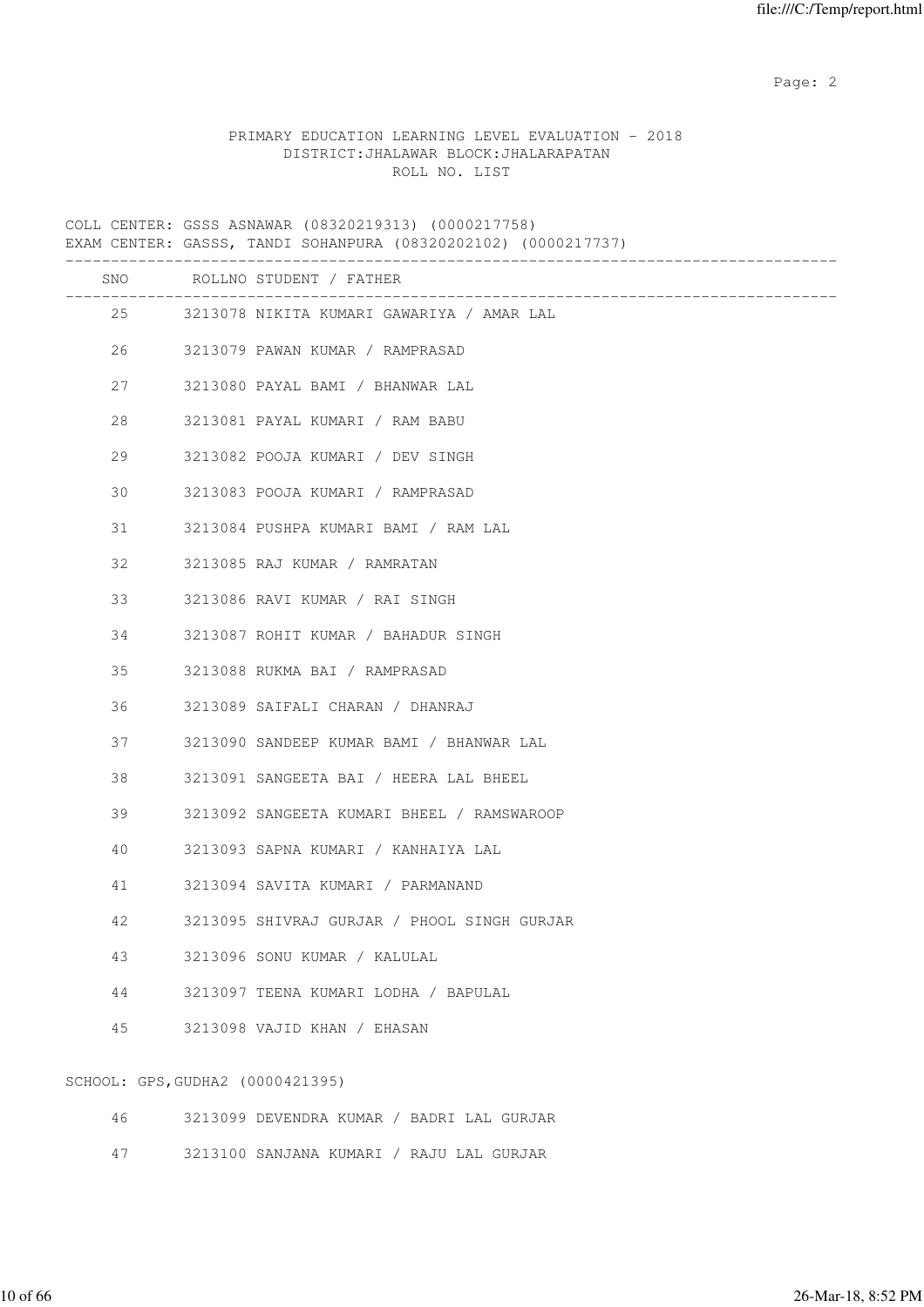PRIMARY EDUCATION LEARNING LEVEL EVALUATION - 2018
DISTRICT:JHALAWAR BLOCK:JHALARAPATAN
ROLL NO. LIST

COLL CENTER: GSSS ASNAWAR (08320219313) (0000217758)
EXAM CENTER: GASSS, TANDI SOHANPURA (08320202102) (0000217737)

| SNO | ROLLNO | STUDENT / FATHER |
|---|---|---|
| 25 | 3213078 | NIKITA KUMARI GAWARIYA / AMAR LAL |
| 26 | 3213079 | PAWAN KUMAR / RAMPRASAD |
| 27 | 3213080 | PAYAL BAMI / BHANWAR LAL |
| 28 | 3213081 | PAYAL KUMARI / RAM BABU |
| 29 | 3213082 | POOJA KUMARI / DEV SINGH |
| 30 | 3213083 | POOJA KUMARI / RAMPRASAD |
| 31 | 3213084 | PUSHPA KUMARI BAMI / RAM LAL |
| 32 | 3213085 | RAJ KUMAR / RAMRATAN |
| 33 | 3213086 | RAVI KUMAR / RAI SINGH |
| 34 | 3213087 | ROHIT KUMAR / BAHADUR SINGH |
| 35 | 3213088 | RUKMA BAI / RAMPRASAD |
| 36 | 3213089 | SAIFALI CHARAN / DHANRAJ |
| 37 | 3213090 | SANDEEP KUMAR BAMI / BHANWAR LAL |
| 38 | 3213091 | SANGEETA BAI / HEERA LAL BHEEL |
| 39 | 3213092 | SANGEETA KUMARI BHEEL / RAMSWAROOP |
| 40 | 3213093 | SAPNA KUMARI / KANHAIYA LAL |
| 41 | 3213094 | SAVITA KUMARI / PARMANAND |
| 42 | 3213095 | SHIVRAJ GURJAR / PHOOL SINGH GURJAR |
| 43 | 3213096 | SONU KUMAR / KALULAL |
| 44 | 3213097 | TEENA KUMARI LODHA / BAPULAL |
| 45 | 3213098 | VAJID KHAN / EHASAN |

SCHOOL: GPS,GUDHA2 (0000421395)

| SNO | ROLLNO | STUDENT / FATHER |
|---|---|---|
| 46 | 3213099 | DEVENDRA KUMAR / BADRI LAL GURJAR |
| 47 | 3213100 | SANJANA KUMARI / RAJU LAL GURJAR |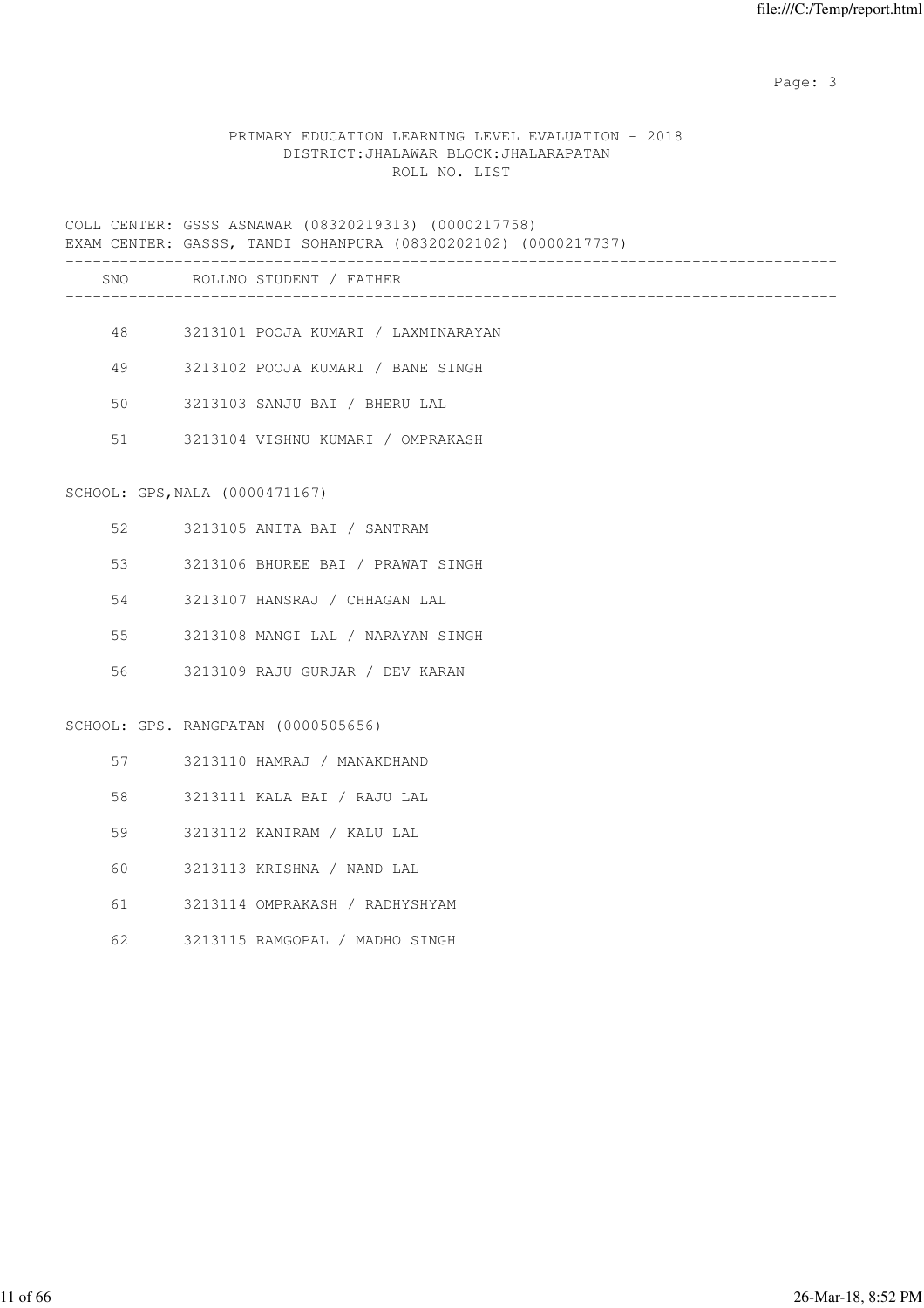PRIMARY EDUCATION LEARNING LEVEL EVALUATION - 2018
DISTRICT:JHALAWAR BLOCK:JHALARAPATAN
ROLL NO. LIST

COLL CENTER: GSSS ASNAWAR (08320219313) (0000217758)
EXAM CENTER: GASSS, TANDI SOHANPURA (08320202102) (0000217737)

| SNO | ROLLNO STUDENT / FATHER |
|---|---|
| 48 | 3213101 POOJA KUMARI / LAXMINARAYAN |
| 49 | 3213102 POOJA KUMARI / BANE SINGH |
| 50 | 3213103 SANJU BAI / BHERU LAL |
| 51 | 3213104 VISHNU KUMARI / OMPRAKASH |

SCHOOL: GPS,NALA (0000471167)

| SNO | ROLLNO STUDENT / FATHER |
|---|---|
| 52 | 3213105 ANITA BAI / SANTRAM |
| 53 | 3213106 BHUREE BAI / PRAWAT SINGH |
| 54 | 3213107 HANSRAJ / CHHAGAN LAL |
| 55 | 3213108 MANGI LAL / NARAYAN SINGH |
| 56 | 3213109 RAJU GURJAR / DEV KARAN |

SCHOOL: GPS. RANGPATAN (0000505656)

| SNO | ROLLNO STUDENT / FATHER |
|---|---|
| 57 | 3213110 HAMRAJ / MANAKDHAND |
| 58 | 3213111 KALA BAI / RAJU LAL |
| 59 | 3213112 KANIRAM / KALU LAL |
| 60 | 3213113 KRISHNA / NAND LAL |
| 61 | 3213114 OMPRAKASH / RADHYSHYAM |
| 62 | 3213115 RAMGOPAL / MADHO SINGH |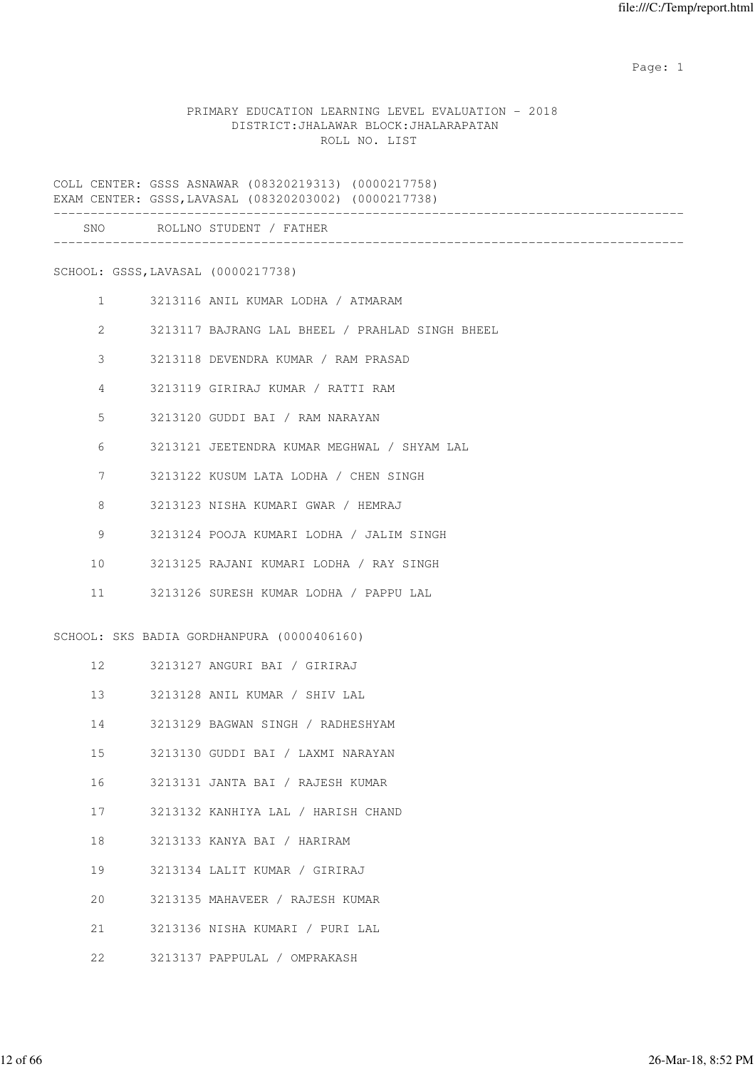PRIMARY EDUCATION LEARNING LEVEL EVALUATION - 2018
DISTRICT:JHALAWAR BLOCK:JHALARAPATAN
ROLL NO. LIST

COLL CENTER: GSSS ASNAWAR (08320219313) (0000217758)
EXAM CENTER: GSSS,LAVASAL (08320203002) (0000217738)

| SNO | ROLLNO | STUDENT / FATHER |
|---|---|---|
| **SCHOOL: GSSS,LAVASAL (0000217738)** | | |
| 1 | 3213116 | ANIL KUMAR LODHA / ATMARAM |
| 2 | 3213117 | BAJRANG LAL BHEEL / PRAHLAD SINGH BHEEL |
| 3 | 3213118 | DEVENDRA KUMAR / RAM PRASAD |
| 4 | 3213119 | GIRIRAJ KUMAR / RATTI RAM |
| 5 | 3213120 | GUDDI BAI / RAM NARAYAN |
| 6 | 3213121 | JEETENDRA KUMAR MEGHWAL / SHYAM LAL |
| 7 | 3213122 | KUSUM LATA LODHA / CHEN SINGH |
| 8 | 3213123 | NISHA KUMARI GWAR / HEMRAJ |
| 9 | 3213124 | POOJA KUMARI LODHA / JALIM SINGH |
| 10 | 3213125 | RAJANI KUMARI LODHA / RAY SINGH |
| 11 | 3213126 | SURESH KUMAR LODHA / PAPPU LAL |
| **SCHOOL: SKS BADIA GORDHANPURA (0000406160)** | | |
| 12 | 3213127 | ANGURI BAI / GIRIRAJ |
| 13 | 3213128 | ANIL KUMAR / SHIV LAL |
| 14 | 3213129 | BAGWAN SINGH / RADHESHYAM |
| 15 | 3213130 | GUDDI BAI / LAXMI NARAYAN |
| 16 | 3213131 | JANTA BAI / RAJESH KUMAR |
| 17 | 3213132 | KANHIYA LAL / HARISH CHAND |
| 18 | 3213133 | KANYA BAI / HARIRAM |
| 19 | 3213134 | LALIT KUMAR / GIRIRAJ |
| 20 | 3213135 | MAHAVEER / RAJESH KUMAR |
| 21 | 3213136 | NISHA KUMARI / PURI LAL |
| 22 | 3213137 | PAPPULAL / OMPRAKASH |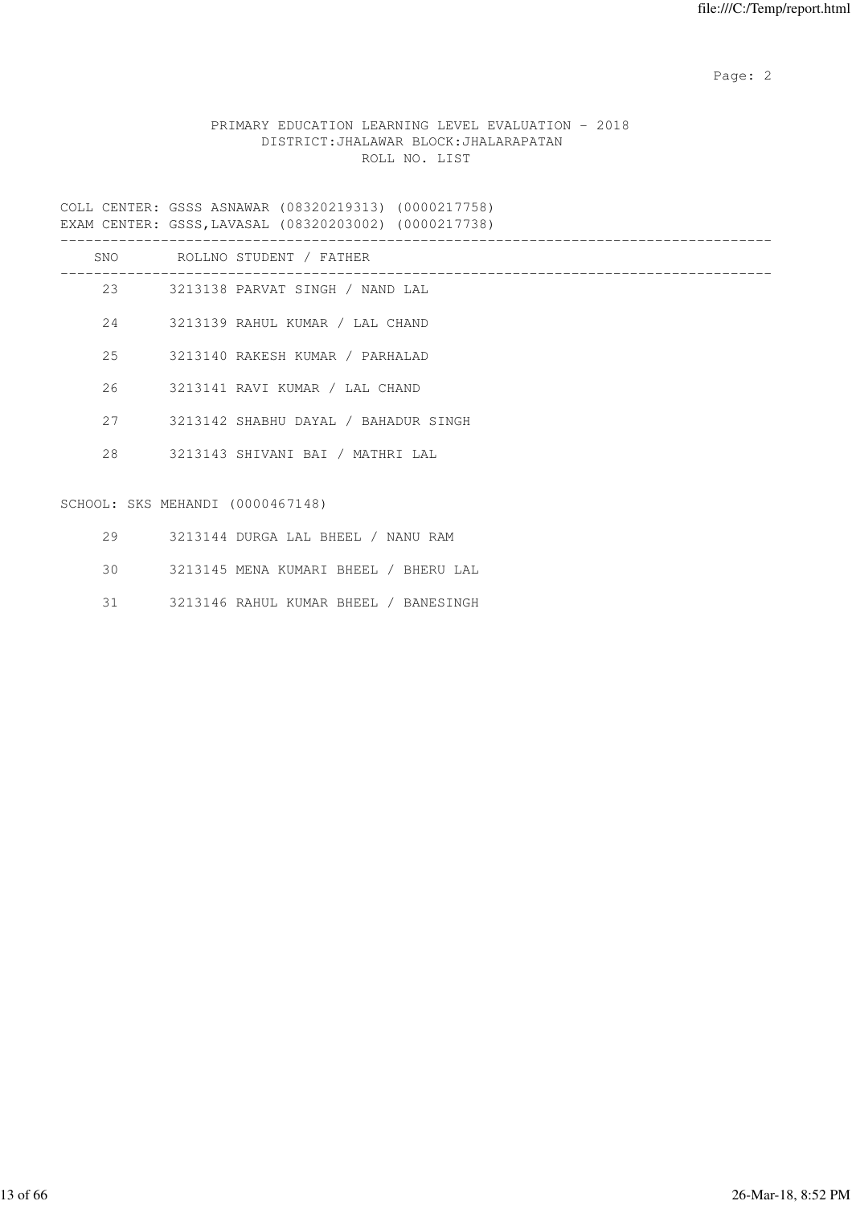PRIMARY EDUCATION LEARNING LEVEL EVALUATION - 2018
DISTRICT:JHALAWAR BLOCK:JHALARAPATAN
ROLL NO. LIST

COLL CENTER: GSSS ASNAWAR (08320219313) (0000217758)
EXAM CENTER: GSSS,LAVASAL (08320203002) (0000217738)

| SNO | ROLLNO | STUDENT / FATHER |
|---|---|---|
| 23 | 3213138 | PARVAT SINGH / NAND LAL |
| 24 | 3213139 | RAHUL KUMAR / LAL CHAND |
| 25 | 3213140 | RAKESH KUMAR / PARHALAD |
| 26 | 3213141 | RAVI KUMAR / LAL CHAND |
| 27 | 3213142 | SHABHU DAYAL / BAHADUR SINGH |
| 28 | 3213143 | SHIVANI BAI / MATHRI LAL |

SCHOOL: SKS MEHANDI (0000467148)

| SNO | ROLLNO | STUDENT / FATHER |
|---|---|---|
| 29 | 3213144 | DURGA LAL BHEEL / NANU RAM |
| 30 | 3213145 | MENA KUMARI BHEEL / BHERU LAL |
| 31 | 3213146 | RAHUL KUMAR BHEEL / BANESINGH |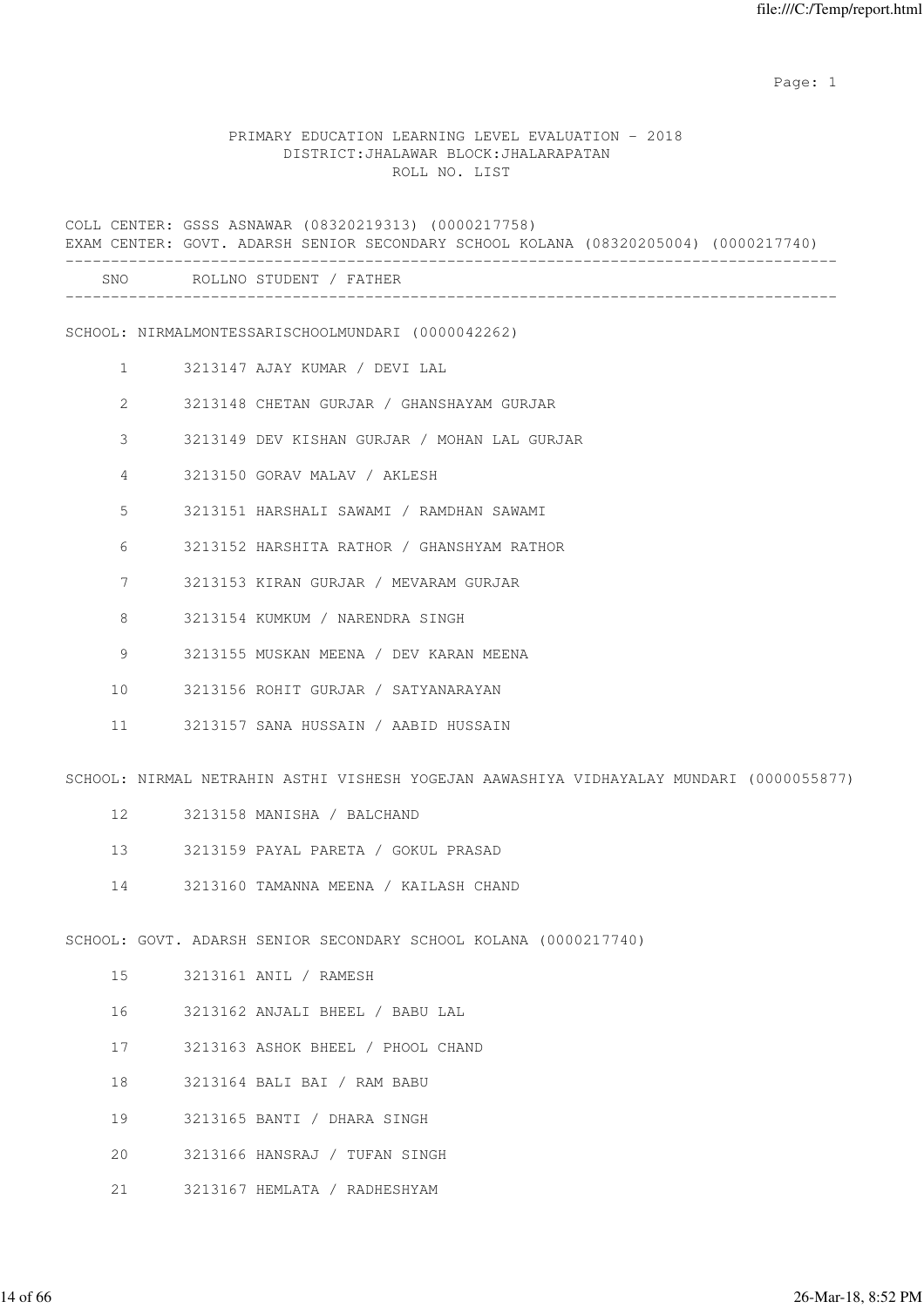PRIMARY EDUCATION LEARNING LEVEL EVALUATION - 2018
DISTRICT:JHALAWAR BLOCK:JHALARAPATAN
ROLL NO. LIST

COLL CENTER: GSSS ASNAWAR (08320219313) (0000217758)
EXAM CENTER: GOVT. ADARSH SENIOR SECONDARY SCHOOL KOLANA (08320205004) (0000217740)

| SNO | ROLLNO | STUDENT / FATHER |
|---|---|---|
| **SCHOOL: NIRMALMONTESSARISCHOOLMUNDARI (0000042262)** | | |
| 1 | 3213147 | AJAY KUMAR / DEVI LAL |
| 2 | 3213148 | CHETAN GURJAR / GHANSHAYAM GURJAR |
| 3 | 3213149 | DEV KISHAN GURJAR / MOHAN LAL GURJAR |
| 4 | 3213150 | GORAV MALAV / AKLESH |
| 5 | 3213151 | HARSHALI SAWAMI / RAMDHAN SAWAMI |
| 6 | 3213152 | HARSHITA RATHOR / GHANSHYAM RATHOR |
| 7 | 3213153 | KIRAN GURJAR / MEVARAM GURJAR |
| 8 | 3213154 | KUMKUM / NARENDRA SINGH |
| 9 | 3213155 | MUSKAN MEENA / DEV KARAN MEENA |
| 10 | 3213156 | ROHIT GURJAR / SATYANARAYAN |
| 11 | 3213157 | SANA HUSSAIN / AABID HUSSAIN |
| **SCHOOL: NIRMAL NETRAHIN ASTHI VISHESH YOGEJAN AAWASHIYA VIDHAYALAY MUNDARI (0000055877)** | | |
| 12 | 3213158 | MANISHA / BALCHAND |
| 13 | 3213159 | PAYAL PARETA / GOKUL PRASAD |
| 14 | 3213160 | TAMANNA MEENA / KAILASH CHAND |
| **SCHOOL: GOVT. ADARSH SENIOR SECONDARY SCHOOL KOLANA (0000217740)** | | |
| 15 | 3213161 | ANIL / RAMESH |
| 16 | 3213162 | ANJALI BHEEL / BABU LAL |
| 17 | 3213163 | ASHOK BHEEL / PHOOL CHAND |
| 18 | 3213164 | BALI BAI / RAM BABU |
| 19 | 3213165 | BANTI / DHARA SINGH |
| 20 | 3213166 | HANSRAJ / TUFAN SINGH |
| 21 | 3213167 | HEMLATA / RADHESHYAM |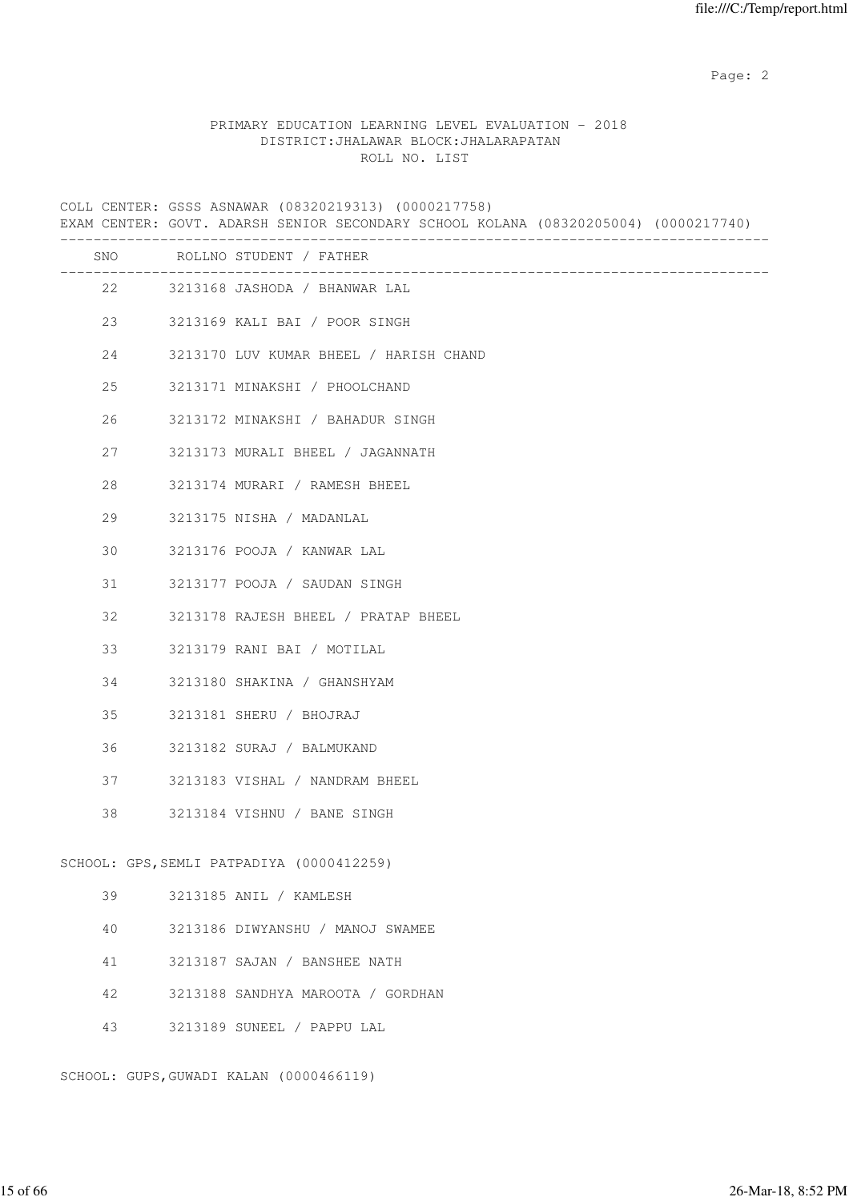PRIMARY EDUCATION LEARNING LEVEL EVALUATION - 2018
DISTRICT:JHALAWAR BLOCK:JHALARAPATAN
ROLL NO. LIST

COLL CENTER: GSSS ASNAWAR (08320219313) (0000217758)
EXAM CENTER: GOVT. ADARSH SENIOR SECONDARY SCHOOL KOLANA (08320205004) (0000217740)

| SNO | ROLLNO | STUDENT / FATHER |
|---|---|---|
| 22 | 3213168 | JASHODA / BHANWAR LAL |
| 23 | 3213169 | KALI BAI / POOR SINGH |
| 24 | 3213170 | LUV KUMAR BHEEL / HARISH CHAND |
| 25 | 3213171 | MINAKSHI / PHOOLCHAND |
| 26 | 3213172 | MINAKSHI / BAHADUR SINGH |
| 27 | 3213173 | MURALI BHEEL / JAGANNATH |
| 28 | 3213174 | MURARI / RAMESH BHEEL |
| 29 | 3213175 | NISHA / MADANLAL |
| 30 | 3213176 | POOJA / KANWAR LAL |
| 31 | 3213177 | POOJA / SAUDAN SINGH |
| 32 | 3213178 | RAJESH BHEEL / PRATAP BHEEL |
| 33 | 3213179 | RANI BAI / MOTILAL |
| 34 | 3213180 | SHAKINA / GHANSHYAM |
| 35 | 3213181 | SHERU / BHOJRAJ |
| 36 | 3213182 | SURAJ / BALMUKAND |
| 37 | 3213183 | VISHAL / NANDRAM BHEEL |
| 38 | 3213184 | VISHNU / BANE SINGH |

SCHOOL: GPS,SEMLI PATPADIYA (0000412259)

| SNO | ROLLNO | STUDENT / FATHER |
|---|---|---|
| 39 | 3213185 | ANIL / KAMLESH |
| 40 | 3213186 | DIWYANSHU / MANOJ SWAMEE |
| 41 | 3213187 | SAJAN / BANSHEE NATH |
| 42 | 3213188 | SANDHYA MAROOTA / GORDHAN |
| 43 | 3213189 | SUNEEL / PAPPU LAL |

SCHOOL: GUPS,GUWADI KALAN (0000466119)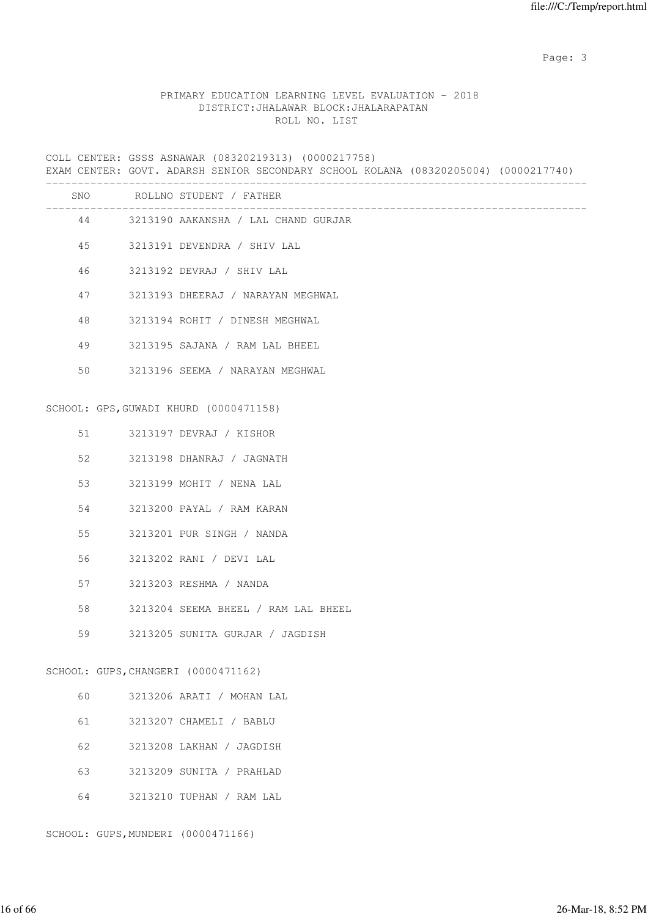PRIMARY EDUCATION LEARNING LEVEL EVALUATION - 2018
DISTRICT:JHALAWAR BLOCK:JHALARAPATAN
ROLL NO. LIST

COLL CENTER: GSSS ASNAWAR (08320219313) (0000217758)
EXAM CENTER: GOVT. ADARSH SENIOR SECONDARY SCHOOL KOLANA (08320205004) (0000217740)

| SNO | ROLLNO STUDENT / FATHER |
|---|---|
| 44 | 3213190 AAKANSHA / LAL CHAND GURJAR |
| 45 | 3213191 DEVENDRA / SHIV LAL |
| 46 | 3213192 DEVRAJ / SHIV LAL |
| 47 | 3213193 DHEERAJ / NARAYAN MEGHWAL |
| 48 | 3213194 ROHIT / DINESH MEGHWAL |
| 49 | 3213195 SAJANA / RAM LAL BHEEL |
| 50 | 3213196 SEEMA / NARAYAN MEGHWAL |

SCHOOL: GPS,GUWADI KHURD (0000471158)

| SNO | ROLLNO STUDENT / FATHER |
|---|---|
| 51 | 3213197 DEVRAJ / KISHOR |
| 52 | 3213198 DHANRAJ / JAGNATH |
| 53 | 3213199 MOHIT / NENA LAL |
| 54 | 3213200 PAYAL / RAM KARAN |
| 55 | 3213201 PUR SINGH / NANDA |
| 56 | 3213202 RANI / DEVI LAL |
| 57 | 3213203 RESHMA / NANDA |
| 58 | 3213204 SEEMA BHEEL / RAM LAL BHEEL |
| 59 | 3213205 SUNITA GURJAR / JAGDISH |

SCHOOL: GUPS,CHANGERI (0000471162)

| SNO | ROLLNO STUDENT / FATHER |
|---|---|
| 60 | 3213206 ARATI / MOHAN LAL |
| 61 | 3213207 CHAMELI / BABLU |
| 62 | 3213208 LAKHAN / JAGDISH |
| 63 | 3213209 SUNITA / PRAHLAD |
| 64 | 3213210 TUPHAN / RAM LAL |

SCHOOL: GUPS,MUNDERI (0000471166)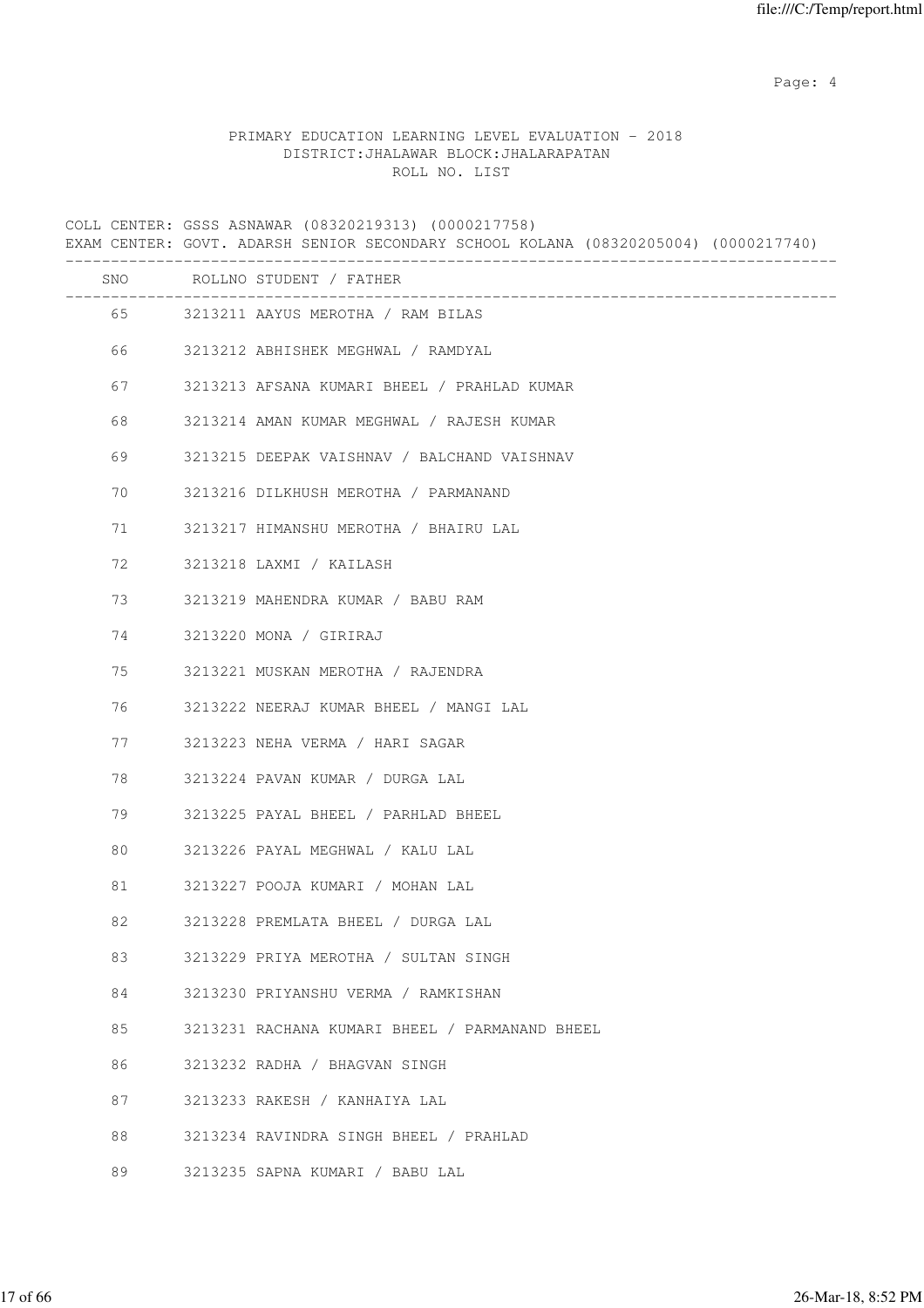PRIMARY EDUCATION LEARNING LEVEL EVALUATION - 2018
DISTRICT:JHALAWAR BLOCK:JHALARAPATAN
ROLL NO. LIST

COLL CENTER: GSSS ASNAWAR (08320219313) (0000217758)
EXAM CENTER: GOVT. ADARSH SENIOR SECONDARY SCHOOL KOLANA (08320205004) (0000217740)

| SNO | ROLLNO | STUDENT / FATHER |
|---|---|---|
| 65 | 3213211 | AAYUS MEROTHA / RAM BILAS |
| 66 | 3213212 | ABHISHEK MEGHWAL / RAMDYAL |
| 67 | 3213213 | AFSANA KUMARI BHEEL / PRAHLAD KUMAR |
| 68 | 3213214 | AMAN KUMAR MEGHWAL / RAJESH KUMAR |
| 69 | 3213215 | DEEPAK VAISHNAV / BALCHAND VAISHNAV |
| 70 | 3213216 | DILKHUSH MEROTHA / PARMANAND |
| 71 | 3213217 | HIMANSHU MEROTHA / BHAIRU LAL |
| 72 | 3213218 | LAXMI / KAILASH |
| 73 | 3213219 | MAHENDRA KUMAR / BABU RAM |
| 74 | 3213220 | MONA / GIRIRAJ |
| 75 | 3213221 | MUSKAN MEROTHA / RAJENDRA |
| 76 | 3213222 | NEERAJ KUMAR BHEEL / MANGI LAL |
| 77 | 3213223 | NEHA VERMA / HARI SAGAR |
| 78 | 3213224 | PAVAN KUMAR / DURGA LAL |
| 79 | 3213225 | PAYAL BHEEL / PARHLAD BHEEL |
| 80 | 3213226 | PAYAL MEGHWAL / KALU LAL |
| 81 | 3213227 | POOJA KUMARI / MOHAN LAL |
| 82 | 3213228 | PREMLATA BHEEL / DURGA LAL |
| 83 | 3213229 | PRIYA MEROTHA / SULTAN SINGH |
| 84 | 3213230 | PRIYANSHU VERMA / RAMKISHAN |
| 85 | 3213231 | RACHANA KUMARI BHEEL / PARMANAND BHEEL |
| 86 | 3213232 | RADHA / BHAGVAN SINGH |
| 87 | 3213233 | RAKESH / KANHAIYA LAL |
| 88 | 3213234 | RAVINDRA SINGH BHEEL / PRAHLAD |
| 89 | 3213235 | SAPNA KUMARI / BABU LAL |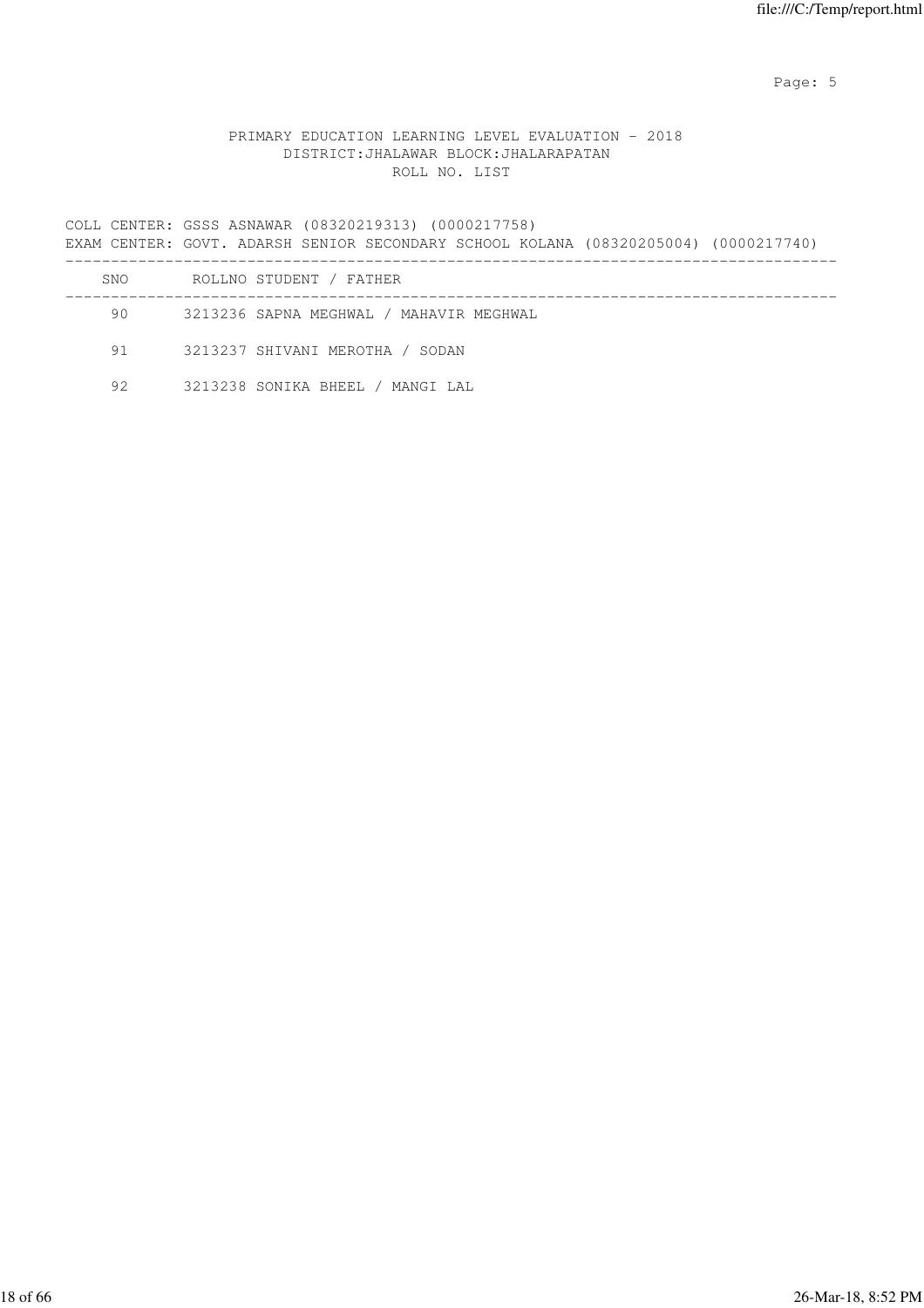PRIMARY EDUCATION LEARNING LEVEL EVALUATION - 2018
DISTRICT:JHALAWAR BLOCK:JHALARAPATAN
ROLL NO. LIST

COLL CENTER: GSSS ASNAWAR (08320219313) (0000217758)
EXAM CENTER: GOVT. ADARSH SENIOR SECONDARY SCHOOL KOLANA (08320205004) (0000217740)

| SNO | ROLLNO | STUDENT / FATHER |
|---|---|---|
| 90 | 3213236 | SAPNA MEGHWAL / MAHAVIR MEGHWAL |
| 91 | 3213237 | SHIVANI MEROTHA / SODAN |
| 92 | 3213238 | SONIKA BHEEL / MANGI LAL |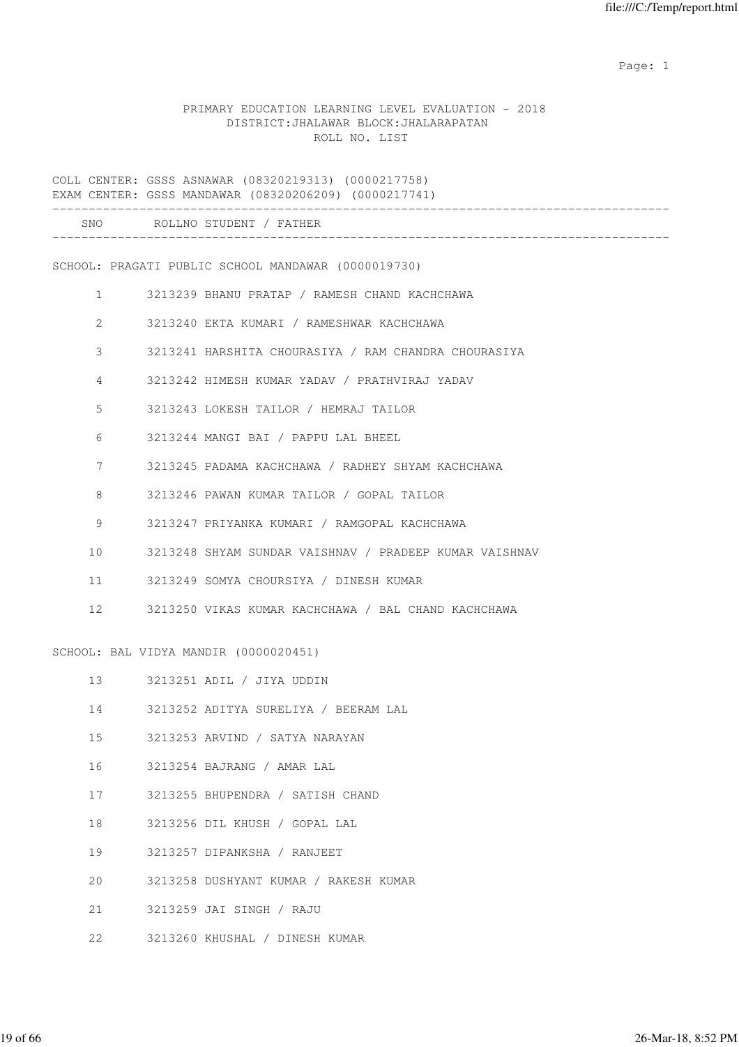PRIMARY EDUCATION LEARNING LEVEL EVALUATION - 2018
DISTRICT:JHALAWAR BLOCK:JHALARAPATAN
ROLL NO. LIST

COLL CENTER: GSSS ASNAWAR (08320219313) (0000217758)
EXAM CENTER: GSSS MANDAWAR (08320206209) (0000217741)

| SNO | ROLLNO | STUDENT / FATHER |
|---|---|---|

SCHOOL: PRAGATI PUBLIC SCHOOL MANDAWAR (0000019730)

| SNO | ROLLNO | STUDENT / FATHER |
|---|---|---|
| 1 | 3213239 | BHANU PRATAP / RAMESH CHAND KACHCHAWA |
| 2 | 3213240 | EKTA KUMARI / RAMESHWAR KACHCHAWA |
| 3 | 3213241 | HARSHITA CHOURASIYA / RAM CHANDRA CHOURASIYA |
| 4 | 3213242 | HIMESH KUMAR YADAV / PRATHVIRAJ YADAV |
| 5 | 3213243 | LOKESH TAILOR / HEMRAJ TAILOR |
| 6 | 3213244 | MANGI BAI / PAPPU LAL BHEEL |
| 7 | 3213245 | PADAMA KACHCHAWA / RADHEY SHYAM KACHCHAWA |
| 8 | 3213246 | PAWAN KUMAR TAILOR / GOPAL TAILOR |
| 9 | 3213247 | PRIYANKA KUMARI / RAMGOPAL KACHCHAWA |
| 10 | 3213248 | SHYAM SUNDAR VAISHNAV / PRADEEP KUMAR VAISHNAV |
| 11 | 3213249 | SOMYA CHOURSIYA / DINESH KUMAR |
| 12 | 3213250 | VIKAS KUMAR KACHCHAWA / BAL CHAND KACHCHAWA |

SCHOOL: BAL VIDYA MANDIR (0000020451)

| SNO | ROLLNO | STUDENT / FATHER |
|---|---|---|
| 13 | 3213251 | ADIL / JIYA UDDIN |
| 14 | 3213252 | ADITYA SURELIYA / BEERAM LAL |
| 15 | 3213253 | ARVIND / SATYA NARAYAN |
| 16 | 3213254 | BAJRANG / AMAR LAL |
| 17 | 3213255 | BHUPENDRA / SATISH CHAND |
| 18 | 3213256 | DIL KHUSH / GOPAL LAL |
| 19 | 3213257 | DIPANKSHA / RANJEET |
| 20 | 3213258 | DUSHYANT KUMAR / RAKESH KUMAR |
| 21 | 3213259 | JAI SINGH / RAJU |
| 22 | 3213260 | KHUSHAL / DINESH KUMAR |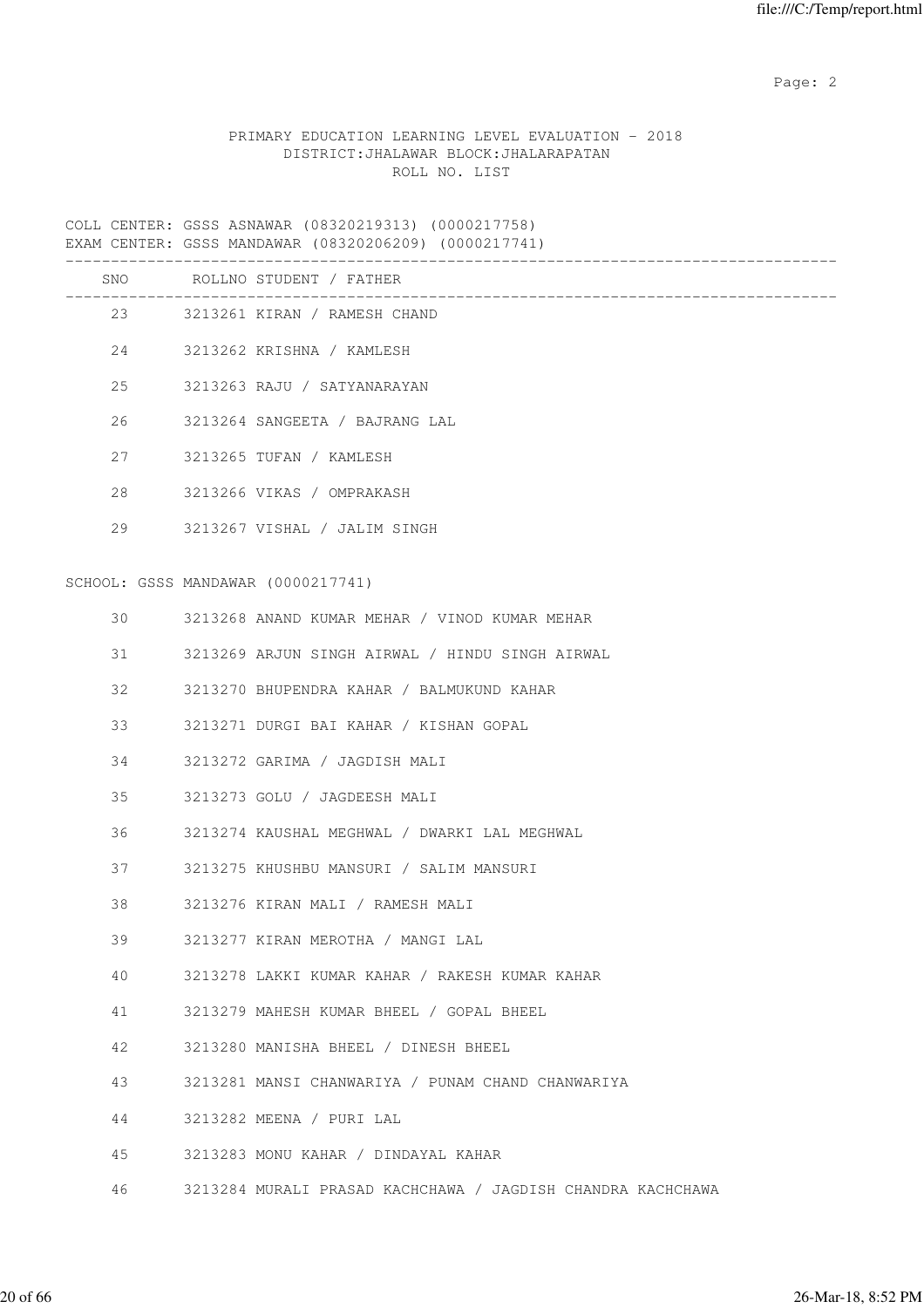PRIMARY EDUCATION LEARNING LEVEL EVALUATION - 2018
DISTRICT:JHALAWAR BLOCK:JHALARAPATAN
ROLL NO. LIST

COLL CENTER: GSSS ASNAWAR (08320219313) (0000217758)
EXAM CENTER: GSSS MANDAWAR (08320206209) (0000217741)

| SNO | ROLLNO | STUDENT / FATHER |
|---|---|---|
| 23 | 3213261 | KIRAN / RAMESH CHAND |
| 24 | 3213262 | KRISHNA / KAMLESH |
| 25 | 3213263 | RAJU / SATYANARAYAN |
| 26 | 3213264 | SANGEETA / BAJRANG LAL |
| 27 | 3213265 | TUFAN / KAMLESH |
| 28 | 3213266 | VIKAS / OMPRAKASH |
| 29 | 3213267 | VISHAL / JALIM SINGH |

SCHOOL: GSSS MANDAWAR (0000217741)

| SNO | ROLLNO | STUDENT / FATHER |
|---|---|---|
| 30 | 3213268 | ANAND KUMAR MEHAR / VINOD KUMAR MEHAR |
| 31 | 3213269 | ARJUN SINGH AIRWAL / HINDU SINGH AIRWAL |
| 32 | 3213270 | BHUPENDRA KAHAR / BALMUKUND KAHAR |
| 33 | 3213271 | DURGI BAI KAHAR / KISHAN GOPAL |
| 34 | 3213272 | GARIMA / JAGDISH MALI |
| 35 | 3213273 | GOLU / JAGDEESH MALI |
| 36 | 3213274 | KAUSHAL MEGHWAL / DWARKI LAL MEGHWAL |
| 37 | 3213275 | KHUSHBU MANSURI / SALIM MANSURI |
| 38 | 3213276 | KIRAN MALI / RAMESH MALI |
| 39 | 3213277 | KIRAN MEROTHA / MANGI LAL |
| 40 | 3213278 | LAKKI KUMAR KAHAR / RAKESH KUMAR KAHAR |
| 41 | 3213279 | MAHESH KUMAR BHEEL / GOPAL BHEEL |
| 42 | 3213280 | MANISHA BHEEL / DINESH BHEEL |
| 43 | 3213281 | MANSI CHANWARIYA / PUNAM CHAND CHANWARIYA |
| 44 | 3213282 | MEENA / PURI LAL |
| 45 | 3213283 | MONU KAHAR / DINDAYAL KAHAR |
| 46 | 3213284 | MURALI PRASAD KACHCHAWA / JAGDISH CHANDRA KACHCHAWA |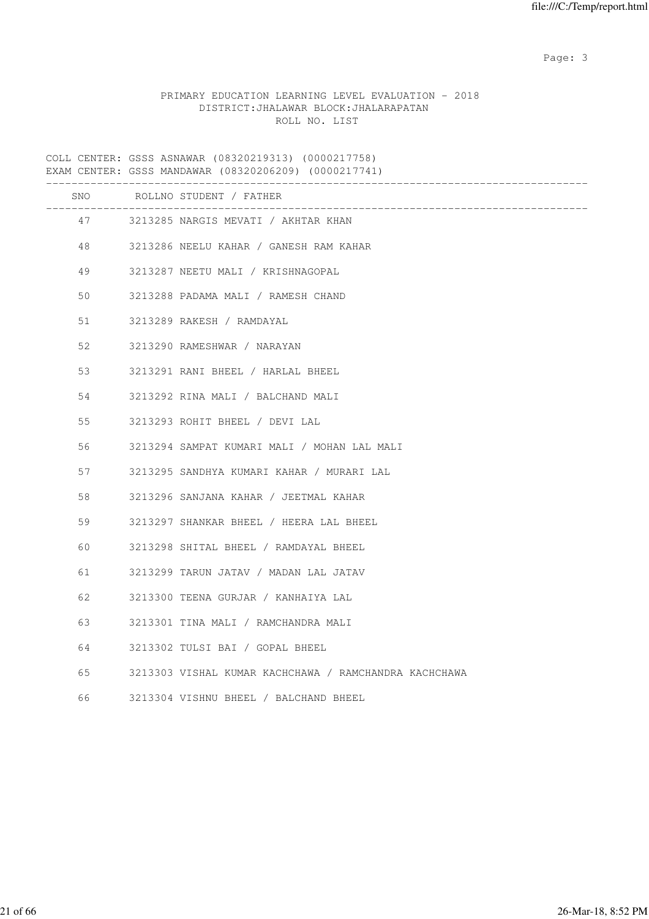PRIMARY EDUCATION LEARNING LEVEL EVALUATION - 2018
DISTRICT:JHALAWAR BLOCK:JHALARAPATAN
ROLL NO. LIST

COLL CENTER: GSSS ASNAWAR (08320219313) (0000217758)
EXAM CENTER: GSSS MANDAWAR (08320206209) (0000217741)

| SNO | ROLLNO | STUDENT / FATHER |
|---|---|---|
| 47 | 3213285 | NARGIS MEVATI / AKHTAR KHAN |
| 48 | 3213286 | NEELU KAHAR / GANESH RAM KAHAR |
| 49 | 3213287 | NEETU MALI / KRISHNAGOPAL |
| 50 | 3213288 | PADAMA MALI / RAMESH CHAND |
| 51 | 3213289 | RAKESH / RAMDAYAL |
| 52 | 3213290 | RAMESHWAR / NARAYAN |
| 53 | 3213291 | RANI BHEEL / HARLAL BHEEL |
| 54 | 3213292 | RINA MALI / BALCHAND MALI |
| 55 | 3213293 | ROHIT BHEEL / DEVI LAL |
| 56 | 3213294 | SAMPAT KUMARI MALI / MOHAN LAL MALI |
| 57 | 3213295 | SANDHYA KUMARI KAHAR / MURARI LAL |
| 58 | 3213296 | SANJANA KAHAR / JEETMAL KAHAR |
| 59 | 3213297 | SHANKAR BHEEL / HEERA LAL BHEEL |
| 60 | 3213298 | SHITAL BHEEL / RAMDAYAL BHEEL |
| 61 | 3213299 | TARUN JATAV / MADAN LAL JATAV |
| 62 | 3213300 | TEENA GURJAR / KANHAIYA LAL |
| 63 | 3213301 | TINA MALI / RAMCHANDRA MALI |
| 64 | 3213302 | TULSI BAI / GOPAL BHEEL |
| 65 | 3213303 | VISHAL KUMAR KACHCHAWA / RAMCHANDRA KACHCHAWA |
| 66 | 3213304 | VISHNU BHEEL / BALCHAND BHEEL |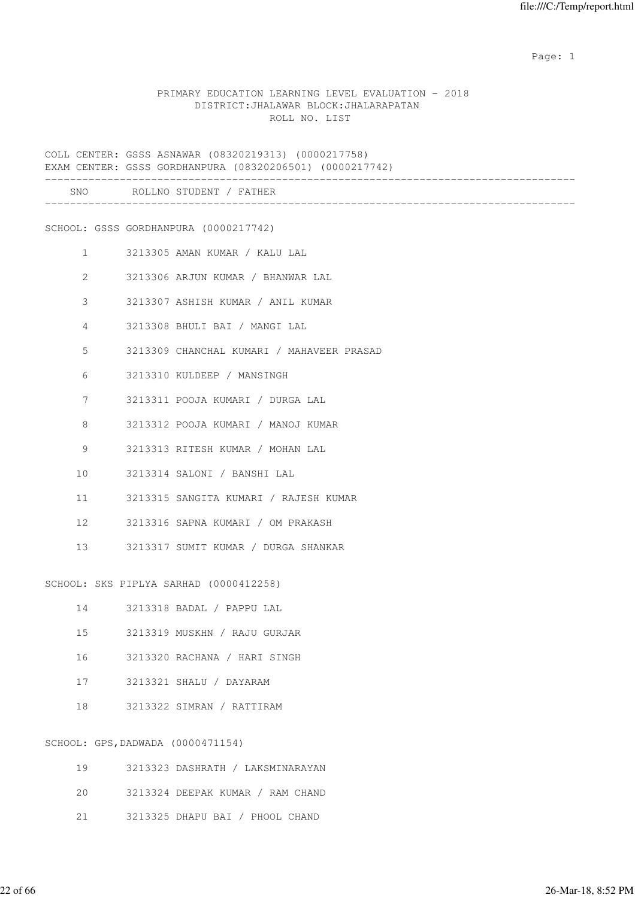PRIMARY EDUCATION LEARNING LEVEL EVALUATION - 2018
DISTRICT:JHALAWAR BLOCK:JHALARAPATAN
ROLL NO. LIST

COLL CENTER: GSSS ASNAWAR (08320219313) (0000217758)
EXAM CENTER: GSSS GORDHANPURA (08320206501) (0000217742)

| SNO | ROLLNO | STUDENT / FATHER |
|---|---|---|
| **SCHOOL: GSSS GORDHANPURA (0000217742)** | | |
| 1 | 3213305 | AMAN KUMAR / KALU LAL |
| 2 | 3213306 | ARJUN KUMAR / BHANWAR LAL |
| 3 | 3213307 | ASHISH KUMAR / ANIL KUMAR |
| 4 | 3213308 | BHULI BAI / MANGI LAL |
| 5 | 3213309 | CHANCHAL KUMARI / MAHAVEER PRASAD |
| 6 | 3213310 | KULDEEP / MANSINGH |
| 7 | 3213311 | POOJA KUMARI / DURGA LAL |
| 8 | 3213312 | POOJA KUMARI / MANOJ KUMAR |
| 9 | 3213313 | RITESH KUMAR / MOHAN LAL |
| 10 | 3213314 | SALONI / BANSHI LAL |
| 11 | 3213315 | SANGITA KUMARI / RAJESH KUMAR |
| 12 | 3213316 | SAPNA KUMARI / OM PRAKASH |
| 13 | 3213317 | SUMIT KUMAR / DURGA SHANKAR |
| **SCHOOL: SKS PIPLYA SARHAD (0000412258)** | | |
| 14 | 3213318 | BADAL / PAPPU LAL |
| 15 | 3213319 | MUSKHN / RAJU GURJAR |
| 16 | 3213320 | RACHANA / HARI SINGH |
| 17 | 3213321 | SHALU / DAYARAM |
| 18 | 3213322 | SIMRAN / RATTIRAM |
| **SCHOOL: GPS,DADWADA (0000471154)** | | |
| 19 | 3213323 | DASHRATH / LAKSMINARAYAN |
| 20 | 3213324 | DEEPAK KUMAR / RAM CHAND |
| 21 | 3213325 | DHAPU BAI / PHOOL CHAND |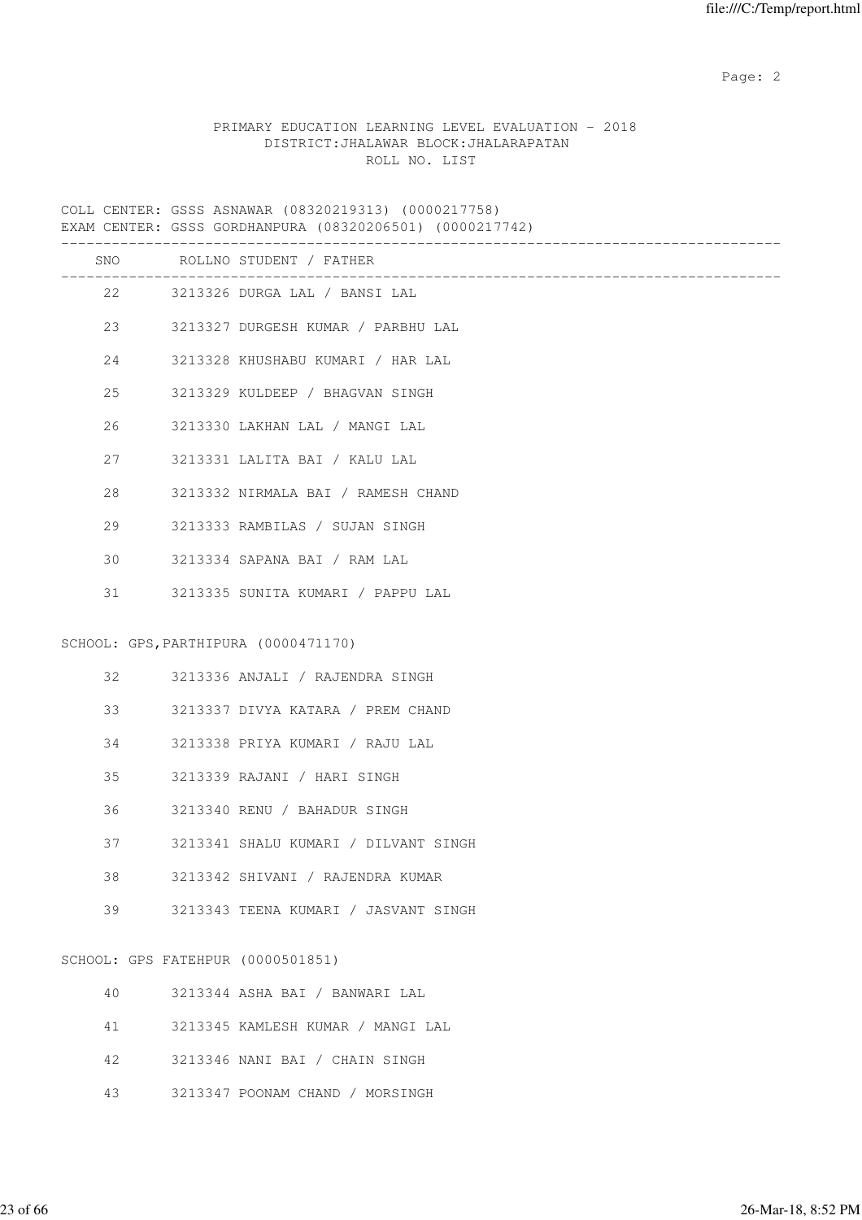PRIMARY EDUCATION LEARNING LEVEL EVALUATION - 2018
DISTRICT:JHALAWAR BLOCK:JHALARAPATAN
ROLL NO. LIST

COLL CENTER: GSSS ASNAWAR (08320219313) (0000217758)
EXAM CENTER: GSSS GORDHANPURA (08320206501) (0000217742)

| SNO | ROLLNO | STUDENT / FATHER |
|---|---|---|
| 22 | 3213326 | DURGA LAL / BANSI LAL |
| 23 | 3213327 | DURGESH KUMAR / PARBHU LAL |
| 24 | 3213328 | KHUSHABU KUMARI / HAR LAL |
| 25 | 3213329 | KULDEEP / BHAGVAN SINGH |
| 26 | 3213330 | LAKHAN LAL / MANGI LAL |
| 27 | 3213331 | LALITA BAI / KALU LAL |
| 28 | 3213332 | NIRMALA BAI / RAMESH CHAND |
| 29 | 3213333 | RAMBILAS / SUJAN SINGH |
| 30 | 3213334 | SAPANA BAI / RAM LAL |
| 31 | 3213335 | SUNITA KUMARI / PAPPU LAL |

SCHOOL: GPS,PARTHIPURA (0000471170)

| SNO | ROLLNO | STUDENT / FATHER |
|---|---|---|
| 32 | 3213336 | ANJALI / RAJENDRA SINGH |
| 33 | 3213337 | DIVYA KATARA / PREM CHAND |
| 34 | 3213338 | PRIYA KUMARI / RAJU LAL |
| 35 | 3213339 | RAJANI / HARI SINGH |
| 36 | 3213340 | RENU / BAHADUR SINGH |
| 37 | 3213341 | SHALU KUMARI / DILVANT SINGH |
| 38 | 3213342 | SHIVANI / RAJENDRA KUMAR |
| 39 | 3213343 | TEENA KUMARI / JASVANT SINGH |

SCHOOL: GPS FATEHPUR (0000501851)

| SNO | ROLLNO | STUDENT / FATHER |
|---|---|---|
| 40 | 3213344 | ASHA BAI / BANWARI LAL |
| 41 | 3213345 | KAMLESH KUMAR / MANGI LAL |
| 42 | 3213346 | NANI BAI / CHAIN SINGH |
| 43 | 3213347 | POONAM CHAND / MORSINGH |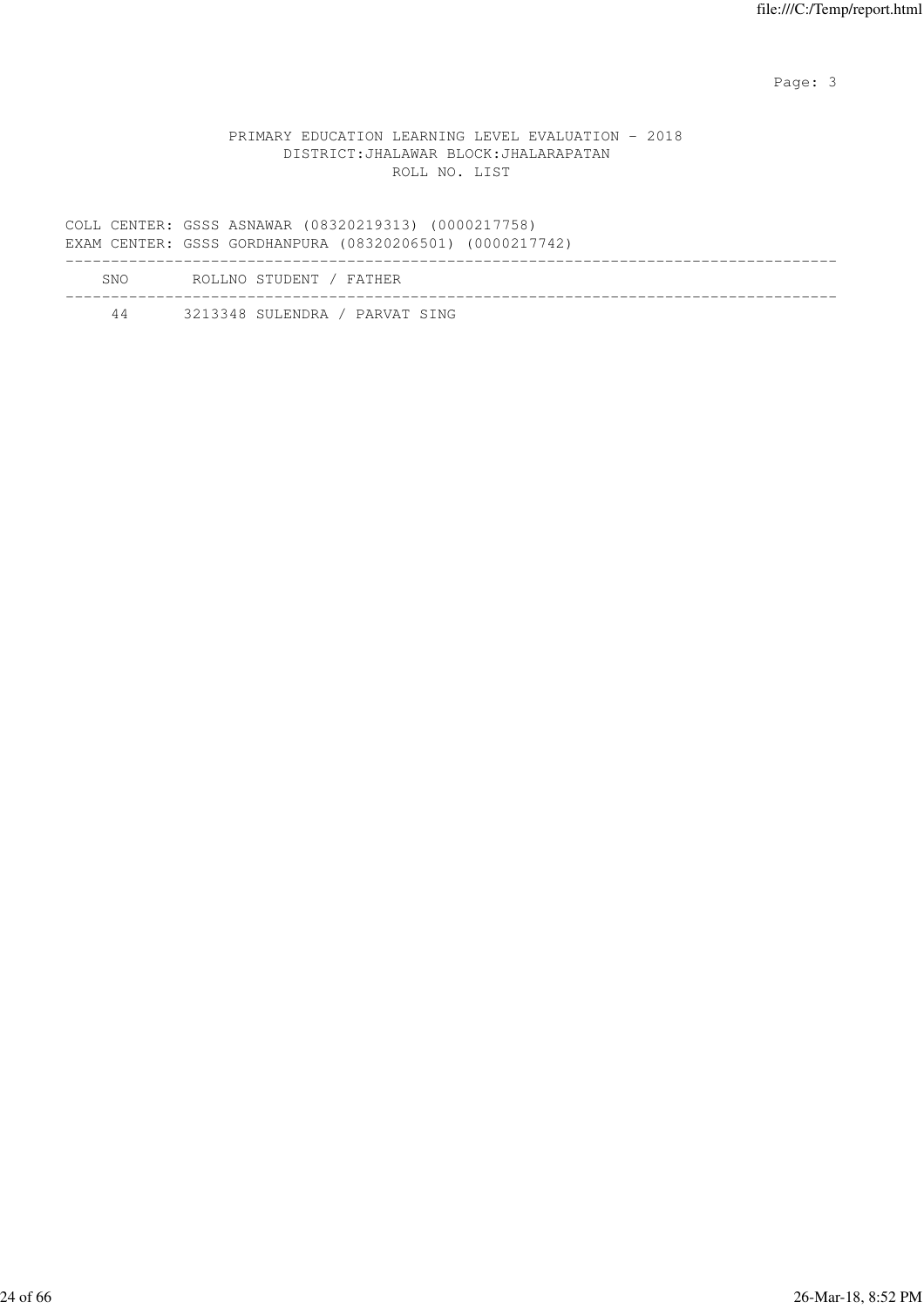PRIMARY EDUCATION LEARNING LEVEL EVALUATION - 2018
DISTRICT:JHALAWAR BLOCK:JHALARAPATAN
ROLL NO. LIST

COLL CENTER: GSSS ASNAWAR (08320219313) (0000217758)
EXAM CENTER: GSSS GORDHANPURA (08320206501) (0000217742)

| SNO | ROLLNO | STUDENT / FATHER |
|---|---|---|
| 44 | 3213348 | SULENDRA / PARVAT SING |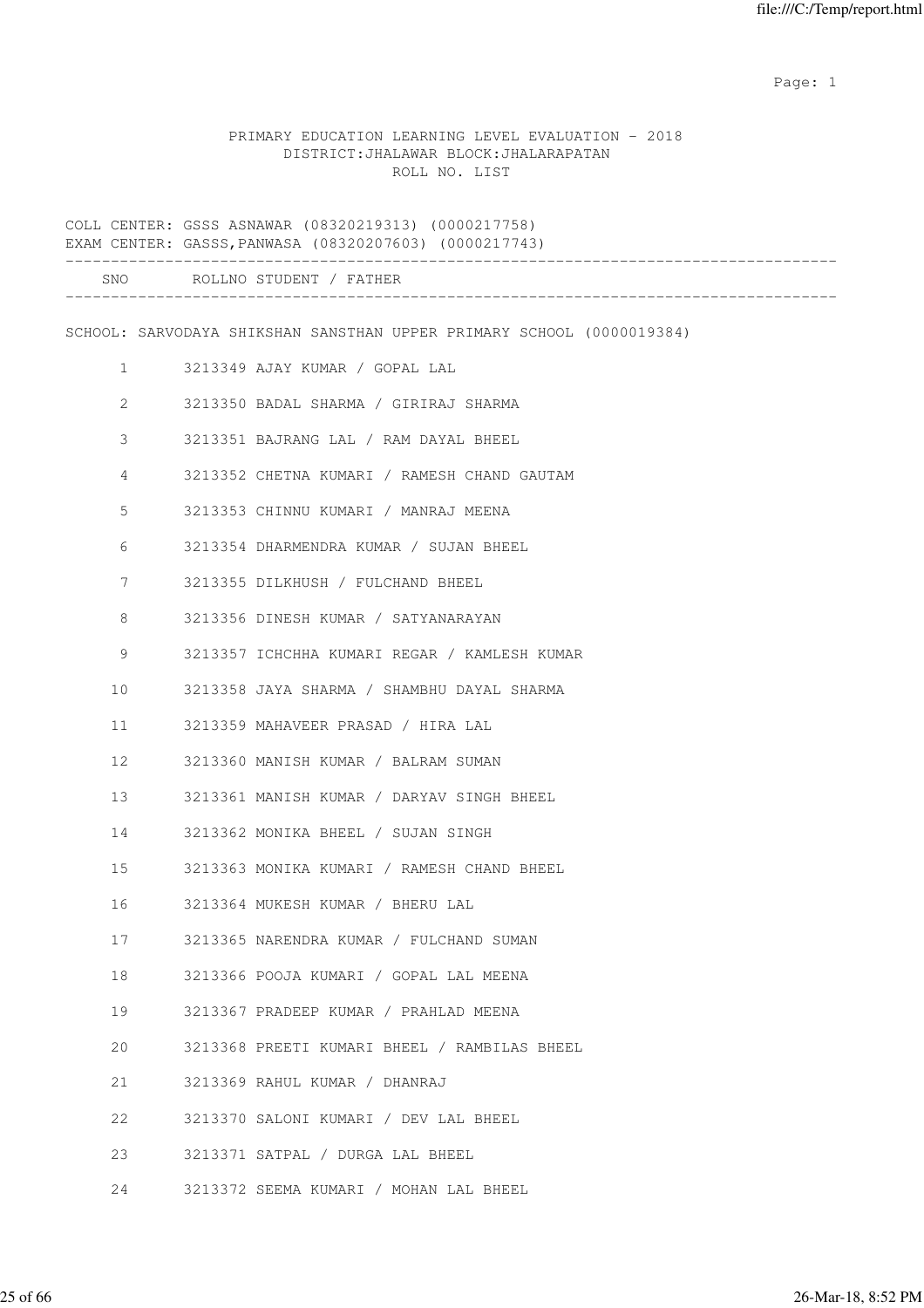PRIMARY EDUCATION LEARNING LEVEL EVALUATION - 2018
DISTRICT:JHALAWAR BLOCK:JHALARAPATAN
ROLL NO. LIST

COLL CENTER: GSSS ASNAWAR (08320219313) (0000217758)
EXAM CENTER: GASSS,PANWASA (08320207603) (0000217743)

| SNO | ROLLNO | STUDENT / FATHER |
|---|---|---|

SCHOOL: SARVODAYA SHIKSHAN SANSTHAN UPPER PRIMARY SCHOOL (0000019384)

| SNO | ROLLNO | STUDENT / FATHER |
|---|---|---|
| 1 | 3213349 | AJAY KUMAR / GOPAL LAL |
| 2 | 3213350 | BADAL SHARMA / GIRIRAJ SHARMA |
| 3 | 3213351 | BAJRANG LAL / RAM DAYAL BHEEL |
| 4 | 3213352 | CHETNA KUMARI / RAMESH CHAND GAUTAM |
| 5 | 3213353 | CHINNU KUMARI / MANRAJ MEENA |
| 6 | 3213354 | DHARMENDRA KUMAR / SUJAN BHEEL |
| 7 | 3213355 | DILKHUSH / FULCHAND BHEEL |
| 8 | 3213356 | DINESH KUMAR / SATYANARAYAN |
| 9 | 3213357 | ICHCHHA KUMARI REGAR / KAMLESH KUMAR |
| 10 | 3213358 | JAYA SHARMA / SHAMBHU DAYAL SHARMA |
| 11 | 3213359 | MAHAVEER PRASAD / HIRA LAL |
| 12 | 3213360 | MANISH KUMAR / BALRAM SUMAN |
| 13 | 3213361 | MANISH KUMAR / DARYAV SINGH BHEEL |
| 14 | 3213362 | MONIKA BHEEL / SUJAN SINGH |
| 15 | 3213363 | MONIKA KUMARI / RAMESH CHAND BHEEL |
| 16 | 3213364 | MUKESH KUMAR / BHERU LAL |
| 17 | 3213365 | NARENDRA KUMAR / FULCHAND SUMAN |
| 18 | 3213366 | POOJA KUMARI / GOPAL LAL MEENA |
| 19 | 3213367 | PRADEEP KUMAR / PRAHLAD MEENA |
| 20 | 3213368 | PREETI KUMARI BHEEL / RAMBILAS BHEEL |
| 21 | 3213369 | RAHUL KUMAR / DHANRAJ |
| 22 | 3213370 | SALONI KUMARI / DEV LAL BHEEL |
| 23 | 3213371 | SATPAL / DURGA LAL BHEEL |
| 24 | 3213372 | SEEMA KUMARI / MOHAN LAL BHEEL |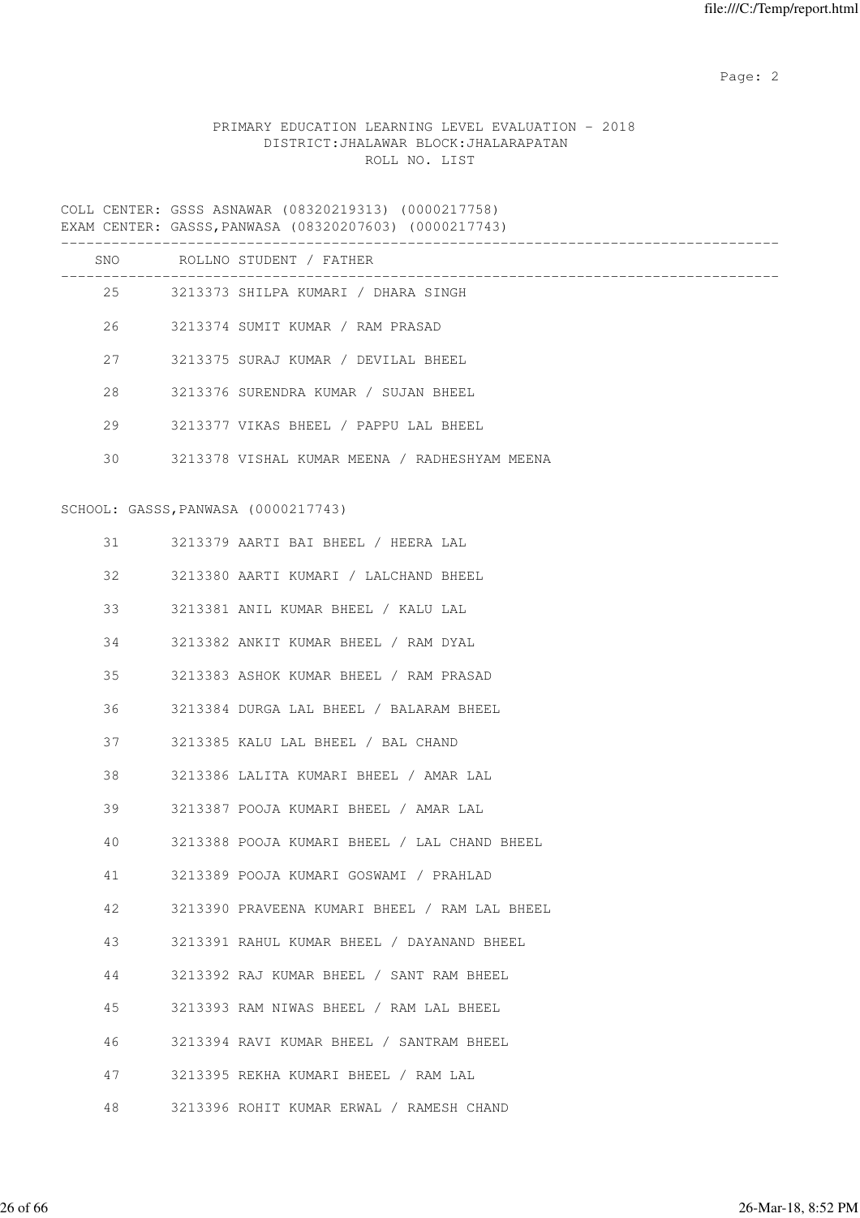PRIMARY EDUCATION LEARNING LEVEL EVALUATION - 2018
DISTRICT:JHALAWAR BLOCK:JHALARAPATAN
ROLL NO. LIST

COLL CENTER: GSSS ASNAWAR (08320219313) (0000217758)
EXAM CENTER: GASSS,PANWASA (08320207603) (0000217743)

| SNO | ROLLNO | STUDENT / FATHER |
|---|---|---|
| 25 | 3213373 | SHILPA KUMARI / DHARA SINGH |
| 26 | 3213374 | SUMIT KUMAR / RAM PRASAD |
| 27 | 3213375 | SURAJ KUMAR / DEVILAL BHEEL |
| 28 | 3213376 | SURENDRA KUMAR / SUJAN BHEEL |
| 29 | 3213377 | VIKAS BHEEL / PAPPU LAL BHEEL |
| 30 | 3213378 | VISHAL KUMAR MEENA / RADHESHYAM MEENA |

SCHOOL: GASSS,PANWASA (0000217743)

| SNO | ROLLNO | STUDENT / FATHER |
|---|---|---|
| 31 | 3213379 | AARTI BAI BHEEL / HEERA LAL |
| 32 | 3213380 | AARTI KUMARI / LALCHAND BHEEL |
| 33 | 3213381 | ANIL KUMAR BHEEL / KALU LAL |
| 34 | 3213382 | ANKIT KUMAR BHEEL / RAM DYAL |
| 35 | 3213383 | ASHOK KUMAR BHEEL / RAM PRASAD |
| 36 | 3213384 | DURGA LAL BHEEL / BALARAM BHEEL |
| 37 | 3213385 | KALU LAL BHEEL / BAL CHAND |
| 38 | 3213386 | LALITA KUMARI BHEEL / AMAR LAL |
| 39 | 3213387 | POOJA KUMARI BHEEL / AMAR LAL |
| 40 | 3213388 | POOJA KUMARI BHEEL / LAL CHAND BHEEL |
| 41 | 3213389 | POOJA KUMARI GOSWAMI / PRAHLAD |
| 42 | 3213390 | PRAVEENA KUMARI BHEEL / RAM LAL BHEEL |
| 43 | 3213391 | RAHUL KUMAR BHEEL / DAYANAND BHEEL |
| 44 | 3213392 | RAJ KUMAR BHEEL / SANT RAM BHEEL |
| 45 | 3213393 | RAM NIWAS BHEEL / RAM LAL BHEEL |
| 46 | 3213394 | RAVI KUMAR BHEEL / SANTRAM BHEEL |
| 47 | 3213395 | REKHA KUMARI BHEEL / RAM LAL |
| 48 | 3213396 | ROHIT KUMAR ERWAL / RAMESH CHAND |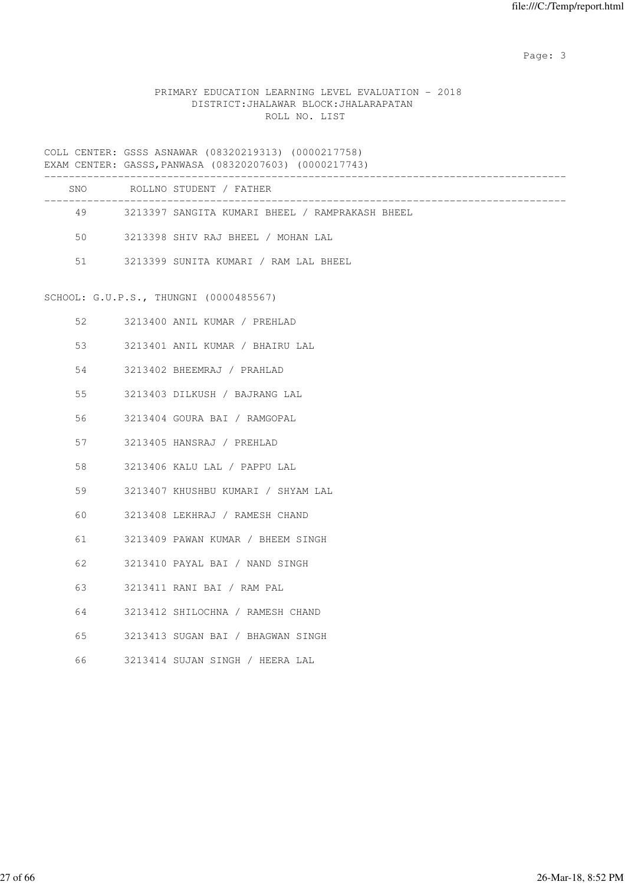PRIMARY EDUCATION LEARNING LEVEL EVALUATION - 2018
DISTRICT:JHALAWAR BLOCK:JHALARAPATAN
ROLL NO. LIST

COLL CENTER: GSSS ASNAWAR (08320219313) (0000217758)
EXAM CENTER: GASSS,PANWASA (08320207603) (0000217743)

| SNO | ROLLNO | STUDENT / FATHER |
|---|---|---|
| 49 | 3213397 | SANGITA KUMARI BHEEL / RAMPRAKASH BHEEL |
| 50 | 3213398 | SHIV RAJ BHEEL / MOHAN LAL |
| 51 | 3213399 | SUNITA KUMARI / RAM LAL BHEEL |

SCHOOL: G.U.P.S., THUNGNI (0000485567)

| SNO | ROLLNO | STUDENT / FATHER |
|---|---|---|
| 52 | 3213400 | ANIL KUMAR / PREHLAD |
| 53 | 3213401 | ANIL KUMAR / BHAIRU LAL |
| 54 | 3213402 | BHEEMRAJ / PRAHLAD |
| 55 | 3213403 | DILKUSH / BAJRANG LAL |
| 56 | 3213404 | GOURA BAI / RAMGOPAL |
| 57 | 3213405 | HANSRAJ / PREHLAD |
| 58 | 3213406 | KALU LAL / PAPPU LAL |
| 59 | 3213407 | KHUSHBU KUMARI / SHYAM LAL |
| 60 | 3213408 | LEKHRAJ / RAMESH CHAND |
| 61 | 3213409 | PAWAN KUMAR / BHEEM SINGH |
| 62 | 3213410 | PAYAL BAI / NAND SINGH |
| 63 | 3213411 | RANI BAI / RAM PAL |
| 64 | 3213412 | SHILOCHNA / RAMESH CHAND |
| 65 | 3213413 | SUGAN BAI / BHAGWAN SINGH |
| 66 | 3213414 | SUJAN SINGH / HEERA LAL |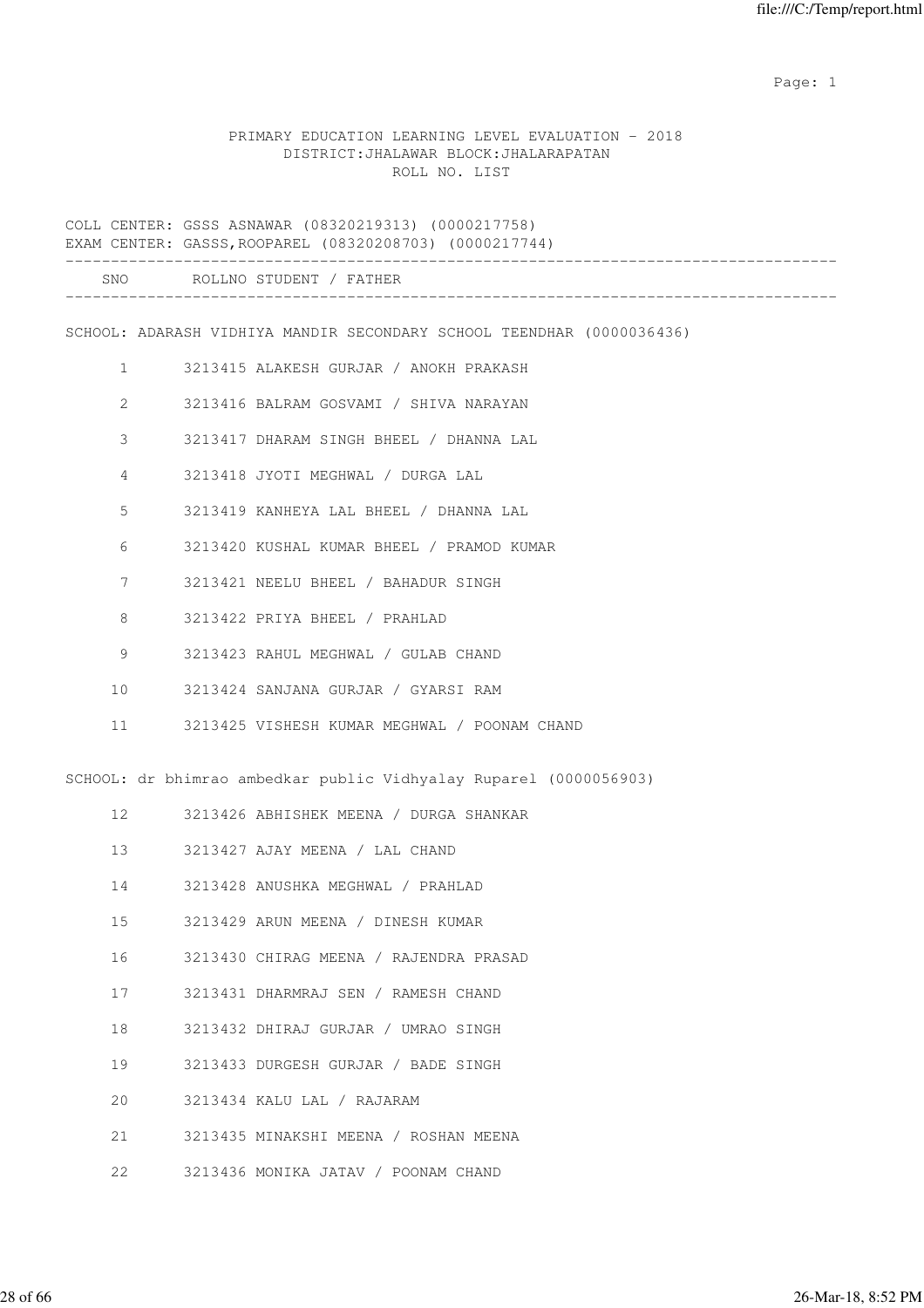PRIMARY EDUCATION LEARNING LEVEL EVALUATION - 2018
DISTRICT:JHALAWAR BLOCK:JHALARAPATAN
ROLL NO. LIST

COLL CENTER: GSSS ASNAWAR (08320219313) (0000217758)
EXAM CENTER: GASSS,ROOPAREL (08320208703) (0000217744)

| SNO | ROLLNO | STUDENT / FATHER |
|---|---|---|

SCHOOL: ADARASH VIDHIYA MANDIR SECONDARY SCHOOL TEENDHAR (0000036436)

| SNO | ROLLNO | STUDENT / FATHER |
|---|---|---|
| 1 | 3213415 | ALAKESH GURJAR / ANOKH PRAKASH |
| 2 | 3213416 | BALRAM GOSVAMI / SHIVA NARAYAN |
| 3 | 3213417 | DHARAM SINGH BHEEL / DHANNA LAL |
| 4 | 3213418 | JYOTI MEGHWAL / DURGA LAL |
| 5 | 3213419 | KANHEYA LAL BHEEL / DHANNA LAL |
| 6 | 3213420 | KUSHAL KUMAR BHEEL / PRAMOD KUMAR |
| 7 | 3213421 | NEELU BHEEL / BAHADUR SINGH |
| 8 | 3213422 | PRIYA BHEEL / PRAHLAD |
| 9 | 3213423 | RAHUL MEGHWAL / GULAB CHAND |
| 10 | 3213424 | SANJANA GURJAR / GYARSI RAM |
| 11 | 3213425 | VISHESH KUMAR MEGHWAL / POONAM CHAND |

SCHOOL: dr bhimrao ambedkar public Vidhyalay Ruparel (0000056903)

| SNO | ROLLNO | STUDENT / FATHER |
|---|---|---|
| 12 | 3213426 | ABHISHEK MEENA / DURGA SHANKAR |
| 13 | 3213427 | AJAY MEENA / LAL CHAND |
| 14 | 3213428 | ANUSHKA MEGHWAL / PRAHLAD |
| 15 | 3213429 | ARUN MEENA / DINESH KUMAR |
| 16 | 3213430 | CHIRAG MEENA / RAJENDRA PRASAD |
| 17 | 3213431 | DHARMRAJ SEN / RAMESH CHAND |
| 18 | 3213432 | DHIRAJ GURJAR / UMRAO SINGH |
| 19 | 3213433 | DURGESH GURJAR / BADE SINGH |
| 20 | 3213434 | KALU LAL / RAJARAM |
| 21 | 3213435 | MINAKSHI MEENA / ROSHAN MEENA |
| 22 | 3213436 | MONIKA JATAV / POONAM CHAND |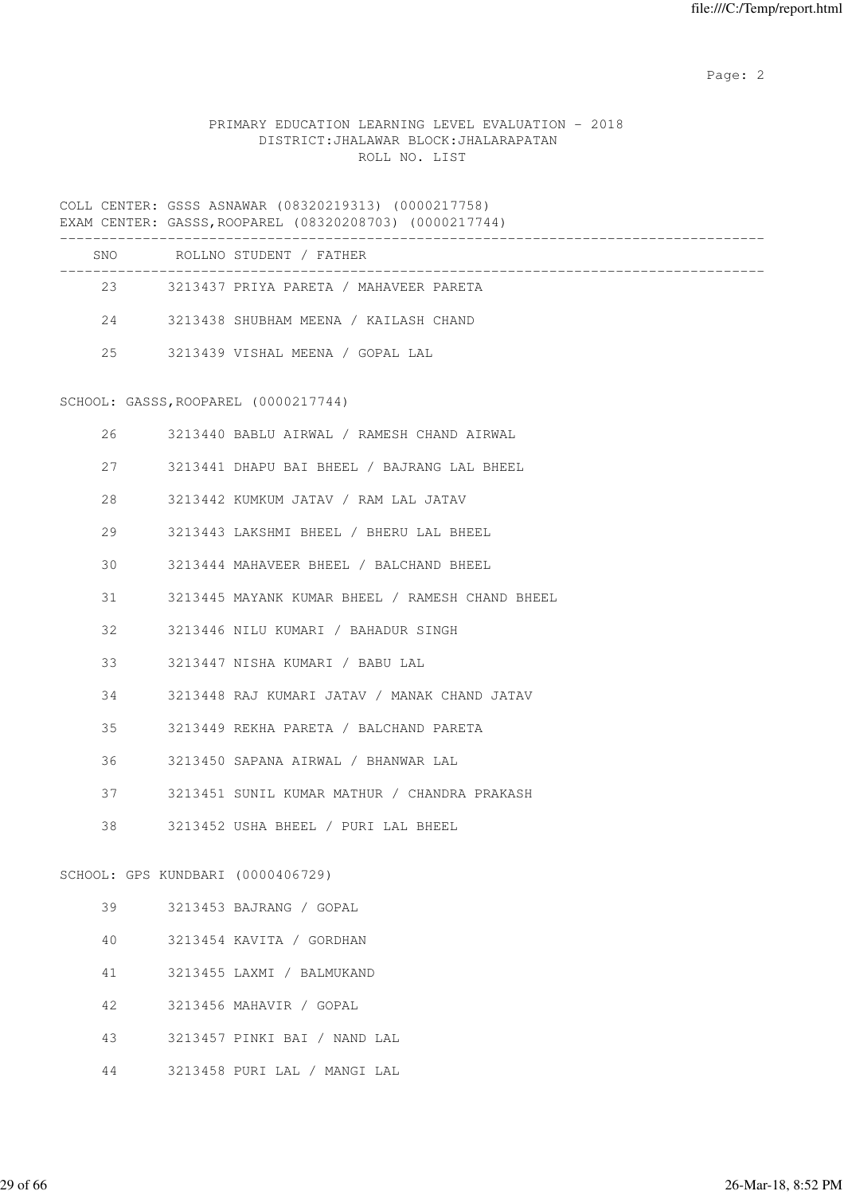PRIMARY EDUCATION LEARNING LEVEL EVALUATION - 2018
DISTRICT:JHALAWAR BLOCK:JHALARAPATAN
ROLL NO. LIST

COLL CENTER: GSSS ASNAWAR (08320219313) (0000217758)
EXAM CENTER: GASSS,ROOPAREL (08320208703) (0000217744)

| SNO | ROLLNO | STUDENT / FATHER |
|---|---|---|
| 23 | 3213437 | PRIYA PARETA / MAHAVEER PARETA |
| 24 | 3213438 | SHUBHAM MEENA / KAILASH CHAND |
| 25 | 3213439 | VISHAL MEENA / GOPAL LAL |

SCHOOL: GASSS,ROOPAREL (0000217744)

| SNO | ROLLNO | STUDENT / FATHER |
|---|---|---|
| 26 | 3213440 | BABLU AIRWAL / RAMESH CHAND AIRWAL |
| 27 | 3213441 | DHAPU BAI BHEEL / BAJRANG LAL BHEEL |
| 28 | 3213442 | KUMKUM JATAV / RAM LAL JATAV |
| 29 | 3213443 | LAKSHMI BHEEL / BHERU LAL BHEEL |
| 30 | 3213444 | MAHAVEER BHEEL / BALCHAND BHEEL |
| 31 | 3213445 | MAYANK KUMAR BHEEL / RAMESH CHAND BHEEL |
| 32 | 3213446 | NILU KUMARI / BAHADUR SINGH |
| 33 | 3213447 | NISHA KUMARI / BABU LAL |
| 34 | 3213448 | RAJ KUMARI JATAV / MANAK CHAND JATAV |
| 35 | 3213449 | REKHA PARETA / BALCHAND PARETA |
| 36 | 3213450 | SAPANA AIRWAL / BHANWAR LAL |
| 37 | 3213451 | SUNIL KUMAR MATHUR / CHANDRA PRAKASH |
| 38 | 3213452 | USHA BHEEL / PURI LAL BHEEL |

SCHOOL: GPS KUNDBARI (0000406729)

| SNO | ROLLNO | STUDENT / FATHER |
|---|---|---|
| 39 | 3213453 | BAJRANG / GOPAL |
| 40 | 3213454 | KAVITA / GORDHAN |
| 41 | 3213455 | LAXMI / BALMUKAND |
| 42 | 3213456 | MAHAVIR / GOPAL |
| 43 | 3213457 | PINKI BAI / NAND LAL |
| 44 | 3213458 | PURI LAL / MANGI LAL |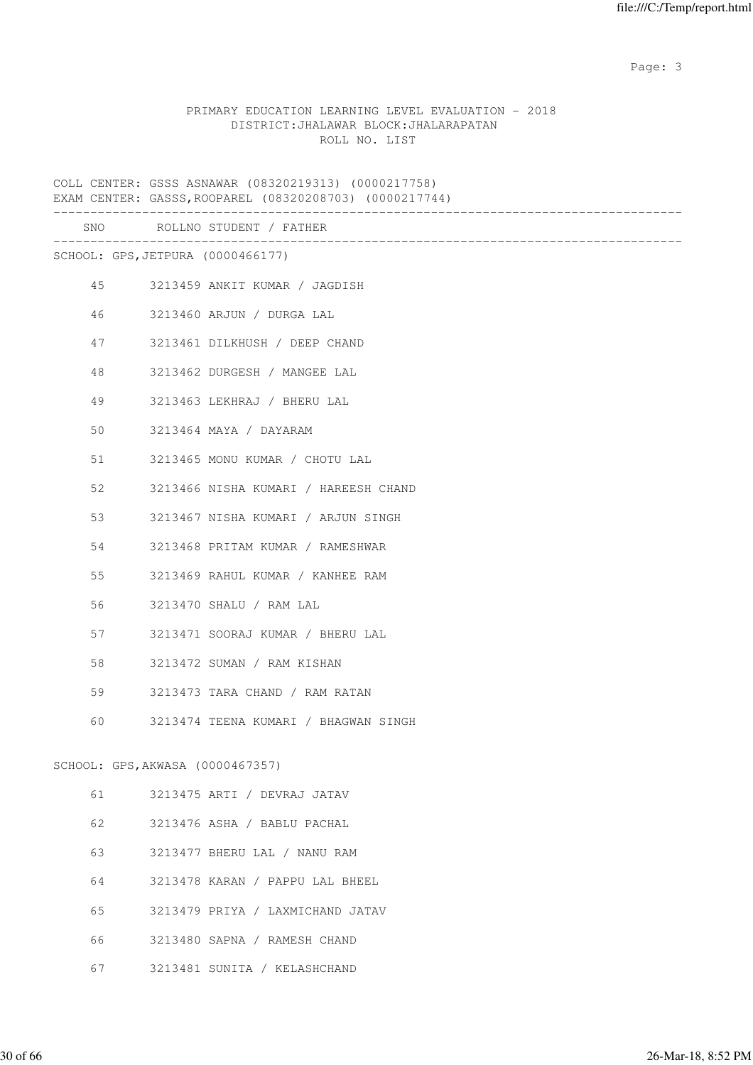PRIMARY EDUCATION LEARNING LEVEL EVALUATION - 2018
DISTRICT:JHALAWAR BLOCK:JHALARAPATAN
ROLL NO. LIST

COLL CENTER: GSSS ASNAWAR (08320219313) (0000217758)
EXAM CENTER: GASSS,ROOPAREL (08320208703) (0000217744)

| SNO | ROLLNO | STUDENT / FATHER |
|---|---|---|
| **SCHOOL: GPS,JETPURA (0000466177)** | | |
| 45 | 3213459 | ANKIT KUMAR / JAGDISH |
| 46 | 3213460 | ARJUN / DURGA LAL |
| 47 | 3213461 | DILKHUSH / DEEP CHAND |
| 48 | 3213462 | DURGESH / MANGEE LAL |
| 49 | 3213463 | LEKHRAJ / BHERU LAL |
| 50 | 3213464 | MAYA / DAYARAM |
| 51 | 3213465 | MONU KUMAR / CHOTU LAL |
| 52 | 3213466 | NISHA KUMARI / HAREESH CHAND |
| 53 | 3213467 | NISHA KUMARI / ARJUN SINGH |
| 54 | 3213468 | PRITAM KUMAR / RAMESHWAR |
| 55 | 3213469 | RAHUL KUMAR / KANHEE RAM |
| 56 | 3213470 | SHALU / RAM LAL |
| 57 | 3213471 | SOORAJ KUMAR / BHERU LAL |
| 58 | 3213472 | SUMAN / RAM KISHAN |
| 59 | 3213473 | TARA CHAND / RAM RATAN |
| 60 | 3213474 | TEENA KUMARI / BHAGWAN SINGH |
| **SCHOOL: GPS,AKWASA (0000467357)** | | |
| 61 | 3213475 | ARTI / DEVRAJ JATAV |
| 62 | 3213476 | ASHA / BABLU PACHAL |
| 63 | 3213477 | BHERU LAL / NANU RAM |
| 64 | 3213478 | KARAN / PAPPU LAL BHEEL |
| 65 | 3213479 | PRIYA / LAXMICHAND JATAV |
| 66 | 3213480 | SAPNA / RAMESH CHAND |
| 67 | 3213481 | SUNITA / KELASHCHAND |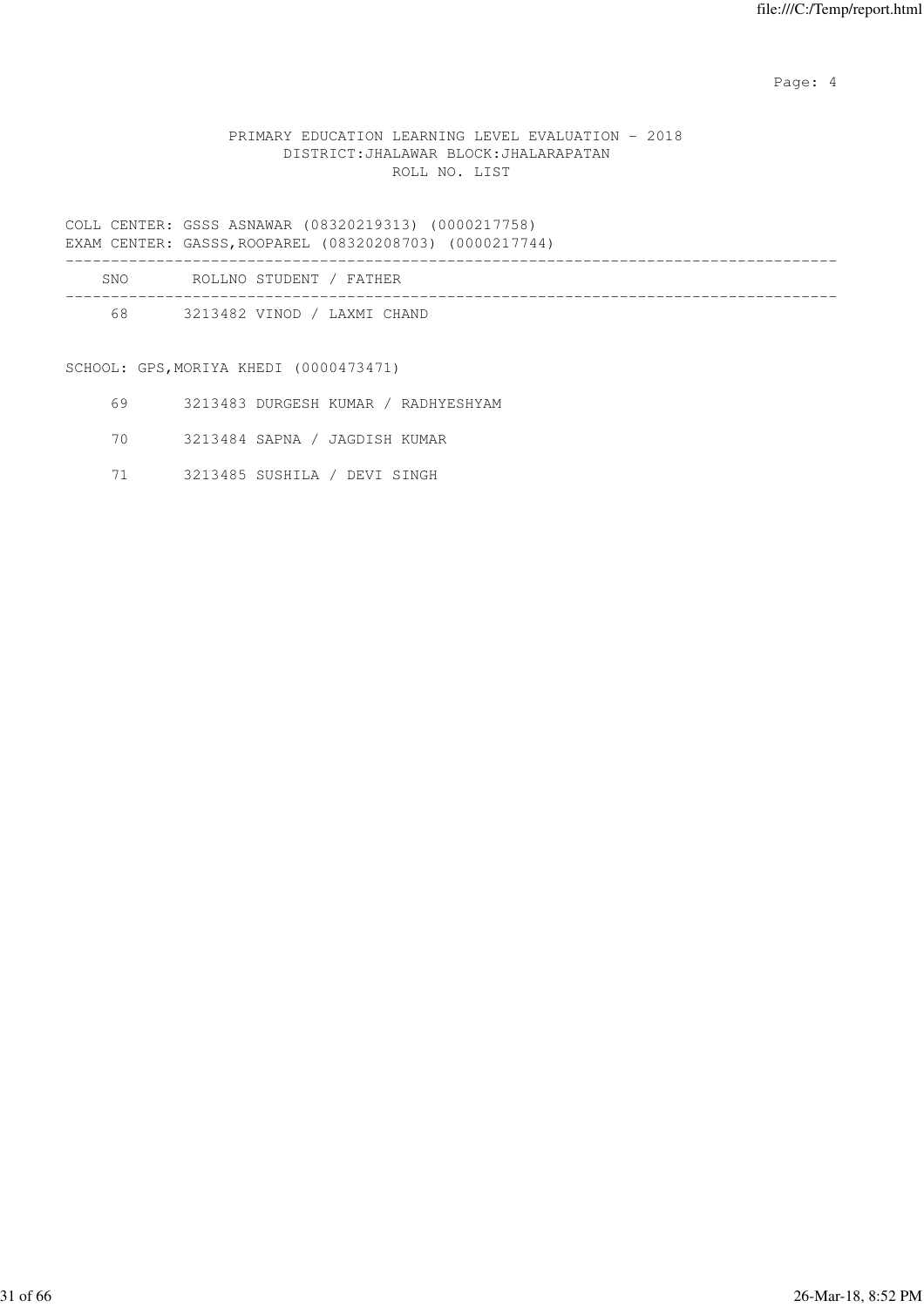PRIMARY EDUCATION LEARNING LEVEL EVALUATION - 2018
DISTRICT:JHALAWAR BLOCK:JHALARAPATAN
ROLL NO. LIST

COLL CENTER: GSSS ASNAWAR (08320219313) (0000217758)
EXAM CENTER: GASSS,ROOPAREL (08320208703) (0000217744)

| SNO | ROLLNO STUDENT / FATHER |
|---|---|
| 68 | 3213482 VINOD / LAXMI CHAND |

SCHOOL: GPS,MORIYA KHEDI (0000473471)

| SNO | ROLLNO STUDENT / FATHER |
|---|---|
| 69 | 3213483 DURGESH KUMAR / RADHYESHYAM |
| 70 | 3213484 SAPNA / JAGDISH KUMAR |
| 71 | 3213485 SUSHILA / DEVI SINGH |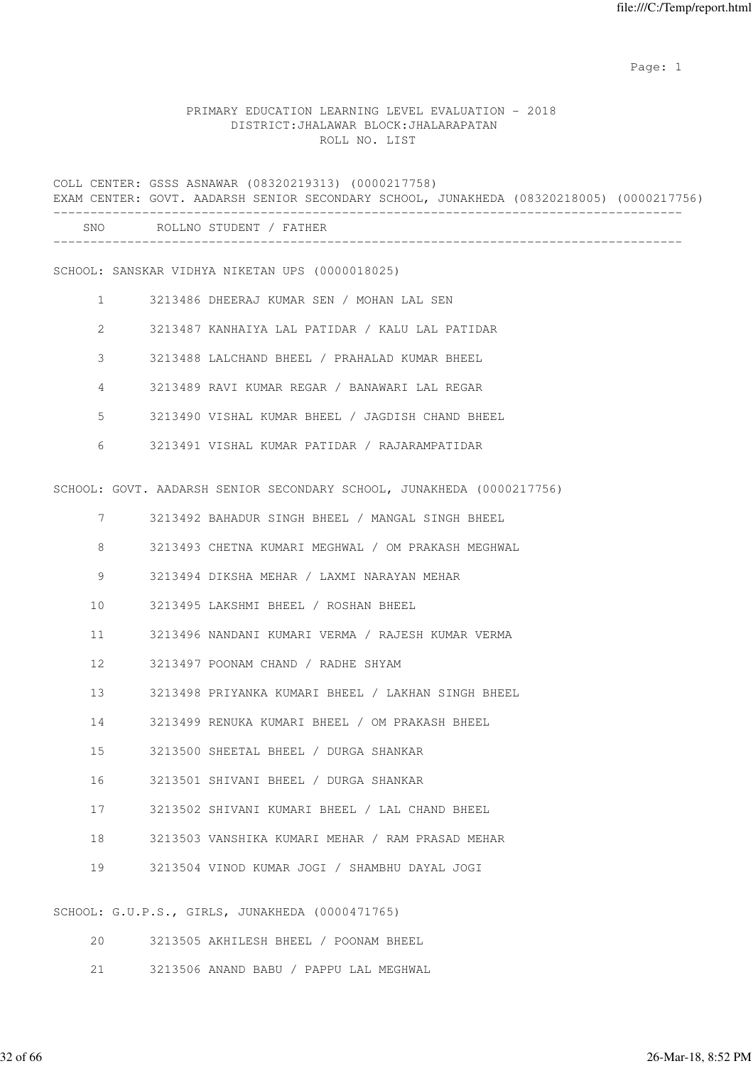# PRIMARY EDUCATION LEARNING LEVEL EVALUATION - 2018

DISTRICT:JHALAWAR BLOCK:JHALARAPATAN

ROLL NO. LIST

COLL CENTER: GSSS ASNAWAR (08320219313) (0000217758)

EXAM CENTER: GOVT. AADARSH SENIOR SECONDARY SCHOOL, JUNAKHEDA (08320218005) (0000217756)

| SNO | ROLLNO STUDENT / FATHER |
|---|---|

SCHOOL: SANSKAR VIDHYA NIKETAN UPS (0000018025)

| SNO | ROLLNO STUDENT / FATHER |
|---|---|
| 1 | 3213486 DHEERAJ KUMAR SEN / MOHAN LAL SEN |
| 2 | 3213487 KANHAIYA LAL PATIDAR / KALU LAL PATIDAR |
| 3 | 3213488 LALCHAND BHEEL / PRAHALAD KUMAR BHEEL |
| 4 | 3213489 RAVI KUMAR REGAR / BANAWARI LAL REGAR |
| 5 | 3213490 VISHAL KUMAR BHEEL / JAGDISH CHAND BHEEL |
| 6 | 3213491 VISHAL KUMAR PATIDAR / RAJARAMPATIDAR |

SCHOOL: GOVT. AADARSH SENIOR SECONDARY SCHOOL, JUNAKHEDA (0000217756)

| SNO | ROLLNO STUDENT / FATHER |
|---|---|
| 7 | 3213492 BAHADUR SINGH BHEEL / MANGAL SINGH BHEEL |
| 8 | 3213493 CHETNA KUMARI MEGHWAL / OM PRAKASH MEGHWAL |
| 9 | 3213494 DIKSHA MEHAR / LAXMI NARAYAN MEHAR |
| 10 | 3213495 LAKSHMI BHEEL / ROSHAN BHEEL |
| 11 | 3213496 NANDANI KUMARI VERMA / RAJESH KUMAR VERMA |
| 12 | 3213497 POONAM CHAND / RADHE SHYAM |
| 13 | 3213498 PRIYANKA KUMARI BHEEL / LAKHAN SINGH BHEEL |
| 14 | 3213499 RENUKA KUMARI BHEEL / OM PRAKASH BHEEL |
| 15 | 3213500 SHEETAL BHEEL / DURGA SHANKAR |
| 16 | 3213501 SHIVANI BHEEL / DURGA SHANKAR |
| 17 | 3213502 SHIVANI KUMARI BHEEL / LAL CHAND BHEEL |
| 18 | 3213503 VANSHIKA KUMARI MEHAR / RAM PRASAD MEHAR |
| 19 | 3213504 VINOD KUMAR JOGI / SHAMBHU DAYAL JOGI |

SCHOOL: G.U.P.S., GIRLS, JUNAKHEDA (0000471765)

| SNO | ROLLNO STUDENT / FATHER |
|---|---|
| 20 | 3213505 AKHILESH BHEEL / POONAM BHEEL |
| 21 | 3213506 ANAND BABU / PAPPU LAL MEGHWAL |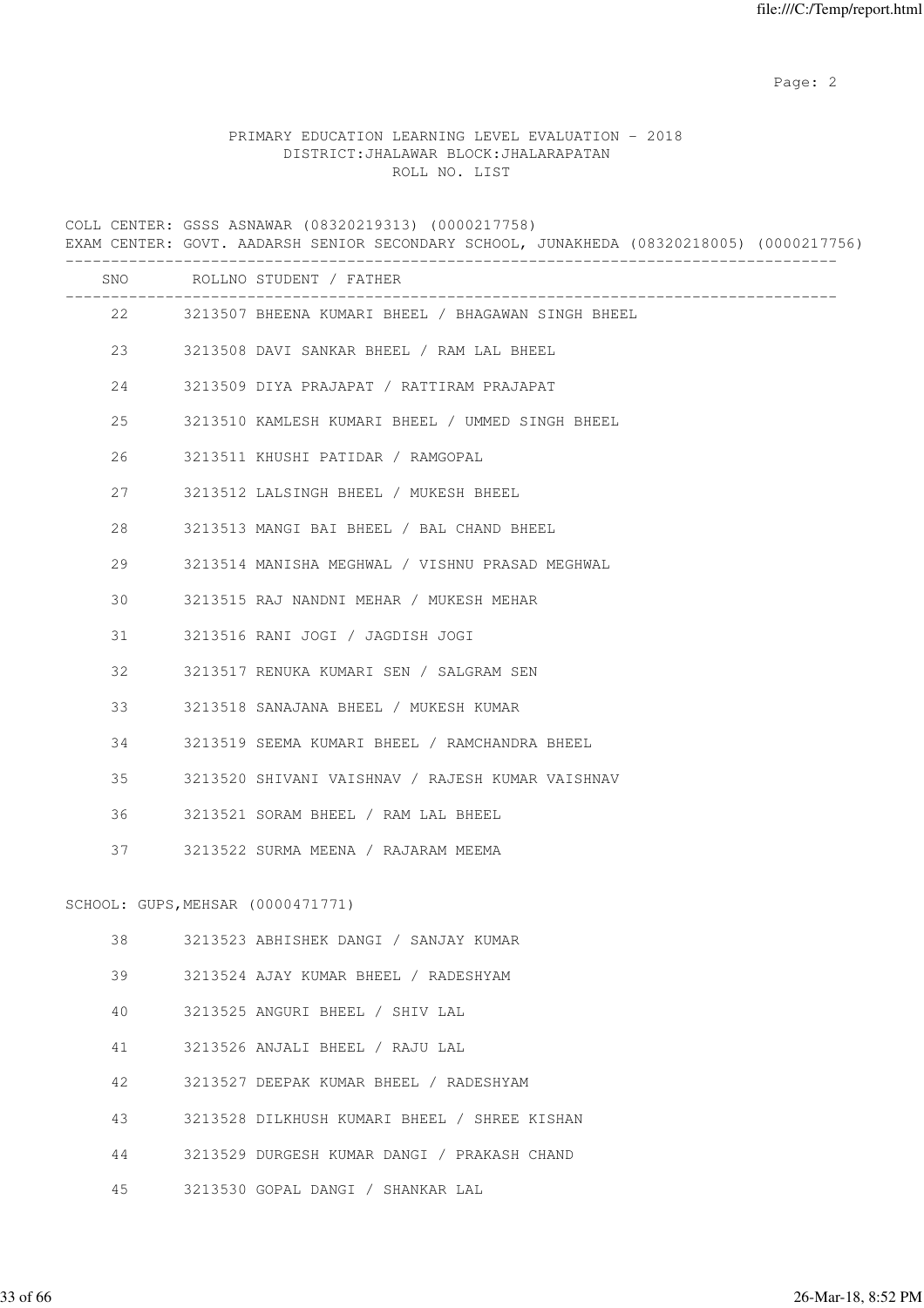PRIMARY EDUCATION LEARNING LEVEL EVALUATION - 2018
DISTRICT:JHALAWAR BLOCK:JHALARAPATAN
ROLL NO. LIST

COLL CENTER: GSSS ASNAWAR (08320219313) (0000217758)
EXAM CENTER: GOVT. AADARSH SENIOR SECONDARY SCHOOL, JUNAKHEDA (08320218005) (0000217756)

| SNO | ROLLNO | STUDENT / FATHER |
|---|---|---|
| 22 | 3213507 | BHEENA KUMARI BHEEL / BHAGAWAN SINGH BHEEL |
| 23 | 3213508 | DAVI SANKAR BHEEL / RAM LAL BHEEL |
| 24 | 3213509 | DIYA PRAJAPAT / RATTIRAM PRAJAPAT |
| 25 | 3213510 | KAMLESH KUMARI BHEEL / UMMED SINGH BHEEL |
| 26 | 3213511 | KHUSHI PATIDAR / RAMGOPAL |
| 27 | 3213512 | LALSINGH BHEEL / MUKESH BHEEL |
| 28 | 3213513 | MANGI BAI BHEEL / BAL CHAND BHEEL |
| 29 | 3213514 | MANISHA MEGHWAL / VISHNU PRASAD MEGHWAL |
| 30 | 3213515 | RAJ NANDNI MEHAR / MUKESH MEHAR |
| 31 | 3213516 | RANI JOGI / JAGDISH JOGI |
| 32 | 3213517 | RENUKA KUMARI SEN / SALGRAM SEN |
| 33 | 3213518 | SANAJANA BHEEL / MUKESH KUMAR |
| 34 | 3213519 | SEEMA KUMARI BHEEL / RAMCHANDRA BHEEL |
| 35 | 3213520 | SHIVANI VAISHNAV / RAJESH KUMAR VAISHNAV |
| 36 | 3213521 | SORAM BHEEL / RAM LAL BHEEL |
| 37 | 3213522 | SURMA MEENA / RAJARAM MEEMA |

SCHOOL: GUPS,MEHSAR (0000471771)

| SNO | ROLLNO | STUDENT / FATHER |
|---|---|---|
| 38 | 3213523 | ABHISHEK DANGI / SANJAY KUMAR |
| 39 | 3213524 | AJAY KUMAR BHEEL / RADESHYAM |
| 40 | 3213525 | ANGURI BHEEL / SHIV LAL |
| 41 | 3213526 | ANJALI BHEEL / RAJU LAL |
| 42 | 3213527 | DEEPAK KUMAR BHEEL / RADESHYAM |
| 43 | 3213528 | DILKHUSH KUMARI BHEEL / SHREE KISHAN |
| 44 | 3213529 | DURGESH KUMAR DANGI / PRAKASH CHAND |
| 45 | 3213530 | GOPAL DANGI / SHANKAR LAL |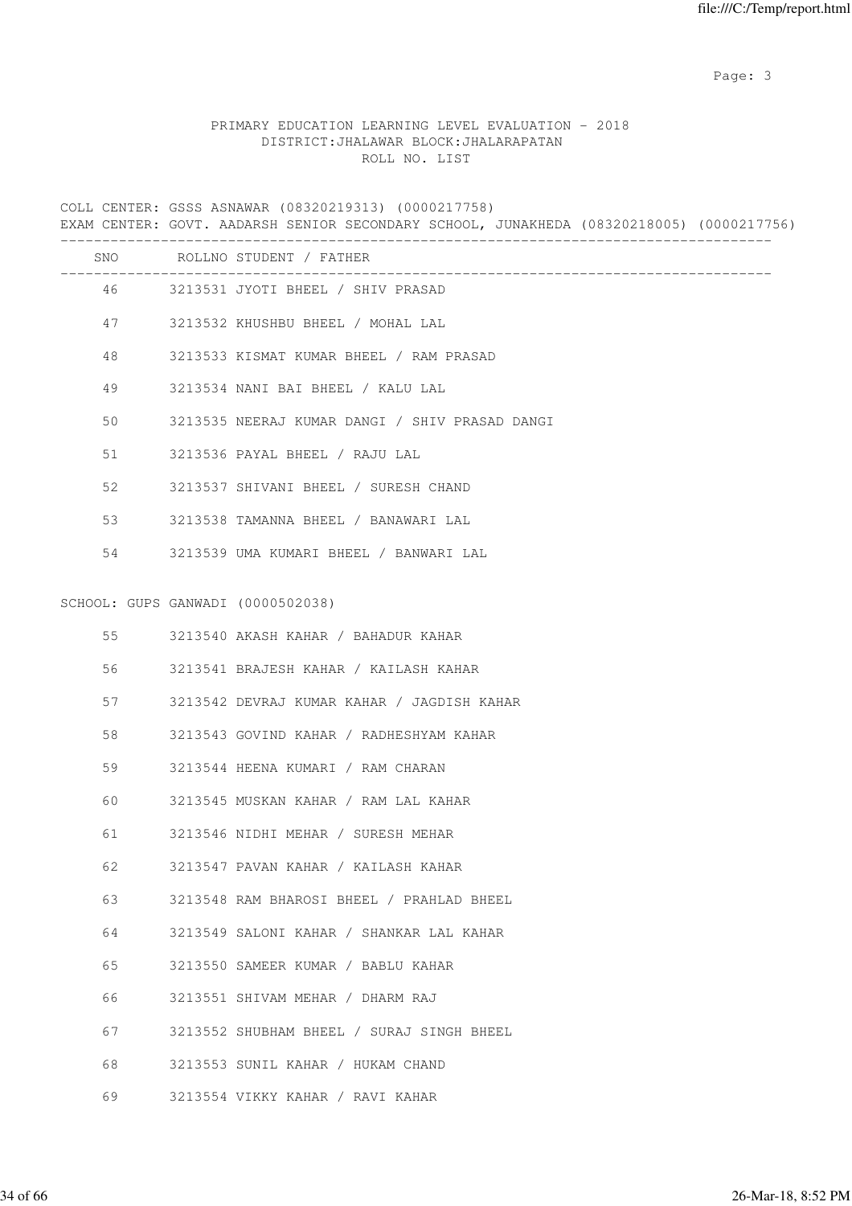PRIMARY EDUCATION LEARNING LEVEL EVALUATION - 2018
DISTRICT:JHALAWAR BLOCK:JHALARAPATAN
ROLL NO. LIST

COLL CENTER: GSSS ASNAWAR (08320219313) (0000217758)
EXAM CENTER: GOVT. AADARSH SENIOR SECONDARY SCHOOL, JUNAKHEDA (08320218005) (0000217756)

| SNO | ROLLNO | STUDENT / FATHER |
|---|---|---|
| 46 | 3213531 | JYOTI BHEEL / SHIV PRASAD |
| 47 | 3213532 | KHUSHBU BHEEL / MOHAL LAL |
| 48 | 3213533 | KISMAT KUMAR BHEEL / RAM PRASAD |
| 49 | 3213534 | NANI BAI BHEEL / KALU LAL |
| 50 | 3213535 | NEERAJ KUMAR DANGI / SHIV PRASAD DANGI |
| 51 | 3213536 | PAYAL BHEEL / RAJU LAL |
| 52 | 3213537 | SHIVANI BHEEL / SURESH CHAND |
| 53 | 3213538 | TAMANNA BHEEL / BANAWARI LAL |
| 54 | 3213539 | UMA KUMARI BHEEL / BANWARI LAL |

SCHOOL: GUPS GANWADI (0000502038)

| SNO | ROLLNO | STUDENT / FATHER |
|---|---|---|
| 55 | 3213540 | AKASH KAHAR / BAHADUR KAHAR |
| 56 | 3213541 | BRAJESH KAHAR / KAILASH KAHAR |
| 57 | 3213542 | DEVRAJ KUMAR KAHAR / JAGDISH KAHAR |
| 58 | 3213543 | GOVIND KAHAR / RADHESHYAM KAHAR |
| 59 | 3213544 | HEENA KUMARI / RAM CHARAN |
| 60 | 3213545 | MUSKAN KAHAR / RAM LAL KAHAR |
| 61 | 3213546 | NIDHI MEHAR / SURESH MEHAR |
| 62 | 3213547 | PAVAN KAHAR / KAILASH KAHAR |
| 63 | 3213548 | RAM BHAROSI BHEEL / PRAHLAD BHEEL |
| 64 | 3213549 | SALONI KAHAR / SHANKAR LAL KAHAR |
| 65 | 3213550 | SAMEER KUMAR / BABLU KAHAR |
| 66 | 3213551 | SHIVAM MEHAR / DHARM RAJ |
| 67 | 3213552 | SHUBHAM BHEEL / SURAJ SINGH BHEEL |
| 68 | 3213553 | SUNIL KAHAR / HUKAM CHAND |
| 69 | 3213554 | VIKKY KAHAR / RAVI KAHAR |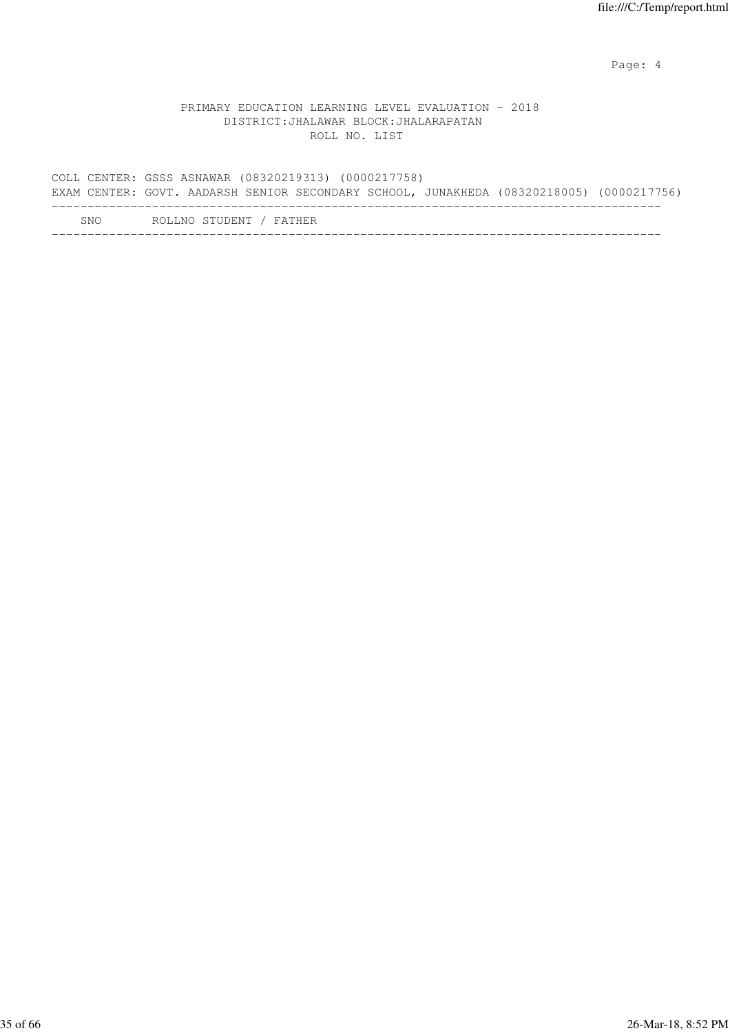PRIMARY EDUCATION LEARNING LEVEL EVALUATION - 2018
DISTRICT:JHALAWAR BLOCK:JHALARAPATAN
ROLL NO. LIST

COLL CENTER: GSSS ASNAWAR (08320219313) (0000217758)
EXAM CENTER: GOVT. AADARSH SENIOR SECONDARY SCHOOL, JUNAKHEDA (08320218005) (0000217756)

| SNO | ROLLNO | STUDENT / FATHER |
|---|---|---|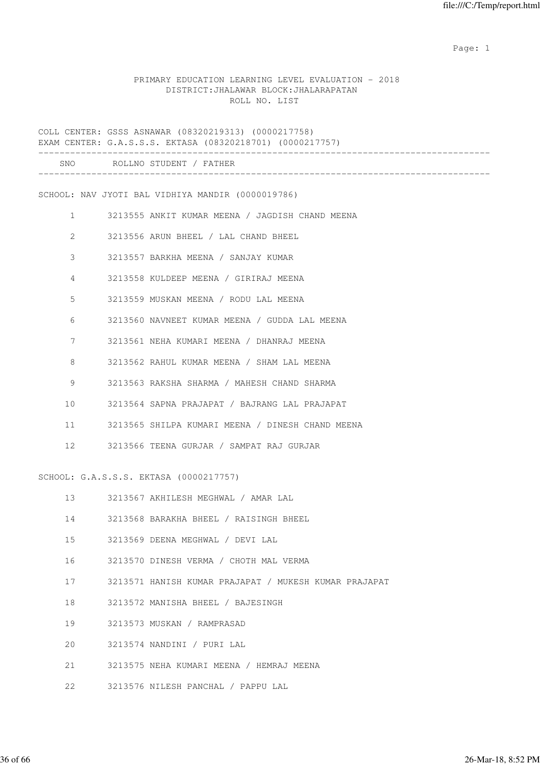PRIMARY EDUCATION LEARNING LEVEL EVALUATION - 2018
DISTRICT:JHALAWAR BLOCK:JHALARAPATAN
ROLL NO. LIST

COLL CENTER: GSSS ASNAWAR (08320219313) (0000217758)
EXAM CENTER: G.A.S.S.S. EKTASA (08320218701) (0000217757)

| SNO | ROLLNO | STUDENT / FATHER |
|---|---|---|
| **SCHOOL: NAV JYOTI BAL VIDHIYA MANDIR (0000019786)** | | |
| 1 | 3213555 | ANKIT KUMAR MEENA / JAGDISH CHAND MEENA |
| 2 | 3213556 | ARUN BHEEL / LAL CHAND BHEEL |
| 3 | 3213557 | BARKHA MEENA / SANJAY KUMAR |
| 4 | 3213558 | KULDEEP MEENA / GIRIRAJ MEENA |
| 5 | 3213559 | MUSKAN MEENA / RODU LAL MEENA |
| 6 | 3213560 | NAVNEET KUMAR MEENA / GUDDA LAL MEENA |
| 7 | 3213561 | NEHA KUMARI MEENA / DHANRAJ MEENA |
| 8 | 3213562 | RAHUL KUMAR MEENA / SHAM LAL MEENA |
| 9 | 3213563 | RAKSHA SHARMA / MAHESH CHAND SHARMA |
| 10 | 3213564 | SAPNA PRAJAPAT / BAJRANG LAL PRAJAPAT |
| 11 | 3213565 | SHILPA KUMARI MEENA / DINESH CHAND MEENA |
| 12 | 3213566 | TEENA GURJAR / SAMPAT RAJ GURJAR |
| **SCHOOL: G.A.S.S.S. EKTASA (0000217757)** | | |
| 13 | 3213567 | AKHILESH MEGHWAL / AMAR LAL |
| 14 | 3213568 | BARAKHA BHEEL / RAISINGH BHEEL |
| 15 | 3213569 | DEENA MEGHWAL / DEVI LAL |
| 16 | 3213570 | DINESH VERMA / CHOTH MAL VERMA |
| 17 | 3213571 | HANISH KUMAR PRAJAPAT / MUKESH KUMAR PRAJAPAT |
| 18 | 3213572 | MANISHA BHEEL / BAJESINGH |
| 19 | 3213573 | MUSKAN / RAMPRASAD |
| 20 | 3213574 | NANDINI / PURI LAL |
| 21 | 3213575 | NEHA KUMARI MEENA / HEMRAJ MEENA |
| 22 | 3213576 | NILESH PANCHAL / PAPPU LAL |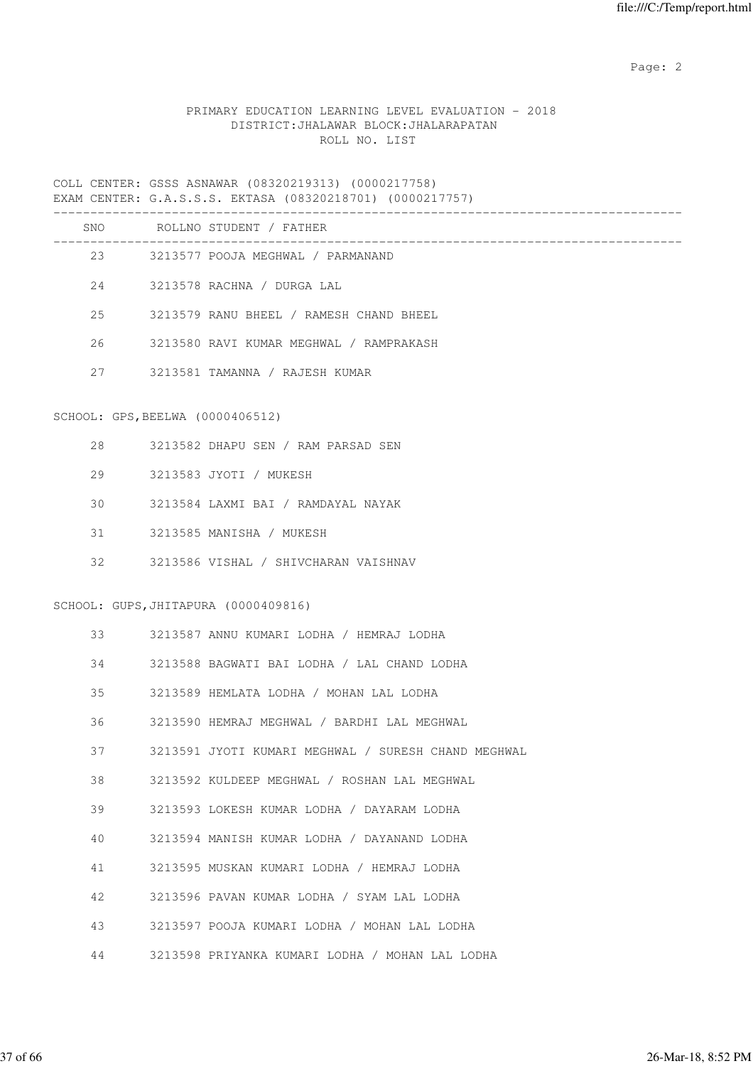PRIMARY EDUCATION LEARNING LEVEL EVALUATION - 2018
DISTRICT:JHALAWAR BLOCK:JHALARAPATAN
ROLL NO. LIST

COLL CENTER: GSSS ASNAWAR (08320219313) (0000217758)
EXAM CENTER: G.A.S.S.S. EKTASA (08320218701) (0000217757)

| SNO | ROLLNO | STUDENT / FATHER |
|---|---|---|
| 23 | 3213577 | POOJA MEGHWAL / PARMANAND |
| 24 | 3213578 | RACHNA / DURGA LAL |
| 25 | 3213579 | RANU BHEEL / RAMESH CHAND BHEEL |
| 26 | 3213580 | RAVI KUMAR MEGHWAL / RAMPRAKASH |
| 27 | 3213581 | TAMANNA / RAJESH KUMAR |

SCHOOL: GPS,BEELWA (0000406512)

| SNO | ROLLNO | STUDENT / FATHER |
|---|---|---|
| 28 | 3213582 | DHAPU SEN / RAM PARSAD SEN |
| 29 | 3213583 | JYOTI / MUKESH |
| 30 | 3213584 | LAXMI BAI / RAMDAYAL NAYAK |
| 31 | 3213585 | MANISHA / MUKESH |
| 32 | 3213586 | VISHAL / SHIVCHARAN VAISHNAV |

SCHOOL: GUPS,JHITAPURA (0000409816)

| SNO | ROLLNO | STUDENT / FATHER |
|---|---|---|
| 33 | 3213587 | ANNU KUMARI LODHA / HEMRAJ LODHA |
| 34 | 3213588 | BAGWATI BAI LODHA / LAL CHAND LODHA |
| 35 | 3213589 | HEMLATA LODHA / MOHAN LAL LODHA |
| 36 | 3213590 | HEMRAJ MEGHWAL / BARDHI LAL MEGHWAL |
| 37 | 3213591 | JYOTI KUMARI MEGHWAL / SURESH CHAND MEGHWAL |
| 38 | 3213592 | KULDEEP MEGHWAL / ROSHAN LAL MEGHWAL |
| 39 | 3213593 | LOKESH KUMAR LODHA / DAYARAM LODHA |
| 40 | 3213594 | MANISH KUMAR LODHA / DAYANAND LODHA |
| 41 | 3213595 | MUSKAN KUMARI LODHA / HEMRAJ LODHA |
| 42 | 3213596 | PAVAN KUMAR LODHA / SYAM LAL LODHA |
| 43 | 3213597 | POOJA KUMARI LODHA / MOHAN LAL LODHA |
| 44 | 3213598 | PRIYANKA KUMARI LODHA / MOHAN LAL LODHA |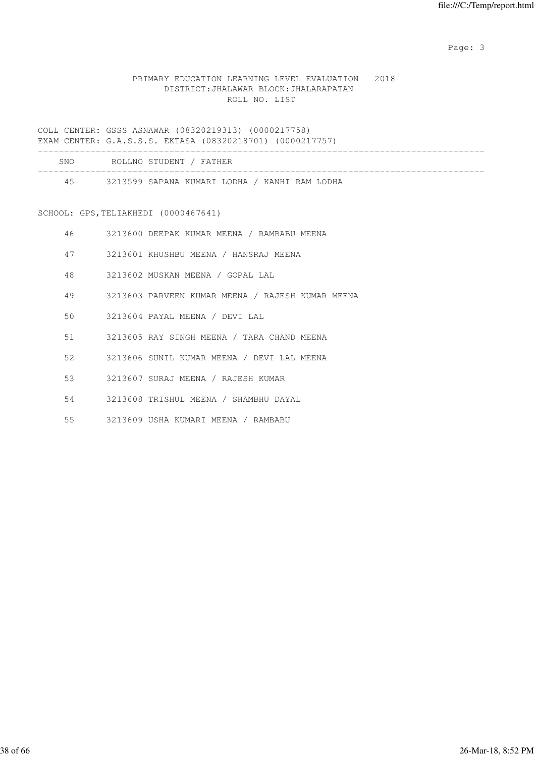PRIMARY EDUCATION LEARNING LEVEL EVALUATION - 2018
DISTRICT:JHALAWAR BLOCK:JHALARAPATAN
ROLL NO. LIST

COLL CENTER: GSSS ASNAWAR (08320219313) (0000217758)
EXAM CENTER: G.A.S.S.S. EKTASA (08320218701) (0000217757)

| SNO | ROLLNO | STUDENT / FATHER |
|---|---|---|
| 45 | 3213599 | SAPANA KUMARI LODHA / KANHI RAM LODHA |

SCHOOL: GPS,TELIAKHEDI (0000467641)

| SNO | ROLLNO | STUDENT / FATHER |
|---|---|---|
| 46 | 3213600 | DEEPAK KUMAR MEENA / RAMBABU MEENA |
| 47 | 3213601 | KHUSHBU MEENA / HANSRAJ MEENA |
| 48 | 3213602 | MUSKAN MEENA / GOPAL LAL |
| 49 | 3213603 | PARVEEN KUMAR MEENA / RAJESH KUMAR MEENA |
| 50 | 3213604 | PAYAL MEENA / DEVI LAL |
| 51 | 3213605 | RAY SINGH MEENA / TARA CHAND MEENA |
| 52 | 3213606 | SUNIL KUMAR MEENA / DEVI LAL MEENA |
| 53 | 3213607 | SURAJ MEENA / RAJESH KUMAR |
| 54 | 3213608 | TRISHUL MEENA / SHAMBHU DAYAL |
| 55 | 3213609 | USHA KUMARI MEENA / RAMBABU |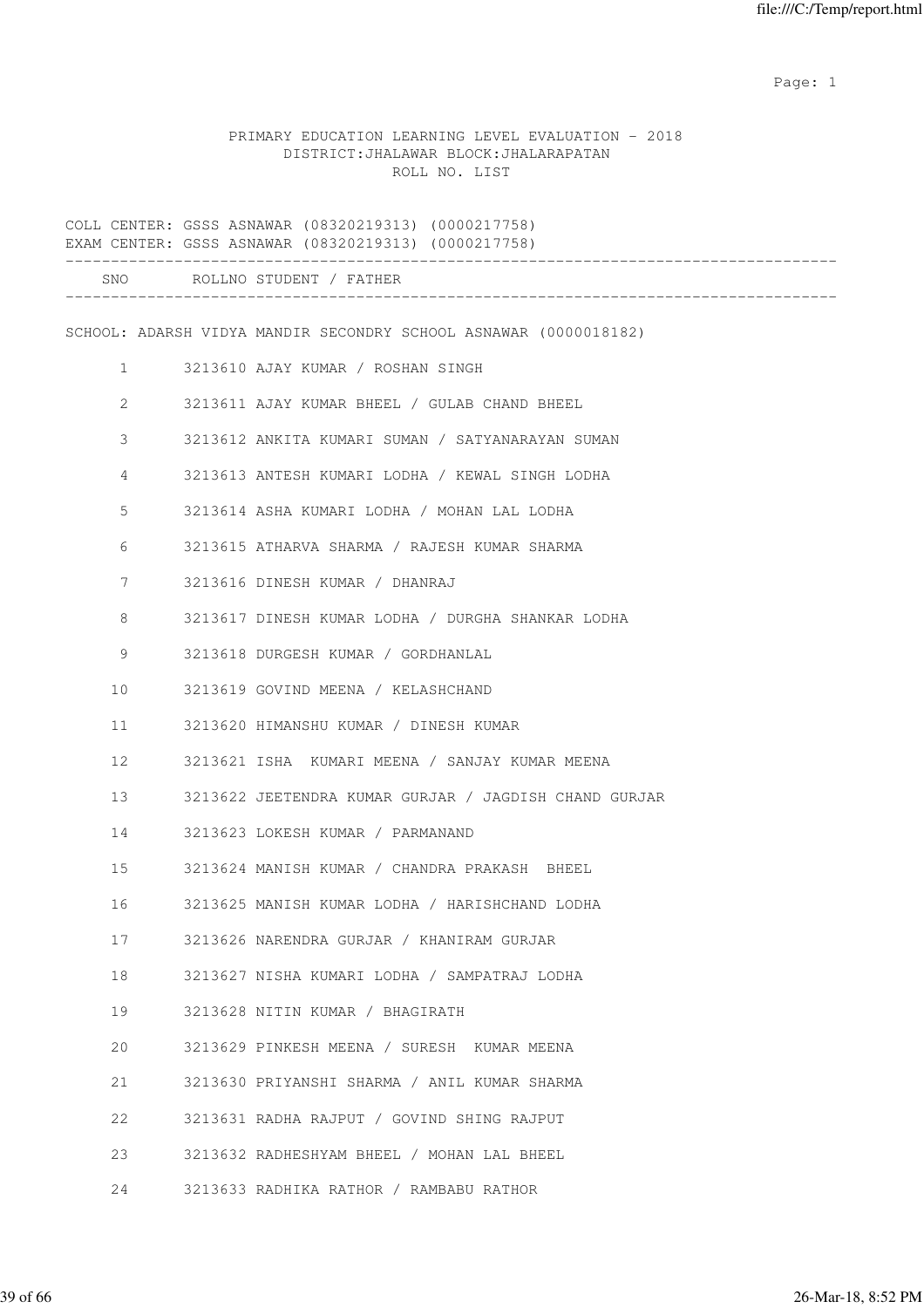PRIMARY EDUCATION LEARNING LEVEL EVALUATION - 2018
DISTRICT:JHALAWAR BLOCK:JHALARAPATAN
ROLL NO. LIST

COLL CENTER: GSSS ASNAWAR (08320219313) (0000217758)
EXAM CENTER: GSSS ASNAWAR (08320219313) (0000217758)

| SNO | ROLLNO | STUDENT / FATHER |
|---|---|---|

SCHOOL: ADARSH VIDYA MANDIR SECONDRY SCHOOL ASNAWAR (0000018182)

| SNO | ROLLNO | STUDENT / FATHER |
|---|---|---|
| 1 | 3213610 | AJAY KUMAR / ROSHAN SINGH |
| 2 | 3213611 | AJAY KUMAR BHEEL / GULAB CHAND BHEEL |
| 3 | 3213612 | ANKITA KUMARI SUMAN / SATYANARAYAN SUMAN |
| 4 | 3213613 | ANTESH KUMARI LODHA / KEWAL SINGH LODHA |
| 5 | 3213614 | ASHA KUMARI LODHA / MOHAN LAL LODHA |
| 6 | 3213615 | ATHARVA SHARMA / RAJESH KUMAR SHARMA |
| 7 | 3213616 | DINESH KUMAR / DHANRAJ |
| 8 | 3213617 | DINESH KUMAR LODHA / DURGHA SHANKAR LODHA |
| 9 | 3213618 | DURGESH KUMAR / GORDHANLAL |
| 10 | 3213619 | GOVIND MEENA / KELASHCHAND |
| 11 | 3213620 | HIMANSHU KUMAR / DINESH KUMAR |
| 12 | 3213621 | ISHA KUMARI MEENA / SANJAY KUMAR MEENA |
| 13 | 3213622 | JEETENDRA KUMAR GURJAR / JAGDISH CHAND GURJAR |
| 14 | 3213623 | LOKESH KUMAR / PARMANAND |
| 15 | 3213624 | MANISH KUMAR / CHANDRA PRAKASH BHEEL |
| 16 | 3213625 | MANISH KUMAR LODHA / HARISHCHAND LODHA |
| 17 | 3213626 | NARENDRA GURJAR / KHANIRAM GURJAR |
| 18 | 3213627 | NISHA KUMARI LODHA / SAMPATRAJ LODHA |
| 19 | 3213628 | NITIN KUMAR / BHAGIRATH |
| 20 | 3213629 | PINKESH MEENA / SURESH KUMAR MEENA |
| 21 | 3213630 | PRIYANSHI SHARMA / ANIL KUMAR SHARMA |
| 22 | 3213631 | RADHA RAJPUT / GOVIND SHING RAJPUT |
| 23 | 3213632 | RADHESHYAM BHEEL / MOHAN LAL BHEEL |
| 24 | 3213633 | RADHIKA RATHOR / RAMBABU RATHOR |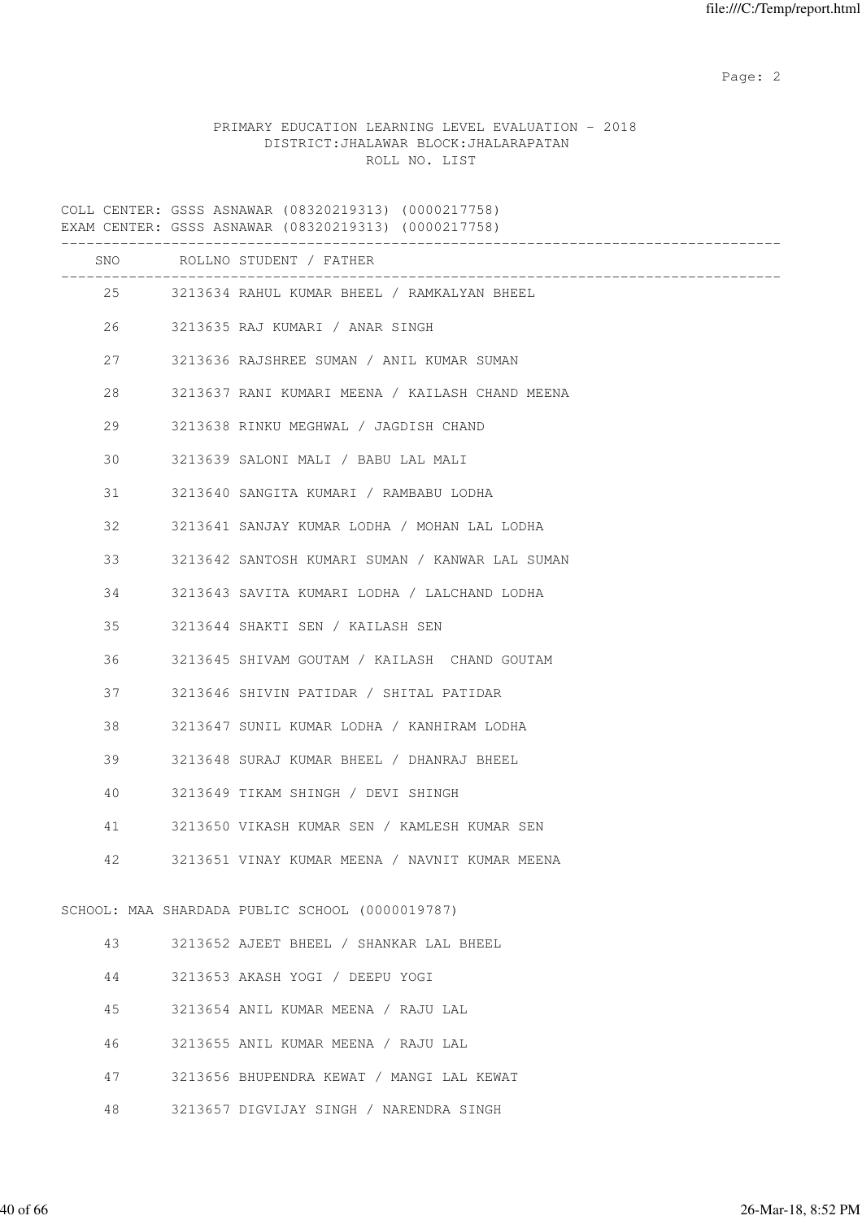PRIMARY EDUCATION LEARNING LEVEL EVALUATION - 2018
DISTRICT:JHALAWAR BLOCK:JHALARAPATAN
ROLL NO. LIST

COLL CENTER: GSSS ASNAWAR (08320219313) (0000217758)
EXAM CENTER: GSSS ASNAWAR (08320219313) (0000217758)

| SNO | ROLLNO | STUDENT / FATHER |
|---|---|---|
| 25 | 3213634 | RAHUL KUMAR BHEEL / RAMKALYAN BHEEL |
| 26 | 3213635 | RAJ KUMARI / ANAR SINGH |
| 27 | 3213636 | RAJSHREE SUMAN / ANIL KUMAR SUMAN |
| 28 | 3213637 | RANI KUMARI MEENA / KAILASH CHAND MEENA |
| 29 | 3213638 | RINKU MEGHWAL / JAGDISH CHAND |
| 30 | 3213639 | SALONI MALI / BABU LAL MALI |
| 31 | 3213640 | SANGITA KUMARI / RAMBABU LODHA |
| 32 | 3213641 | SANJAY KUMAR LODHA / MOHAN LAL LODHA |
| 33 | 3213642 | SANTOSH KUMARI SUMAN / KANWAR LAL SUMAN |
| 34 | 3213643 | SAVITA KUMARI LODHA / LALCHAND LODHA |
| 35 | 3213644 | SHAKTI SEN / KAILASH SEN |
| 36 | 3213645 | SHIVAM GOUTAM / KAILASH CHAND GOUTAM |
| 37 | 3213646 | SHIVIN PATIDAR / SHITAL PATIDAR |
| 38 | 3213647 | SUNIL KUMAR LODHA / KANHIRAM LODHA |
| 39 | 3213648 | SURAJ KUMAR BHEEL / DHANRAJ BHEEL |
| 40 | 3213649 | TIKAM SHINGH / DEVI SHINGH |
| 41 | 3213650 | VIKASH KUMAR SEN / KAMLESH KUMAR SEN |
| 42 | 3213651 | VINAY KUMAR MEENA / NAVNIT KUMAR MEENA |

SCHOOL: MAA SHARDADA PUBLIC SCHOOL (0000019787)

| SNO | ROLLNO | STUDENT / FATHER |
|---|---|---|
| 43 | 3213652 | AJEET BHEEL / SHANKAR LAL BHEEL |
| 44 | 3213653 | AKASH YOGI / DEEPU YOGI |
| 45 | 3213654 | ANIL KUMAR MEENA / RAJU LAL |
| 46 | 3213655 | ANIL KUMAR MEENA / RAJU LAL |
| 47 | 3213656 | BHUPENDRA KEWAT / MANGI LAL KEWAT |
| 48 | 3213657 | DIGVIJAY SINGH / NARENDRA SINGH |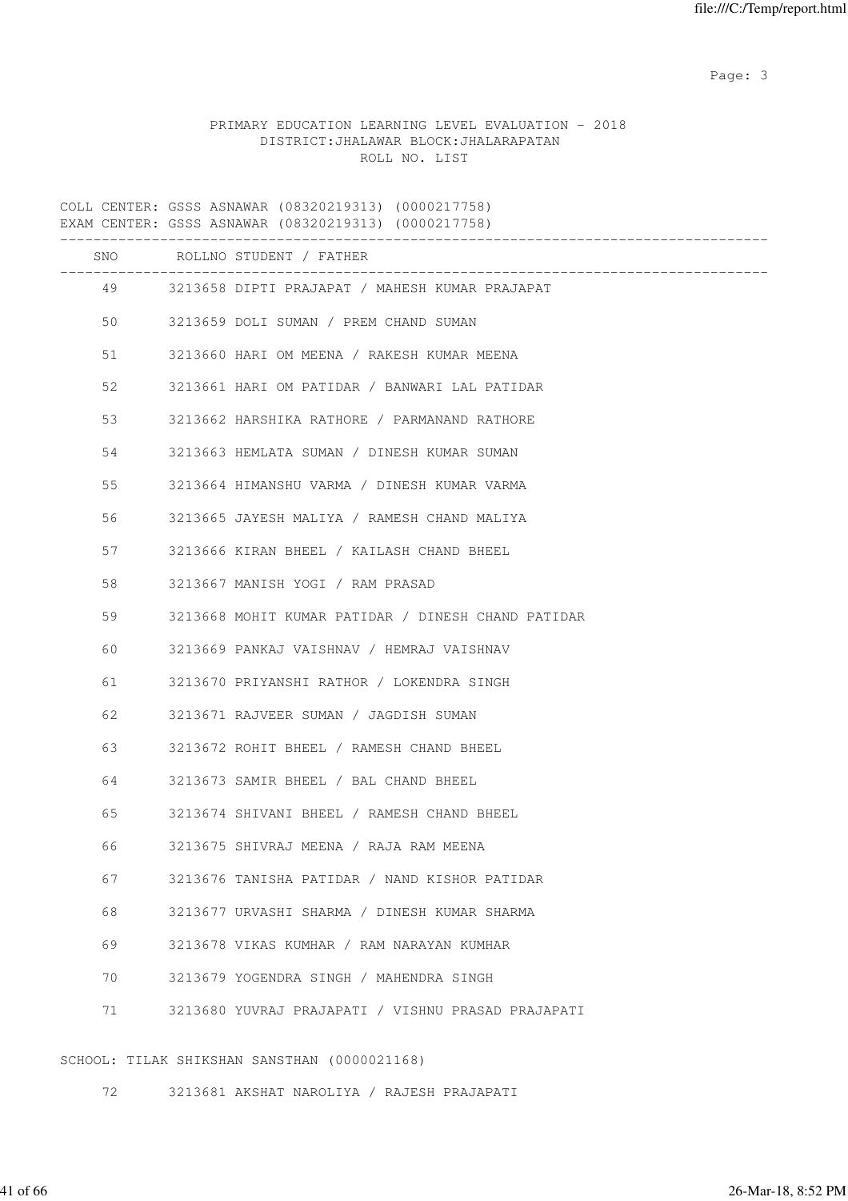PRIMARY EDUCATION LEARNING LEVEL EVALUATION - 2018
DISTRICT:JHALAWAR BLOCK:JHALARAPATAN
ROLL NO. LIST

COLL CENTER: GSSS ASNAWAR (08320219313) (0000217758)
EXAM CENTER: GSSS ASNAWAR (08320219313) (0000217758)

| SNO | ROLLNO | STUDENT / FATHER |
|---|---|---|
| 49 | 3213658 | DIPTI PRAJAPAT / MAHESH KUMAR PRAJAPAT |
| 50 | 3213659 | DOLI SUMAN / PREM CHAND SUMAN |
| 51 | 3213660 | HARI OM MEENA / RAKESH KUMAR MEENA |
| 52 | 3213661 | HARI OM PATIDAR / BANWARI LAL PATIDAR |
| 53 | 3213662 | HARSHIKA RATHORE / PARMANAND RATHORE |
| 54 | 3213663 | HEMLATA SUMAN / DINESH KUMAR SUMAN |
| 55 | 3213664 | HIMANSHU VARMA / DINESH KUMAR VARMA |
| 56 | 3213665 | JAYESH MALIYA / RAMESH CHAND MALIYA |
| 57 | 3213666 | KIRAN BHEEL / KAILASH CHAND BHEEL |
| 58 | 3213667 | MANISH YOGI / RAM PRASAD |
| 59 | 3213668 | MOHIT KUMAR PATIDAR / DINESH CHAND PATIDAR |
| 60 | 3213669 | PANKAJ VAISHNAV / HEMRAJ VAISHNAV |
| 61 | 3213670 | PRIYANSHI RATHOR / LOKENDRA SINGH |
| 62 | 3213671 | RAJVEER SUMAN / JAGDISH SUMAN |
| 63 | 3213672 | ROHIT BHEEL / RAMESH CHAND BHEEL |
| 64 | 3213673 | SAMIR BHEEL / BAL CHAND BHEEL |
| 65 | 3213674 | SHIVANI BHEEL / RAMESH CHAND BHEEL |
| 66 | 3213675 | SHIVRAJ MEENA / RAJA RAM MEENA |
| 67 | 3213676 | TANISHA PATIDAR / NAND KISHOR PATIDAR |
| 68 | 3213677 | URVASHI SHARMA / DINESH KUMAR SHARMA |
| 69 | 3213678 | VIKAS KUMHAR / RAM NARAYAN KUMHAR |
| 70 | 3213679 | YOGENDRA SINGH / MAHENDRA SINGH |
| 71 | 3213680 | YUVRAJ PRAJAPATI / VISHNU PRASAD PRAJAPATI |

SCHOOL: TILAK SHIKSHAN SANSTHAN (0000021168)

| SNO | ROLLNO | STUDENT / FATHER |
|---|---|---|
| 72 | 3213681 | AKSHAT NAROLIYA / RAJESH PRAJAPATI |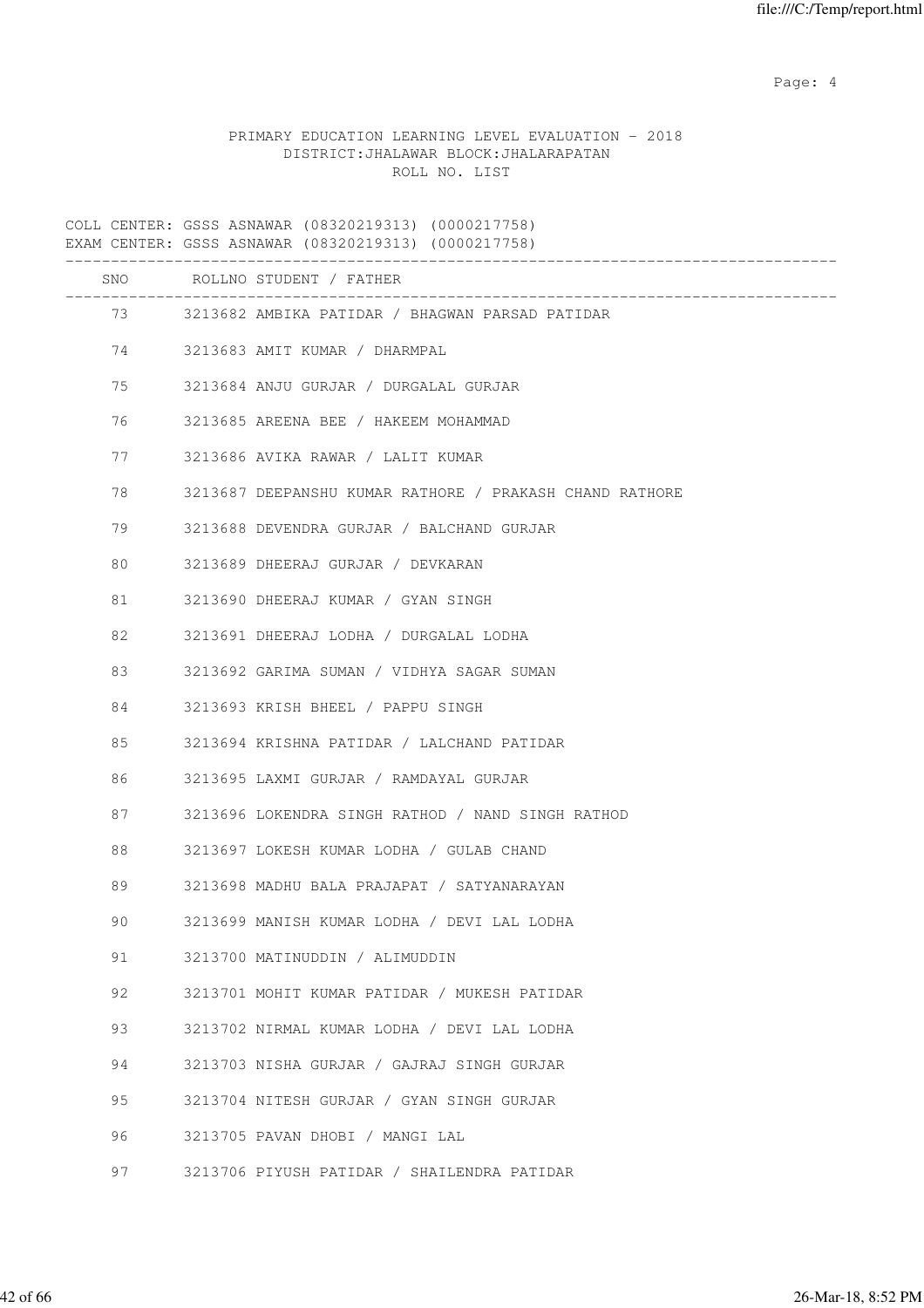PRIMARY EDUCATION LEARNING LEVEL EVALUATION - 2018
DISTRICT:JHALAWAR BLOCK:JHALARAPATAN
ROLL NO. LIST

COLL CENTER: GSSS ASNAWAR (08320219313) (0000217758)
EXAM CENTER: GSSS ASNAWAR (08320219313) (0000217758)

| SNO | ROLLNO | STUDENT / FATHER |
|---|---|---|
| 73 | 3213682 | AMBIKA PATIDAR / BHAGWAN PARSAD PATIDAR |
| 74 | 3213683 | AMIT KUMAR / DHARMPAL |
| 75 | 3213684 | ANJU GURJAR / DURGALAL GURJAR |
| 76 | 3213685 | AREENA BEE / HAKEEM MOHAMMAD |
| 77 | 3213686 | AVIKA RAWAR / LALIT KUMAR |
| 78 | 3213687 | DEEPANSHU KUMAR RATHORE / PRAKASH CHAND RATHORE |
| 79 | 3213688 | DEVENDRA GURJAR / BALCHAND GURJAR |
| 80 | 3213689 | DHEERAJ GURJAR / DEVKARAN |
| 81 | 3213690 | DHEERAJ KUMAR / GYAN SINGH |
| 82 | 3213691 | DHEERAJ LODHA / DURGALAL LODHA |
| 83 | 3213692 | GARIMA SUMAN / VIDHYA SAGAR SUMAN |
| 84 | 3213693 | KRISH BHEEL / PAPPU SINGH |
| 85 | 3213694 | KRISHNA PATIDAR / LALCHAND PATIDAR |
| 86 | 3213695 | LAXMI GURJAR / RAMDAYAL GURJAR |
| 87 | 3213696 | LOKENDRA SINGH RATHOD / NAND SINGH RATHOD |
| 88 | 3213697 | LOKESH KUMAR LODHA / GULAB CHAND |
| 89 | 3213698 | MADHU BALA PRAJAPAT / SATYANARAYAN |
| 90 | 3213699 | MANISH KUMAR LODHA / DEVI LAL LODHA |
| 91 | 3213700 | MATINUDDIN / ALIMUDDIN |
| 92 | 3213701 | MOHIT KUMAR PATIDAR / MUKESH PATIDAR |
| 93 | 3213702 | NIRMAL KUMAR LODHA / DEVI LAL LODHA |
| 94 | 3213703 | NISHA GURJAR / GAJRAJ SINGH GURJAR |
| 95 | 3213704 | NITESH GURJAR / GYAN SINGH GURJAR |
| 96 | 3213705 | PAVAN DHOBI / MANGI LAL |
| 97 | 3213706 | PIYUSH PATIDAR / SHAILENDRA PATIDAR |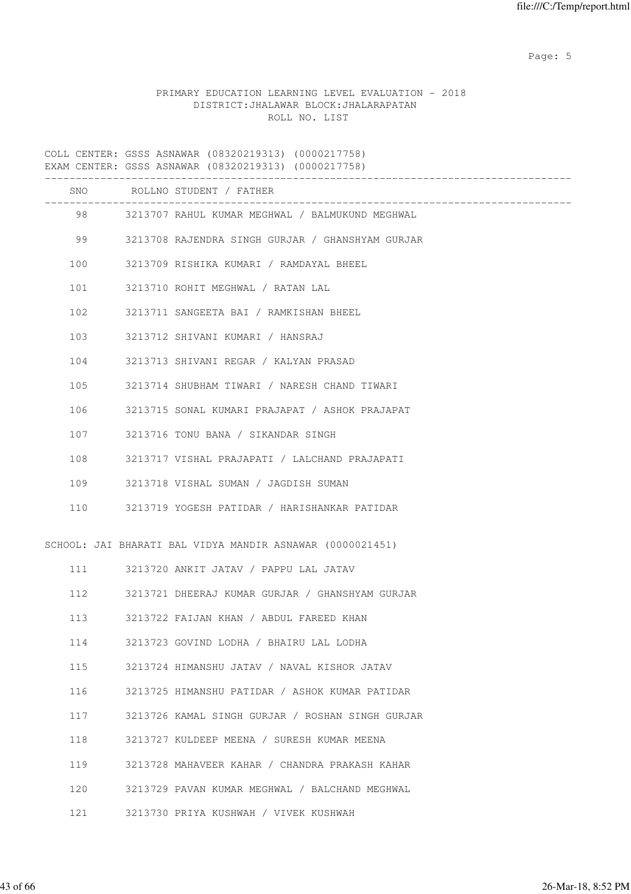PRIMARY EDUCATION LEARNING LEVEL EVALUATION - 2018
DISTRICT:JHALAWAR BLOCK:JHALARAPATAN
ROLL NO. LIST

COLL CENTER: GSSS ASNAWAR (08320219313) (0000217758)
EXAM CENTER: GSSS ASNAWAR (08320219313) (0000217758)

| SNO | ROLLNO | STUDENT / FATHER |
|---|---|---|
| 98 | 3213707 | RAHUL KUMAR MEGHWAL / BALMUKUND MEGHWAL |
| 99 | 3213708 | RAJENDRA SINGH GURJAR / GHANSHYAM GURJAR |
| 100 | 3213709 | RISHIKA KUMARI / RAMDAYAL BHEEL |
| 101 | 3213710 | ROHIT MEGHWAL / RATAN LAL |
| 102 | 3213711 | SANGEETA BAI / RAMKISHAN BHEEL |
| 103 | 3213712 | SHIVANI KUMARI / HANSRAJ |
| 104 | 3213713 | SHIVANI REGAR / KALYAN PRASAD |
| 105 | 3213714 | SHUBHAM TIWARI / NARESH CHAND TIWARI |
| 106 | 3213715 | SONAL KUMARI PRAJAPAT / ASHOK PRAJAPAT |
| 107 | 3213716 | TONU BANA / SIKANDAR SINGH |
| 108 | 3213717 | VISHAL PRAJAPATI / LALCHAND PRAJAPATI |
| 109 | 3213718 | VISHAL SUMAN / JAGDISH SUMAN |
| 110 | 3213719 | YOGESH PATIDAR / HARISHANKAR PATIDAR |

SCHOOL: JAI BHARATI BAL VIDYA MANDIR ASNAWAR (0000021451)

| SNO | ROLLNO | STUDENT / FATHER |
|---|---|---|
| 111 | 3213720 | ANKIT JATAV / PAPPU LAL JATAV |
| 112 | 3213721 | DHEERAJ KUMAR GURJAR / GHANSHYAM GURJAR |
| 113 | 3213722 | FAIJAN KHAN / ABDUL FAREED KHAN |
| 114 | 3213723 | GOVIND LODHA / BHAIRU LAL LODHA |
| 115 | 3213724 | HIMANSHU JATAV / NAVAL KISHOR JATAV |
| 116 | 3213725 | HIMANSHU PATIDAR / ASHOK KUMAR PATIDAR |
| 117 | 3213726 | KAMAL SINGH GURJAR / ROSHAN SINGH GURJAR |
| 118 | 3213727 | KULDEEP MEENA / SURESH KUMAR MEENA |
| 119 | 3213728 | MAHAVEER KAHAR / CHANDRA PRAKASH KAHAR |
| 120 | 3213729 | PAVAN KUMAR MEGHWAL / BALCHAND MEGHWAL |
| 121 | 3213730 | PRIYA KUSHWAH / VIVEK KUSHWAH |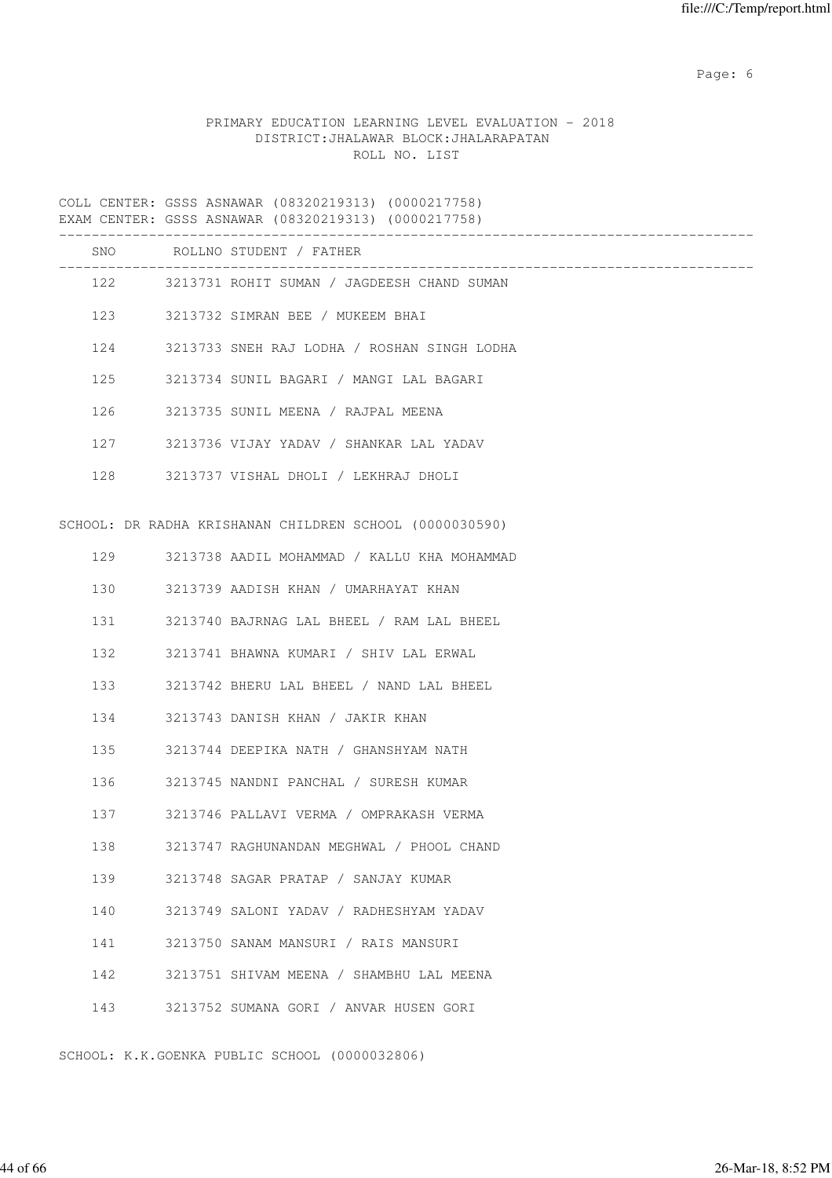PRIMARY EDUCATION LEARNING LEVEL EVALUATION - 2018
DISTRICT:JHALAWAR BLOCK:JHALARAPATAN
ROLL NO. LIST

COLL CENTER: GSSS ASNAWAR (08320219313) (0000217758)
EXAM CENTER: GSSS ASNAWAR (08320219313) (0000217758)

| SNO | ROLLNO | STUDENT / FATHER |
|---|---|---|
| 122 | 3213731 | ROHIT SUMAN / JAGDEESH CHAND SUMAN |
| 123 | 3213732 | SIMRAN BEE / MUKEEM BHAI |
| 124 | 3213733 | SNEH RAJ LODHA / ROSHAN SINGH LODHA |
| 125 | 3213734 | SUNIL BAGARI / MANGI LAL BAGARI |
| 126 | 3213735 | SUNIL MEENA / RAJPAL MEENA |
| 127 | 3213736 | VIJAY YADAV / SHANKAR LAL YADAV |
| 128 | 3213737 | VISHAL DHOLI / LEKHRAJ DHOLI |

SCHOOL: DR RADHA KRISHANAN CHILDREN SCHOOL (0000030590)

| SNO | ROLLNO | STUDENT / FATHER |
|---|---|---|
| 129 | 3213738 | AADIL MOHAMMAD / KALLU KHA MOHAMMAD |
| 130 | 3213739 | AADISH KHAN / UMARHAYAT KHAN |
| 131 | 3213740 | BAJRNAG LAL BHEEL / RAM LAL BHEEL |
| 132 | 3213741 | BHAWNA KUMARI / SHIV LAL ERWAL |
| 133 | 3213742 | BHERU LAL BHEEL / NAND LAL BHEEL |
| 134 | 3213743 | DANISH KHAN / JAKIR KHAN |
| 135 | 3213744 | DEEPIKA NATH / GHANSHYAM NATH |
| 136 | 3213745 | NANDNI PANCHAL / SURESH KUMAR |
| 137 | 3213746 | PALLAVI VERMA / OMPRAKASH VERMA |
| 138 | 3213747 | RAGHUNANDAN MEGHWAL / PHOOL CHAND |
| 139 | 3213748 | SAGAR PRATAP / SANJAY KUMAR |
| 140 | 3213749 | SALONI YADAV / RADHESHYAM YADAV |
| 141 | 3213750 | SANAM MANSURI / RAIS MANSURI |
| 142 | 3213751 | SHIVAM MEENA / SHAMBHU LAL MEENA |
| 143 | 3213752 | SUMANA GORI / ANVAR HUSEN GORI |

SCHOOL: K.K.GOENKA PUBLIC SCHOOL (0000032806)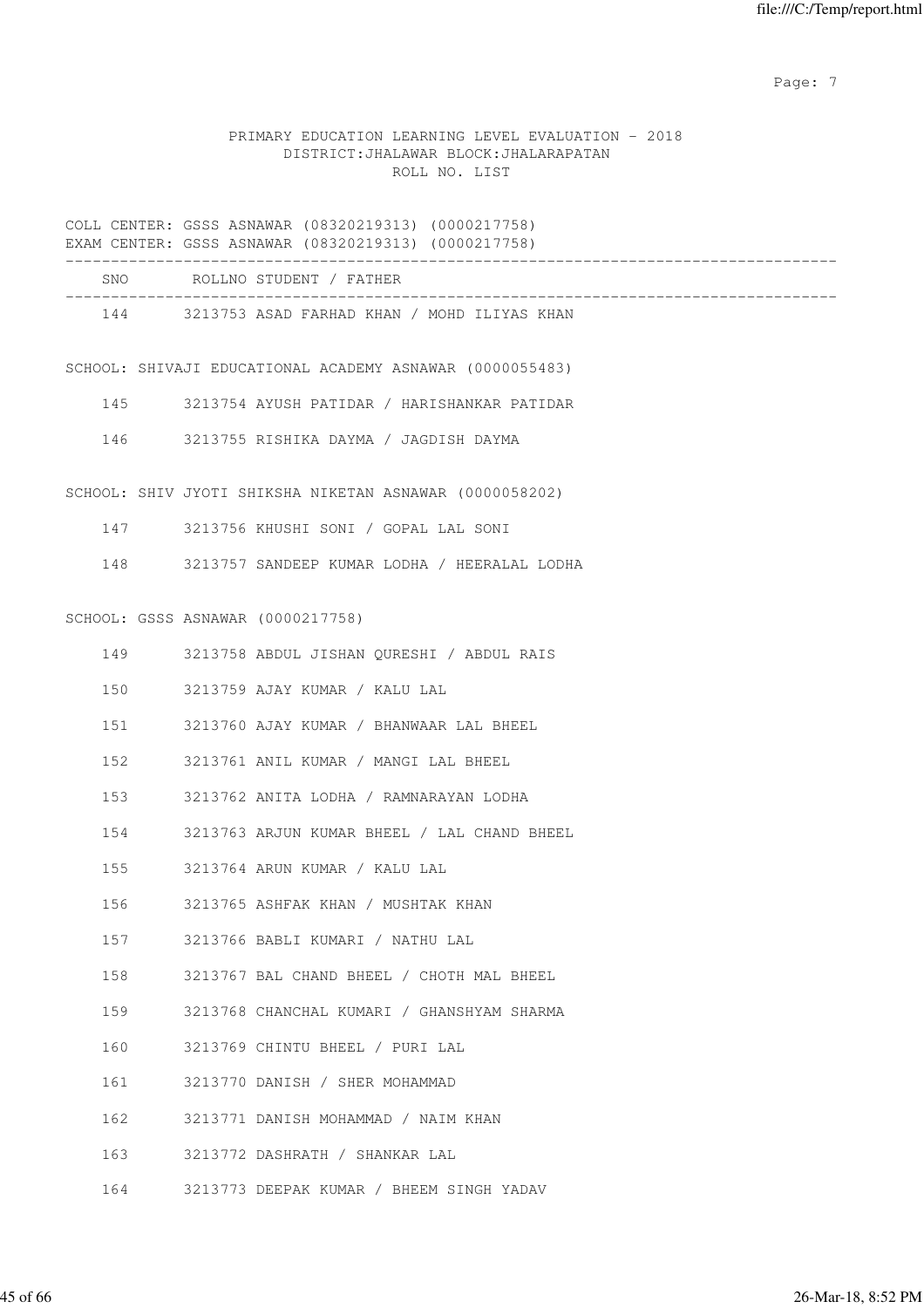PRIMARY EDUCATION LEARNING LEVEL EVALUATION - 2018
DISTRICT:JHALAWAR BLOCK:JHALARAPATAN
ROLL NO. LIST

COLL CENTER: GSSS ASNAWAR (08320219313) (0000217758)
EXAM CENTER: GSSS ASNAWAR (08320219313) (0000217758)

| SNO | ROLLNO | STUDENT / FATHER |
|---|---|---|
| 144 | 3213753 | ASAD FARHAD KHAN / MOHD ILIYAS KHAN |

SCHOOL: SHIVAJI EDUCATIONAL ACADEMY ASNAWAR (0000055483)

| SNO | ROLLNO | STUDENT / FATHER |
|---|---|---|
| 145 | 3213754 | AYUSH PATIDAR / HARISHANKAR PATIDAR |
| 146 | 3213755 | RISHIKA DAYMA / JAGDISH DAYMA |

SCHOOL: SHIV JYOTI SHIKSHA NIKETAN ASNAWAR (0000058202)

| SNO | ROLLNO | STUDENT / FATHER |
|---|---|---|
| 147 | 3213756 | KHUSHI SONI / GOPAL LAL SONI |
| 148 | 3213757 | SANDEEP KUMAR LODHA / HEERALAL LODHA |

SCHOOL: GSSS ASNAWAR (0000217758)

| SNO | ROLLNO | STUDENT / FATHER |
|---|---|---|
| 149 | 3213758 | ABDUL JISHAN QURESHI / ABDUL RAIS |
| 150 | 3213759 | AJAY KUMAR / KALU LAL |
| 151 | 3213760 | AJAY KUMAR / BHANWAAR LAL BHEEL |
| 152 | 3213761 | ANIL KUMAR / MANGI LAL BHEEL |
| 153 | 3213762 | ANITA LODHA / RAMNARAYAN LODHA |
| 154 | 3213763 | ARJUN KUMAR BHEEL / LAL CHAND BHEEL |
| 155 | 3213764 | ARUN KUMAR / KALU LAL |
| 156 | 3213765 | ASHFAK KHAN / MUSHTAK KHAN |
| 157 | 3213766 | BABLI KUMARI / NATHU LAL |
| 158 | 3213767 | BAL CHAND BHEEL / CHOTH MAL BHEEL |
| 159 | 3213768 | CHANCHAL KUMARI / GHANSHYAM SHARMA |
| 160 | 3213769 | CHINTU BHEEL / PURI LAL |
| 161 | 3213770 | DANISH / SHER MOHAMMAD |
| 162 | 3213771 | DANISH MOHAMMAD / NAIM KHAN |
| 163 | 3213772 | DASHRATH / SHANKAR LAL |
| 164 | 3213773 | DEEPAK KUMAR / BHEEM SINGH YADAV |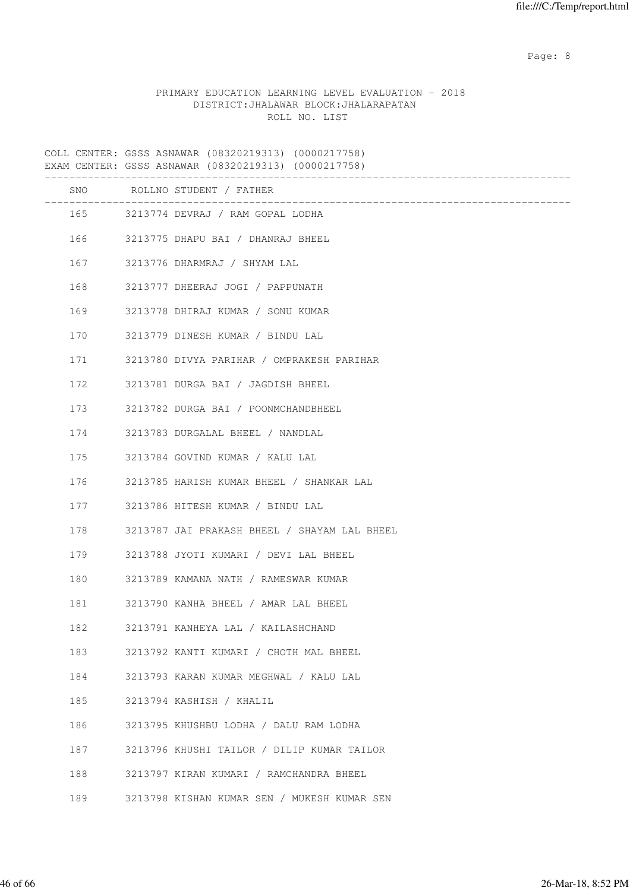PRIMARY EDUCATION LEARNING LEVEL EVALUATION - 2018
DISTRICT:JHALAWAR BLOCK:JHALARAPATAN
ROLL NO. LIST

COLL CENTER: GSSS ASNAWAR (08320219313) (0000217758)
EXAM CENTER: GSSS ASNAWAR (08320219313) (0000217758)

| SNO | ROLLNO STUDENT / FATHER |
|---|---|
| 165 | 3213774 DEVRAJ / RAM GOPAL LODHA |
| 166 | 3213775 DHAPU BAI / DHANRAJ BHEEL |
| 167 | 3213776 DHARMRAJ / SHYAM LAL |
| 168 | 3213777 DHEERAJ JOGI / PAPPUNATH |
| 169 | 3213778 DHIRAJ KUMAR / SONU KUMAR |
| 170 | 3213779 DINESH KUMAR / BINDU LAL |
| 171 | 3213780 DIVYA PARIHAR / OMPRAKESH PARIHAR |
| 172 | 3213781 DURGA BAI / JAGDISH BHEEL |
| 173 | 3213782 DURGA BAI / POONMCHANDBHEEL |
| 174 | 3213783 DURGALAL BHEEL / NANDLAL |
| 175 | 3213784 GOVIND KUMAR / KALU LAL |
| 176 | 3213785 HARISH KUMAR BHEEL / SHANKAR LAL |
| 177 | 3213786 HITESH KUMAR / BINDU LAL |
| 178 | 3213787 JAI PRAKASH BHEEL / SHAYAM LAL BHEEL |
| 179 | 3213788 JYOTI KUMARI / DEVI LAL BHEEL |
| 180 | 3213789 KAMANA NATH / RAMESWAR KUMAR |
| 181 | 3213790 KANHA BHEEL / AMAR LAL BHEEL |
| 182 | 3213791 KANHEYA LAL / KAILASHCHAND |
| 183 | 3213792 KANTI KUMARI / CHOTH MAL BHEEL |
| 184 | 3213793 KARAN KUMAR MEGHWAL / KALU LAL |
| 185 | 3213794 KASHISH / KHALIL |
| 186 | 3213795 KHUSHBU LODHA / DALU RAM LODHA |
| 187 | 3213796 KHUSHI TAILOR / DILIP KUMAR TAILOR |
| 188 | 3213797 KIRAN KUMARI / RAMCHANDRA BHEEL |
| 189 | 3213798 KISHAN KUMAR SEN / MUKESH KUMAR SEN |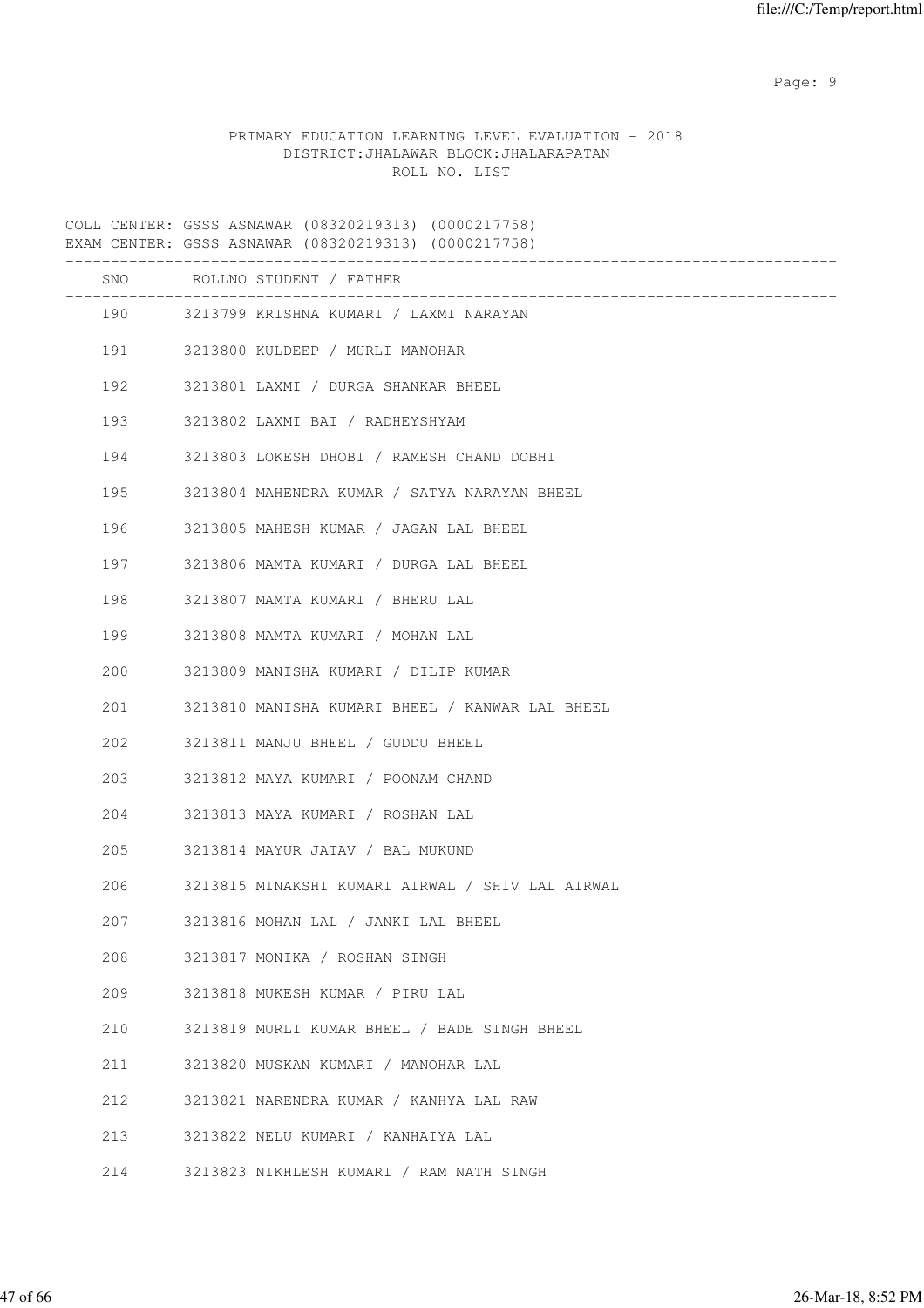PRIMARY EDUCATION LEARNING LEVEL EVALUATION - 2018
DISTRICT:JHALAWAR BLOCK:JHALARAPATAN
ROLL NO. LIST

COLL CENTER: GSSS ASNAWAR (08320219313) (0000217758)
EXAM CENTER: GSSS ASNAWAR (08320219313) (0000217758)

| SNO | ROLLNO | STUDENT / FATHER |
|---|---|---|
| 190 | 3213799 | KRISHNA KUMARI / LAXMI NARAYAN |
| 191 | 3213800 | KULDEEP / MURLI MANOHAR |
| 192 | 3213801 | LAXMI / DURGA SHANKAR BHEEL |
| 193 | 3213802 | LAXMI BAI / RADHEYSHYAM |
| 194 | 3213803 | LOKESH DHOBI / RAMESH CHAND DOBHI |
| 195 | 3213804 | MAHENDRA KUMAR / SATYA NARAYAN BHEEL |
| 196 | 3213805 | MAHESH KUMAR / JAGAN LAL BHEEL |
| 197 | 3213806 | MAMTA KUMARI / DURGA LAL BHEEL |
| 198 | 3213807 | MAMTA KUMARI / BHERU LAL |
| 199 | 3213808 | MAMTA KUMARI / MOHAN LAL |
| 200 | 3213809 | MANISHA KUMARI / DILIP KUMAR |
| 201 | 3213810 | MANISHA KUMARI BHEEL / KANWAR LAL BHEEL |
| 202 | 3213811 | MANJU BHEEL / GUDDU BHEEL |
| 203 | 3213812 | MAYA KUMARI / POONAM CHAND |
| 204 | 3213813 | MAYA KUMARI / ROSHAN LAL |
| 205 | 3213814 | MAYUR JATAV / BAL MUKUND |
| 206 | 3213815 | MINAKSHI KUMARI AIRWAL / SHIV LAL AIRWAL |
| 207 | 3213816 | MOHAN LAL / JANKI LAL BHEEL |
| 208 | 3213817 | MONIKA / ROSHAN SINGH |
| 209 | 3213818 | MUKESH KUMAR / PIRU LAL |
| 210 | 3213819 | MURLI KUMAR BHEEL / BADE SINGH BHEEL |
| 211 | 3213820 | MUSKAN KUMARI / MANOHAR LAL |
| 212 | 3213821 | NARENDRA KUMAR / KANHYA LAL RAW |
| 213 | 3213822 | NELU KUMARI / KANHAIYA LAL |
| 214 | 3213823 | NIKHLESH KUMARI / RAM NATH SINGH |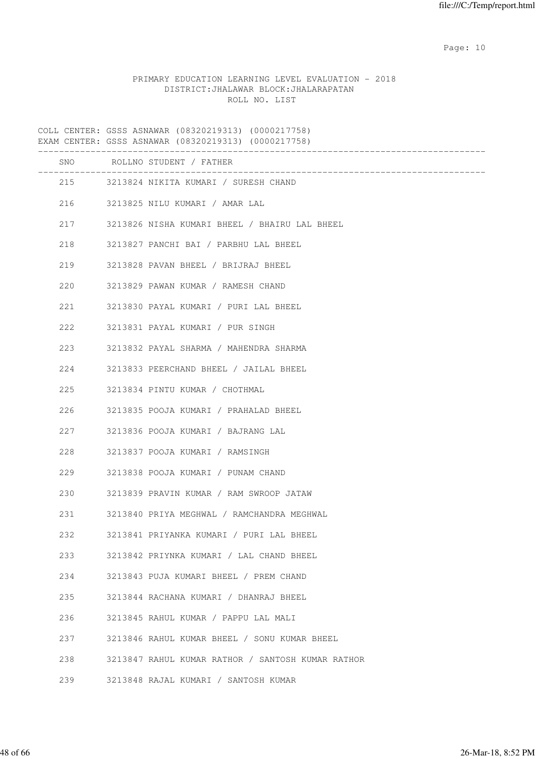PRIMARY EDUCATION LEARNING LEVEL EVALUATION - 2018
DISTRICT:JHALAWAR BLOCK:JHALARAPATAN
ROLL NO. LIST

COLL CENTER: GSSS ASNAWAR (08320219313) (0000217758)
EXAM CENTER: GSSS ASNAWAR (08320219313) (0000217758)

| SNO | ROLLNO | STUDENT / FATHER |
|---|---|---|
| 215 | 3213824 | NIKITA KUMARI / SURESH CHAND |
| 216 | 3213825 | NILU KUMARI / AMAR LAL |
| 217 | 3213826 | NISHA KUMARI BHEEL / BHAIRU LAL BHEEL |
| 218 | 3213827 | PANCHI BAI / PARBHU LAL BHEEL |
| 219 | 3213828 | PAVAN BHEEL / BRIJRAJ BHEEL |
| 220 | 3213829 | PAWAN KUMAR / RAMESH CHAND |
| 221 | 3213830 | PAYAL KUMARI / PURI LAL BHEEL |
| 222 | 3213831 | PAYAL KUMARI / PUR SINGH |
| 223 | 3213832 | PAYAL SHARMA / MAHENDRA SHARMA |
| 224 | 3213833 | PEERCHAND BHEEL / JAILAL BHEEL |
| 225 | 3213834 | PINTU KUMAR / CHOTHMAL |
| 226 | 3213835 | POOJA KUMARI / PRAHALAD BHEEL |
| 227 | 3213836 | POOJA KUMARI / BAJRANG LAL |
| 228 | 3213837 | POOJA KUMARI / RAMSINGH |
| 229 | 3213838 | POOJA KUMARI / PUNAM CHAND |
| 230 | 3213839 | PRAVIN KUMAR / RAM SWROOP JATAW |
| 231 | 3213840 | PRIYA MEGHWAL / RAMCHANDRA MEGHWAL |
| 232 | 3213841 | PRIYANKA KUMARI / PURI LAL BHEEL |
| 233 | 3213842 | PRIYNKA KUMARI / LAL CHAND BHEEL |
| 234 | 3213843 | PUJA KUMARI BHEEL / PREM CHAND |
| 235 | 3213844 | RACHANA KUMARI / DHANRAJ BHEEL |
| 236 | 3213845 | RAHUL KUMAR / PAPPU LAL MALI |
| 237 | 3213846 | RAHUL KUMAR BHEEL / SONU KUMAR BHEEL |
| 238 | 3213847 | RAHUL KUMAR RATHOR / SANTOSH KUMAR RATHOR |
| 239 | 3213848 | RAJAL KUMARI / SANTOSH KUMAR |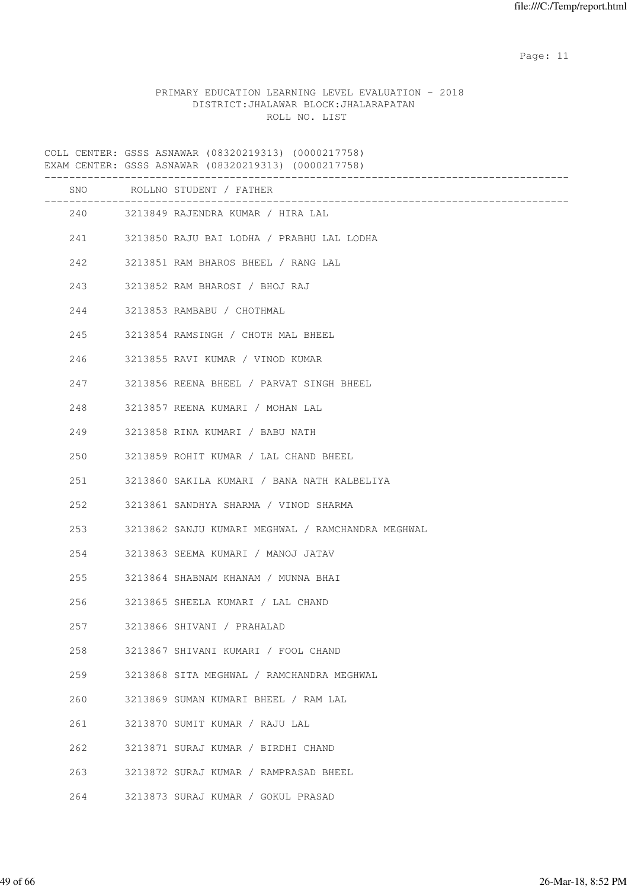PRIMARY EDUCATION LEARNING LEVEL EVALUATION - 2018
DISTRICT:JHALAWAR BLOCK:JHALARAPATAN
ROLL NO. LIST

COLL CENTER: GSSS ASNAWAR (08320219313) (0000217758)
EXAM CENTER: GSSS ASNAWAR (08320219313) (0000217758)

| SNO | ROLLNO | STUDENT / FATHER |
|---|---|---|
| 240 | 3213849 | RAJENDRA KUMAR / HIRA LAL |
| 241 | 3213850 | RAJU BAI LODHA / PRABHU LAL LODHA |
| 242 | 3213851 | RAM BHAROS BHEEL / RANG LAL |
| 243 | 3213852 | RAM BHAROSI / BHOJ RAJ |
| 244 | 3213853 | RAMBABU / CHOTHMAL |
| 245 | 3213854 | RAMSINGH / CHOTH MAL BHEEL |
| 246 | 3213855 | RAVI KUMAR / VINOD KUMAR |
| 247 | 3213856 | REENA BHEEL / PARVAT SINGH BHEEL |
| 248 | 3213857 | REENA KUMARI / MOHAN LAL |
| 249 | 3213858 | RINA KUMARI / BABU NATH |
| 250 | 3213859 | ROHIT KUMAR / LAL CHAND BHEEL |
| 251 | 3213860 | SAKILA KUMARI / BANA NATH KALBELIYA |
| 252 | 3213861 | SANDHYA SHARMA / VINOD SHARMA |
| 253 | 3213862 | SANJU KUMARI MEGHWAL / RAMCHANDRA MEGHWAL |
| 254 | 3213863 | SEEMA KUMARI / MANOJ JATAV |
| 255 | 3213864 | SHABNAM KHANAM / MUNNA BHAI |
| 256 | 3213865 | SHEELA KUMARI / LAL CHAND |
| 257 | 3213866 | SHIVANI / PRAHALAD |
| 258 | 3213867 | SHIVANI KUMARI / FOOL CHAND |
| 259 | 3213868 | SITA MEGHWAL / RAMCHANDRA MEGHWAL |
| 260 | 3213869 | SUMAN KUMARI BHEEL / RAM LAL |
| 261 | 3213870 | SUMIT KUMAR / RAJU LAL |
| 262 | 3213871 | SURAJ KUMAR / BIRDHI CHAND |
| 263 | 3213872 | SURAJ KUMAR / RAMPRASAD BHEEL |
| 264 | 3213873 | SURAJ KUMAR / GOKUL PRASAD |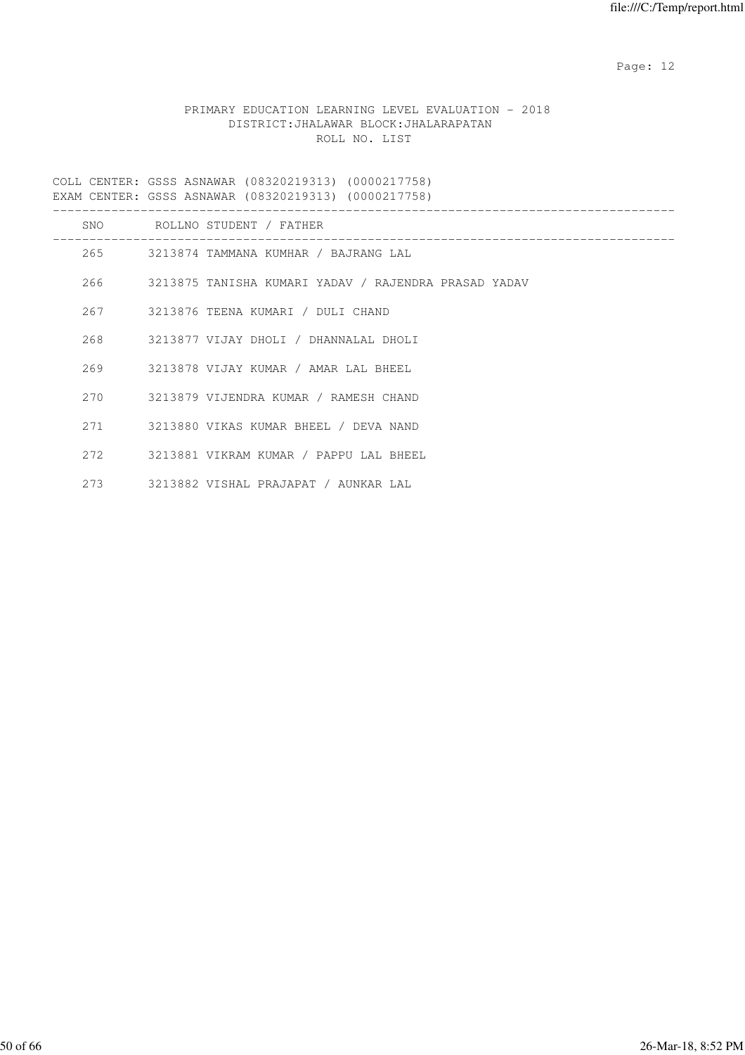PRIMARY EDUCATION LEARNING LEVEL EVALUATION - 2018
DISTRICT:JHALAWAR BLOCK:JHALARAPATAN
ROLL NO. LIST

COLL CENTER: GSSS ASNAWAR (08320219313) (0000217758)
EXAM CENTER: GSSS ASNAWAR (08320219313) (0000217758)

| SNO | ROLLNO | STUDENT / FATHER |
|---|---|---|
| 265 | 3213874 | TAMMANA KUMHAR / BAJRANG LAL |
| 266 | 3213875 | TANISHA KUMARI YADAV / RAJENDRA PRASAD YADAV |
| 267 | 3213876 | TEENA KUMARI / DULI CHAND |
| 268 | 3213877 | VIJAY DHOLI / DHANNALAL DHOLI |
| 269 | 3213878 | VIJAY KUMAR / AMAR LAL BHEEL |
| 270 | 3213879 | VIJENDRA KUMAR / RAMESH CHAND |
| 271 | 3213880 | VIKAS KUMAR BHEEL / DEVA NAND |
| 272 | 3213881 | VIKRAM KUMAR / PAPPU LAL BHEEL |
| 273 | 3213882 | VISHAL PRAJAPAT / AUNKAR LAL |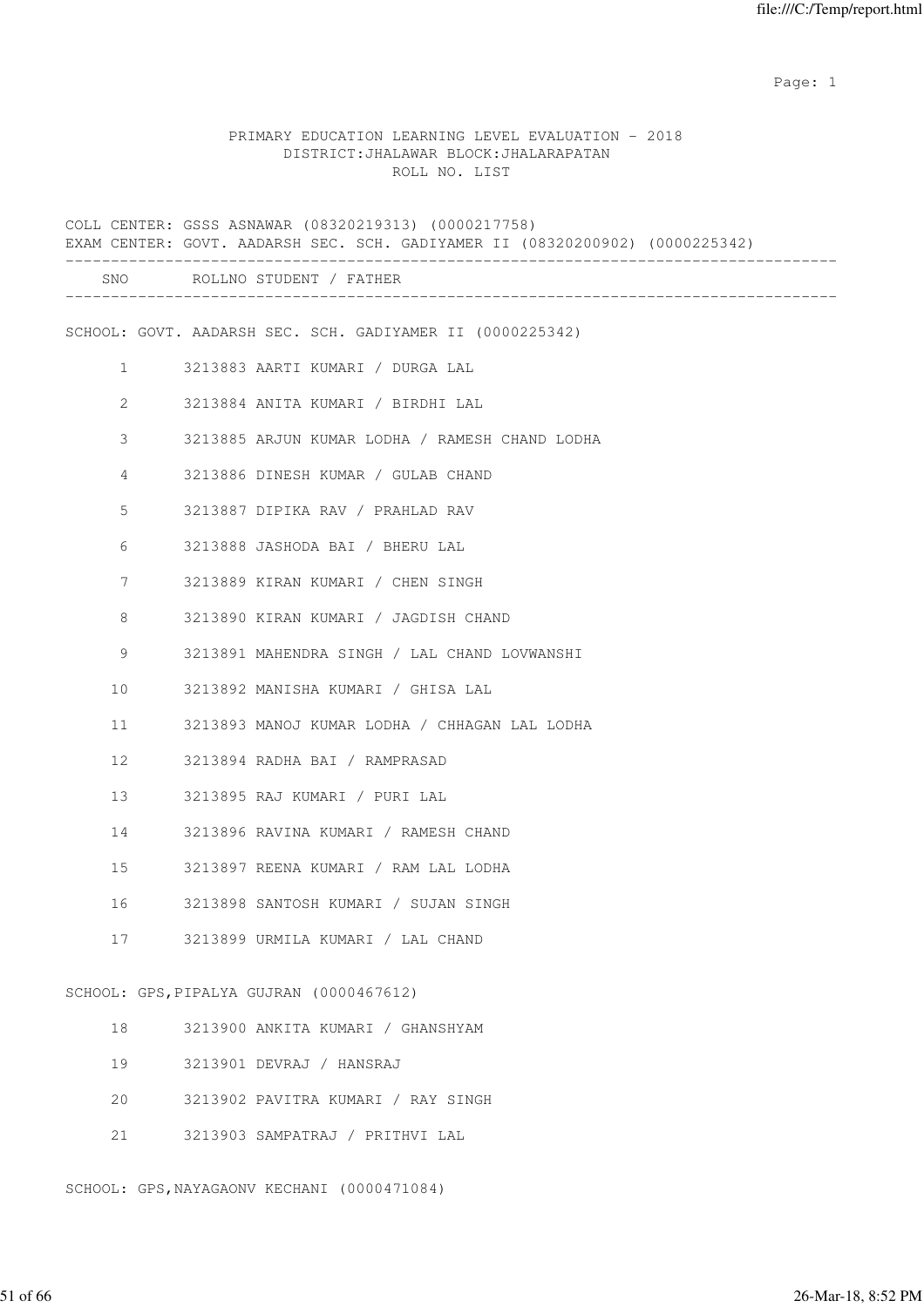PRIMARY EDUCATION LEARNING LEVEL EVALUATION - 2018
DISTRICT:JHALAWAR BLOCK:JHALARAPATAN
ROLL NO. LIST

COLL CENTER: GSSS ASNAWAR (08320219313) (0000217758)
EXAM CENTER: GOVT. AADARSH SEC. SCH. GADIYAMER II (08320200902) (0000225342)

| SNO | ROLLNO | STUDENT / FATHER |
|---|---|---|

SCHOOL: GOVT. AADARSH SEC. SCH. GADIYAMER II (0000225342)

| SNO | ROLLNO | STUDENT / FATHER |
|---|---|---|
| 1 | 3213883 | AARTI KUMARI / DURGA LAL |
| 2 | 3213884 | ANITA KUMARI / BIRDHI LAL |
| 3 | 3213885 | ARJUN KUMAR LODHA / RAMESH CHAND LODHA |
| 4 | 3213886 | DINESH KUMAR / GULAB CHAND |
| 5 | 3213887 | DIPIKA RAV / PRAHLAD RAV |
| 6 | 3213888 | JASHODA BAI / BHERU LAL |
| 7 | 3213889 | KIRAN KUMARI / CHEN SINGH |
| 8 | 3213890 | KIRAN KUMARI / JAGDISH CHAND |
| 9 | 3213891 | MAHENDRA SINGH / LAL CHAND LOVWANSHI |
| 10 | 3213892 | MANISHA KUMARI / GHISA LAL |
| 11 | 3213893 | MANOJ KUMAR LODHA / CHHAGAN LAL LODHA |
| 12 | 3213894 | RADHA BAI / RAMPRASAD |
| 13 | 3213895 | RAJ KUMARI / PURI LAL |
| 14 | 3213896 | RAVINA KUMARI / RAMESH CHAND |
| 15 | 3213897 | REENA KUMARI / RAM LAL LODHA |
| 16 | 3213898 | SANTOSH KUMARI / SUJAN SINGH |
| 17 | 3213899 | URMILA KUMARI / LAL CHAND |

SCHOOL: GPS,PIPALYA GUJRAN (0000467612)

| SNO | ROLLNO | STUDENT / FATHER |
|---|---|---|
| 18 | 3213900 | ANKITA KUMARI / GHANSHYAM |
| 19 | 3213901 | DEVRAJ / HANSRAJ |
| 20 | 3213902 | PAVITRA KUMARI / RAY SINGH |
| 21 | 3213903 | SAMPATRAJ / PRITHVI LAL |

SCHOOL: GPS,NAYAGAONV KECHANI (0000471084)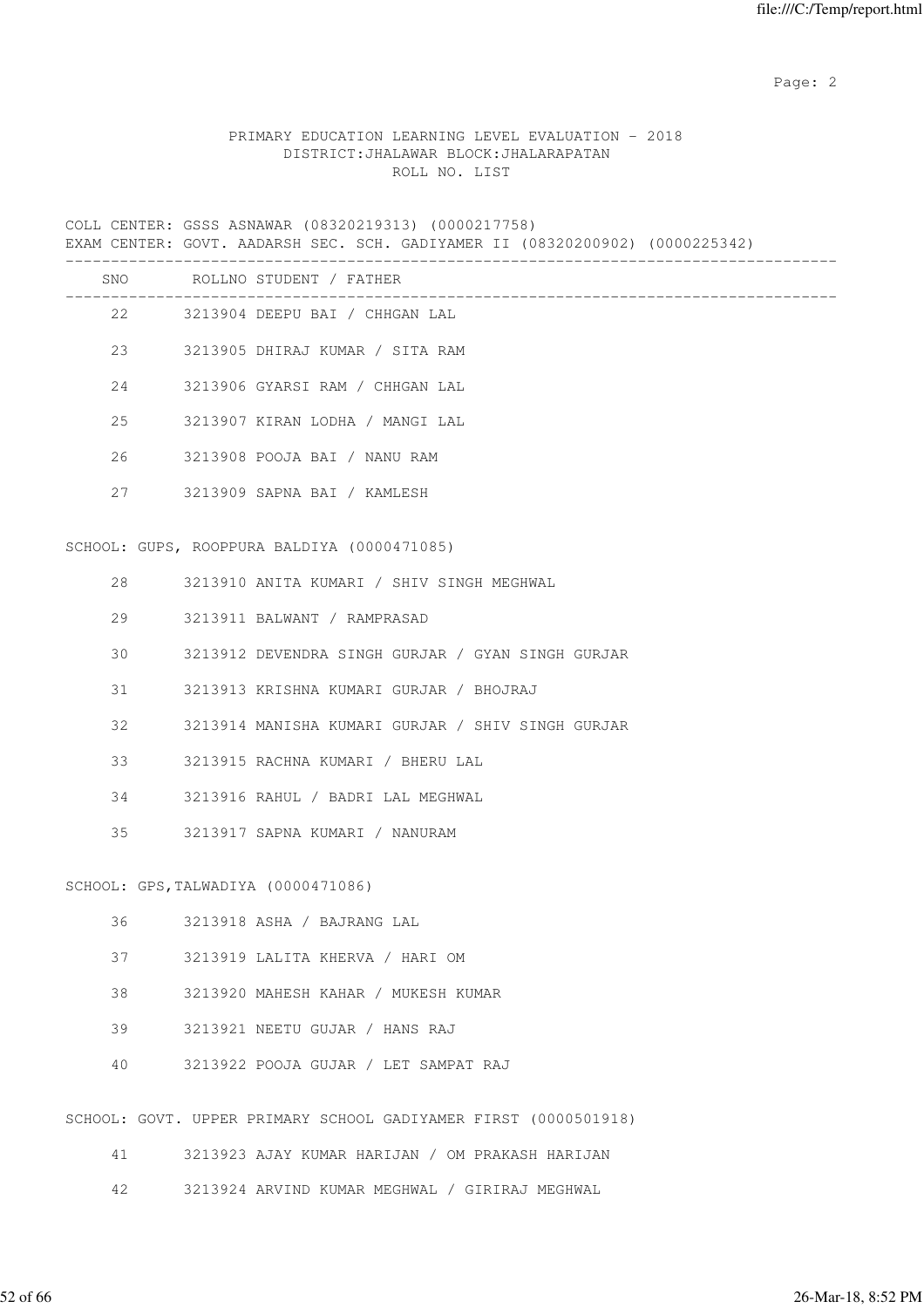PRIMARY EDUCATION LEARNING LEVEL EVALUATION - 2018
DISTRICT:JHALAWAR BLOCK:JHALARAPATAN
ROLL NO. LIST

COLL CENTER: GSSS ASNAWAR (08320219313) (0000217758)
EXAM CENTER: GOVT. AADARSH SEC. SCH. GADIYAMER II (08320200902) (0000225342)

| SNO | ROLLNO | STUDENT / FATHER |
|---|---|---|
| 22 | 3213904 | DEEPU BAI / CHHGAN LAL |
| 23 | 3213905 | DHIRAJ KUMAR / SITA RAM |
| 24 | 3213906 | GYARSI RAM / CHHGAN LAL |
| 25 | 3213907 | KIRAN LODHA / MANGI LAL |
| 26 | 3213908 | POOJA BAI / NANU RAM |
| 27 | 3213909 | SAPNA BAI / KAMLESH |

SCHOOL: GUPS, ROOPPURA BALDIYA (0000471085)

| SNO | ROLLNO | STUDENT / FATHER |
|---|---|---|
| 28 | 3213910 | ANITA KUMARI / SHIV SINGH MEGHWAL |
| 29 | 3213911 | BALWANT / RAMPRASAD |
| 30 | 3213912 | DEVENDRA SINGH GURJAR / GYAN SINGH GURJAR |
| 31 | 3213913 | KRISHNA KUMARI GURJAR / BHOJRAJ |
| 32 | 3213914 | MANISHA KUMARI GURJAR / SHIV SINGH GURJAR |
| 33 | 3213915 | RACHNA KUMARI / BHERU LAL |
| 34 | 3213916 | RAHUL / BADRI LAL MEGHWAL |
| 35 | 3213917 | SAPNA KUMARI / NANURAM |

SCHOOL: GPS,TALWADIYA (0000471086)

| SNO | ROLLNO | STUDENT / FATHER |
|---|---|---|
| 36 | 3213918 | ASHA / BAJRANG LAL |
| 37 | 3213919 | LALITA KHERVA / HARI OM |
| 38 | 3213920 | MAHESH KAHAR / MUKESH KUMAR |
| 39 | 3213921 | NEETU GUJAR / HANS RAJ |
| 40 | 3213922 | POOJA GUJAR / LET SAMPAT RAJ |

SCHOOL: GOVT. UPPER PRIMARY SCHOOL GADIYAMER FIRST (0000501918)

| SNO | ROLLNO | STUDENT / FATHER |
|---|---|---|
| 41 | 3213923 | AJAY KUMAR HARIJAN / OM PRAKASH HARIJAN |
| 42 | 3213924 | ARVIND KUMAR MEGHWAL / GIRIRAJ MEGHWAL |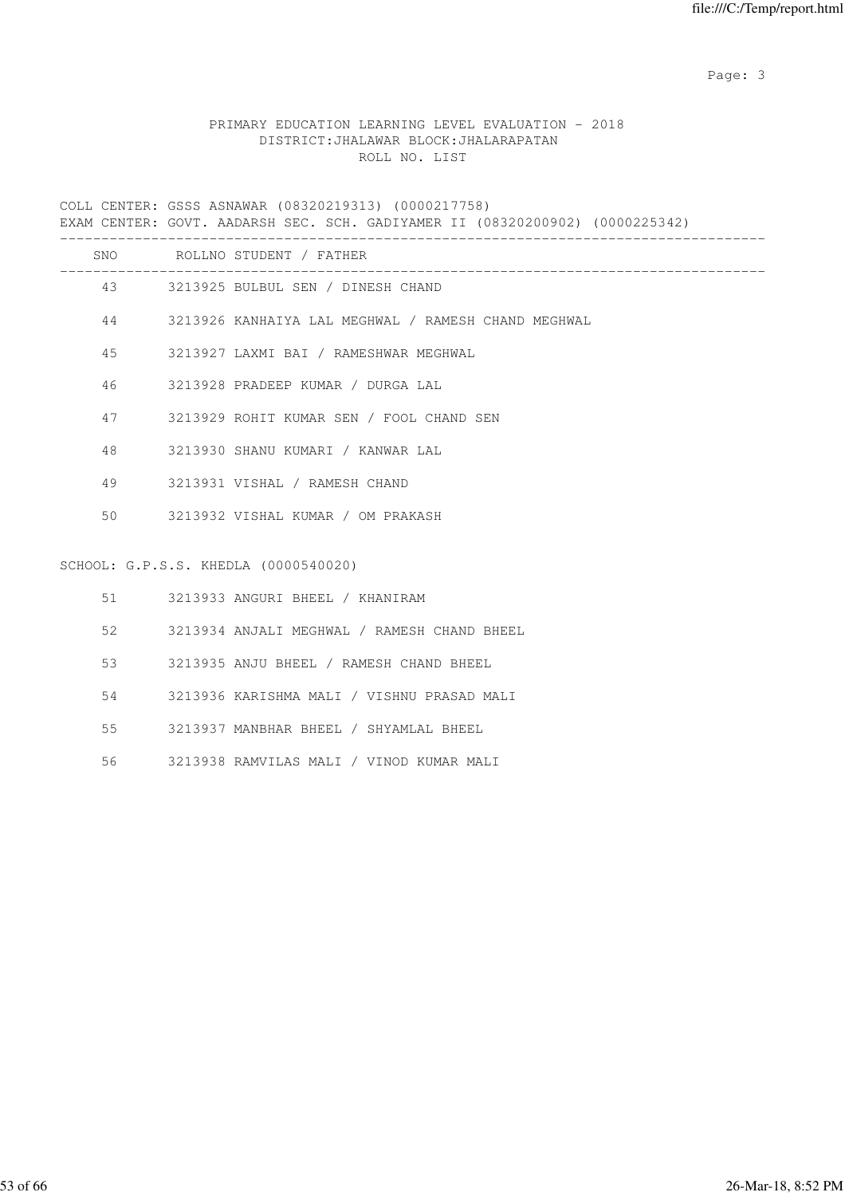PRIMARY EDUCATION LEARNING LEVEL EVALUATION - 2018
DISTRICT:JHALAWAR BLOCK:JHALARAPATAN
ROLL NO. LIST

COLL CENTER: GSSS ASNAWAR (08320219313) (0000217758)
EXAM CENTER: GOVT. AADARSH SEC. SCH. GADIYAMER II (08320200902) (0000225342)

| SNO | ROLLNO | STUDENT / FATHER |
|---|---|---|
| 43 | 3213925 | BULBUL SEN / DINESH CHAND |
| 44 | 3213926 | KANHAIYA LAL MEGHWAL / RAMESH CHAND MEGHWAL |
| 45 | 3213927 | LAXMI BAI / RAMESHWAR MEGHWAL |
| 46 | 3213928 | PRADEEP KUMAR / DURGA LAL |
| 47 | 3213929 | ROHIT KUMAR SEN / FOOL CHAND SEN |
| 48 | 3213930 | SHANU KUMARI / KANWAR LAL |
| 49 | 3213931 | VISHAL / RAMESH CHAND |
| 50 | 3213932 | VISHAL KUMAR / OM PRAKASH |

SCHOOL: G.P.S.S. KHEDLA (0000540020)

| SNO | ROLLNO | STUDENT / FATHER |
|---|---|---|
| 51 | 3213933 | ANGURI BHEEL / KHANIRAM |
| 52 | 3213934 | ANJALI MEGHWAL / RAMESH CHAND BHEEL |
| 53 | 3213935 | ANJU BHEEL / RAMESH CHAND BHEEL |
| 54 | 3213936 | KARISHMA MALI / VISHNU PRASAD MALI |
| 55 | 3213937 | MANBHAR BHEEL / SHYAMLAL BHEEL |
| 56 | 3213938 | RAMVILAS MALI / VINOD KUMAR MALI |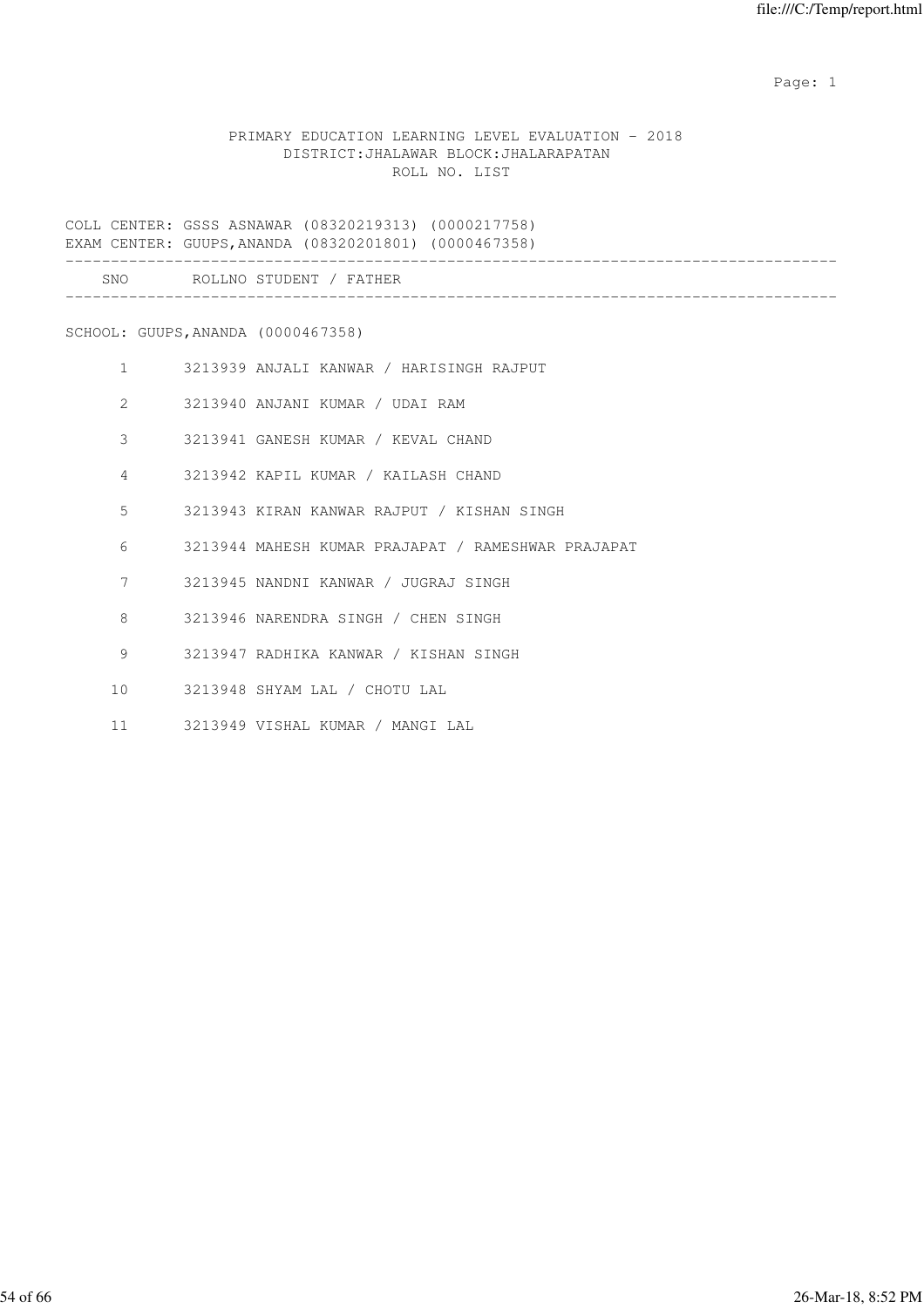PRIMARY EDUCATION LEARNING LEVEL EVALUATION - 2018
DISTRICT:JHALAWAR BLOCK:JHALARAPATAN
ROLL NO. LIST

COLL CENTER: GSSS ASNAWAR (08320219313) (0000217758)
EXAM CENTER: GUUPS,ANANDA (08320201801) (0000467358)

| SNO | ROLLNO | STUDENT / FATHER |
|---|---|---|

SCHOOL: GUUPS,ANANDA (0000467358)

| SNO | ROLLNO | STUDENT / FATHER |
|---|---|---|
| 1 | 3213939 | ANJALI KANWAR / HARISINGH RAJPUT |
| 2 | 3213940 | ANJANI KUMAR / UDAI RAM |
| 3 | 3213941 | GANESH KUMAR / KEVAL CHAND |
| 4 | 3213942 | KAPIL KUMAR / KAILASH CHAND |
| 5 | 3213943 | KIRAN KANWAR RAJPUT / KISHAN SINGH |
| 6 | 3213944 | MAHESH KUMAR PRAJAPAT / RAMESHWAR PRAJAPAT |
| 7 | 3213945 | NANDNI KANWAR / JUGRAJ SINGH |
| 8 | 3213946 | NARENDRA SINGH / CHEN SINGH |
| 9 | 3213947 | RADHIKA KANWAR / KISHAN SINGH |
| 10 | 3213948 | SHYAM LAL / CHOTU LAL |
| 11 | 3213949 | VISHAL KUMAR / MANGI LAL |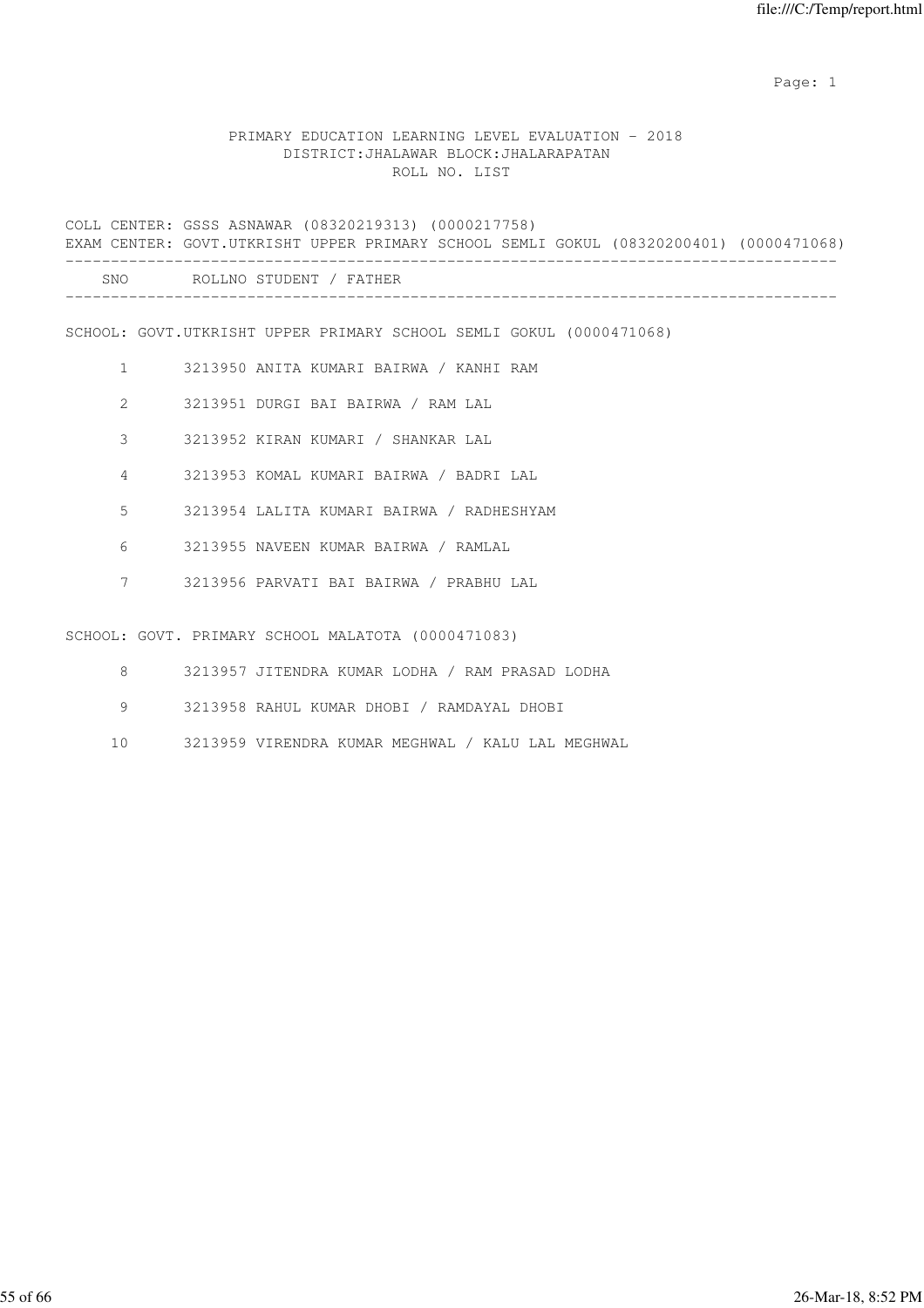PRIMARY EDUCATION LEARNING LEVEL EVALUATION - 2018
DISTRICT:JHALAWAR BLOCK:JHALARAPATAN
ROLL NO. LIST

COLL CENTER: GSSS ASNAWAR (08320219313) (0000217758)
EXAM CENTER: GOVT.UTKRISHT UPPER PRIMARY SCHOOL SEMLI GOKUL (08320200401) (0000471068)

| SNO | ROLLNO | STUDENT / FATHER |
|---|---|---|

SCHOOL: GOVT.UTKRISHT UPPER PRIMARY SCHOOL SEMLI GOKUL (0000471068)

| SNO | ROLLNO | STUDENT / FATHER |
|---|---|---|
| 1 | 3213950 | ANITA KUMARI BAIRWA / KANHI RAM |
| 2 | 3213951 | DURGI BAI BAIRWA / RAM LAL |
| 3 | 3213952 | KIRAN KUMARI / SHANKAR LAL |
| 4 | 3213953 | KOMAL KUMARI BAIRWA / BADRI LAL |
| 5 | 3213954 | LALITA KUMARI BAIRWA / RADHESHYAM |
| 6 | 3213955 | NAVEEN KUMAR BAIRWA / RAMLAL |
| 7 | 3213956 | PARVATI BAI BAIRWA / PRABHU LAL |

SCHOOL: GOVT. PRIMARY SCHOOL MALATOTA (0000471083)

| SNO | ROLLNO | STUDENT / FATHER |
|---|---|---|
| 8 | 3213957 | JITENDRA KUMAR LODHA / RAM PRASAD LODHA |
| 9 | 3213958 | RAHUL KUMAR DHOBI / RAMDAYAL DHOBI |
| 10 | 3213959 | VIRENDRA KUMAR MEGHWAL / KALU LAL MEGHWAL |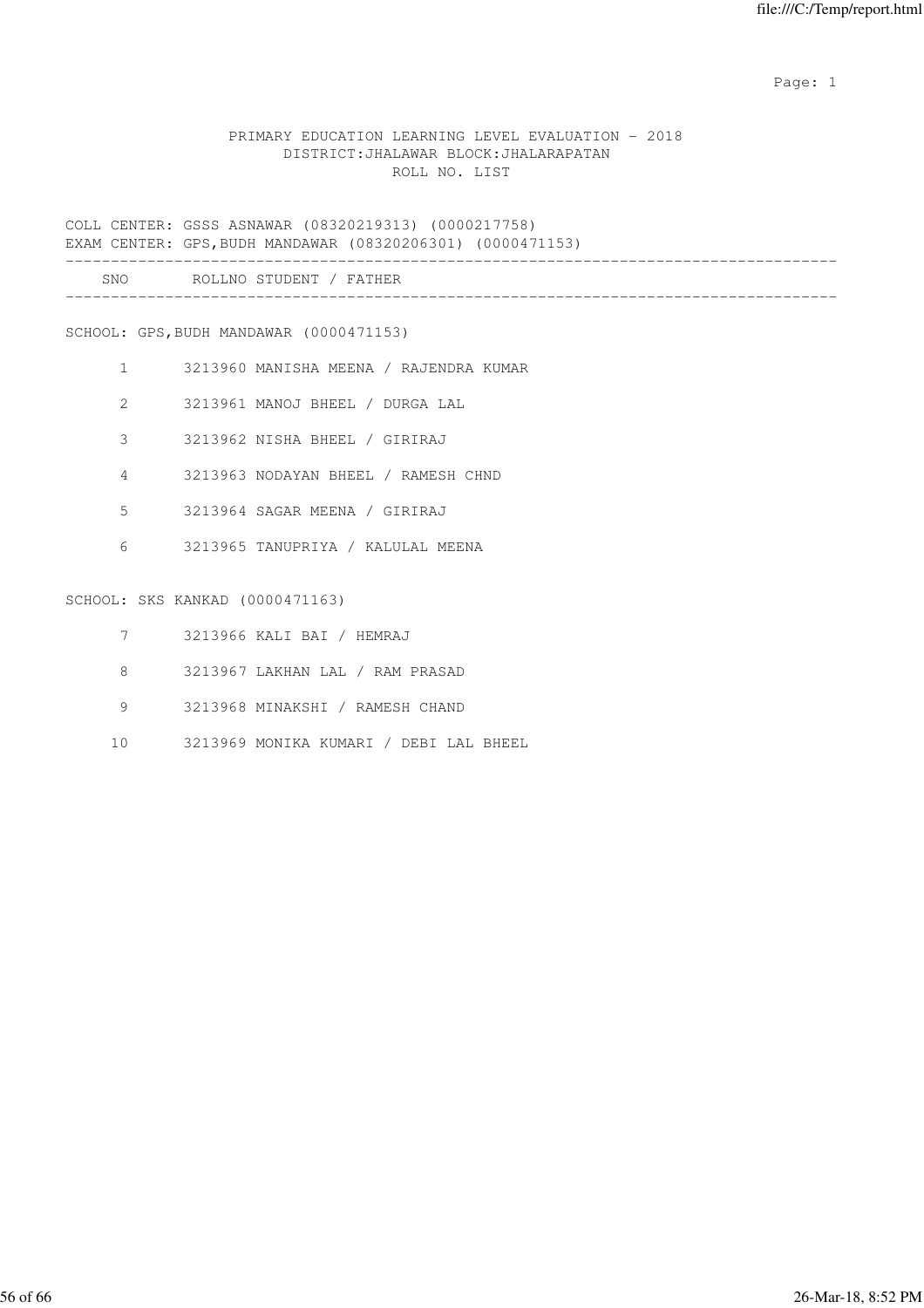# PRIMARY EDUCATION LEARNING LEVEL EVALUATION - 2018

## DISTRICT:JHALAWAR BLOCK:JHALARAPATAN

### ROLL NO. LIST

COLL CENTER: GSSS ASNAWAR (08320219313) (0000217758)
EXAM CENTER: GPS,BUDH MANDAWAR (08320206301) (0000471153)

| SNO | ROLLNO | STUDENT / FATHER |
|---|---|---|
| **SCHOOL: GPS,BUDH MANDAWAR (0000471153)** | | |
| 1 | 3213960 | MANISHA MEENA / RAJENDRA KUMAR |
| 2 | 3213961 | MANOJ BHEEL / DURGA LAL |
| 3 | 3213962 | NISHA BHEEL / GIRIRAJ |
| 4 | 3213963 | NODAYAN BHEEL / RAMESH CHND |
| 5 | 3213964 | SAGAR MEENA / GIRIRAJ |
| 6 | 3213965 | TANUPRIYA / KALULAL MEENA |
| **SCHOOL: SKS KANKAD (0000471163)** | | |
| 7 | 3213966 | KALI BAI / HEMRAJ |
| 8 | 3213967 | LAKHAN LAL / RAM PRASAD |
| 9 | 3213968 | MINAKSHI / RAMESH CHAND |
| 10 | 3213969 | MONIKA KUMARI / DEBI LAL BHEEL |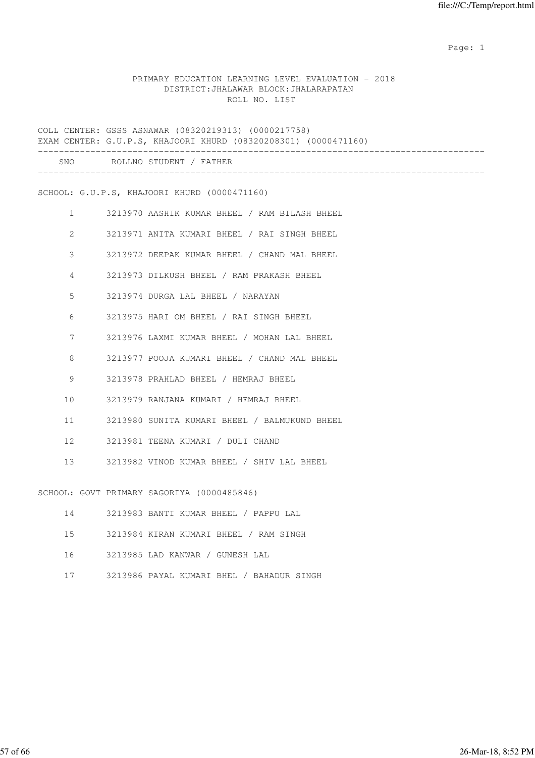PRIMARY EDUCATION LEARNING LEVEL EVALUATION - 2018
DISTRICT:JHALAWAR BLOCK:JHALARAPATAN
ROLL NO. LIST

COLL CENTER: GSSS ASNAWAR (08320219313) (0000217758)
EXAM CENTER: G.U.P.S, KHAJOORI KHURD (08320208301) (0000471160)

| SNO | ROLLNO | STUDENT / FATHER |
|---|---|---|
| **SCHOOL: G.U.P.S, KHAJOORI KHURD (0000471160)** | | |
| 1 | 3213970 | AASHIK KUMAR BHEEL / RAM BILASH BHEEL |
| 2 | 3213971 | ANITA KUMARI BHEEL / RAI SINGH BHEEL |
| 3 | 3213972 | DEEPAK KUMAR BHEEL / CHAND MAL BHEEL |
| 4 | 3213973 | DILKUSH BHEEL / RAM PRAKASH BHEEL |
| 5 | 3213974 | DURGA LAL BHEEL / NARAYAN |
| 6 | 3213975 | HARI OM BHEEL / RAI SINGH BHEEL |
| 7 | 3213976 | LAXMI KUMAR BHEEL / MOHAN LAL BHEEL |
| 8 | 3213977 | POOJA KUMARI BHEEL / CHAND MAL BHEEL |
| 9 | 3213978 | PRAHLAD BHEEL / HEMRAJ BHEEL |
| 10 | 3213979 | RANJANA KUMARI / HEMRAJ BHEEL |
| 11 | 3213980 | SUNITA KUMARI BHEEL / BALMUKUND BHEEL |
| 12 | 3213981 | TEENA KUMARI / DULI CHAND |
| 13 | 3213982 | VINOD KUMAR BHEEL / SHIV LAL BHEEL |
| **SCHOOL: GOVT PRIMARY SAGORIYA (0000485846)** | | |
| 14 | 3213983 | BANTI KUMAR BHEEL / PAPPU LAL |
| 15 | 3213984 | KIRAN KUMARI BHEEL / RAM SINGH |
| 16 | 3213985 | LAD KANWAR / GUNESH LAL |
| 17 | 3213986 | PAYAL KUMARI BHEL / BAHADUR SINGH |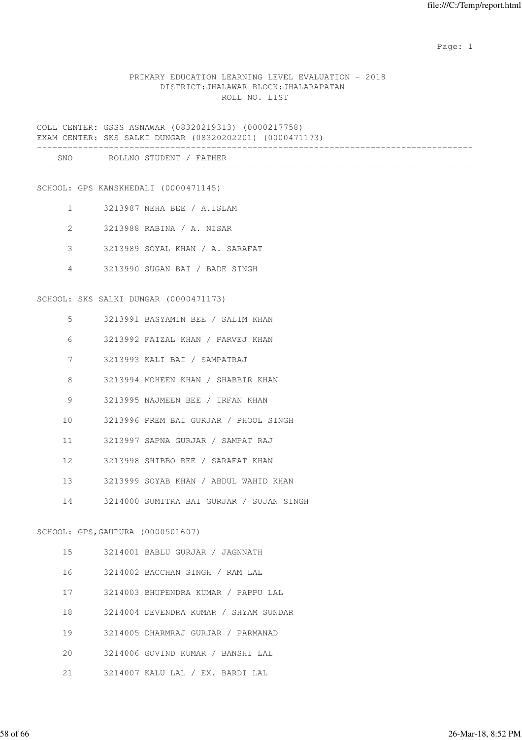PRIMARY EDUCATION LEARNING LEVEL EVALUATION - 2018
DISTRICT:JHALAWAR BLOCK:JHALARAPATAN
ROLL NO. LIST

COLL CENTER: GSSS ASNAWAR (08320219313) (0000217758)
EXAM CENTER: SKS SALKI DUNGAR (08320202201) (0000471173)

| SNO | ROLLNO | STUDENT / FATHER |
|---|---|---|
| **SCHOOL: GPS KANSKHEDALI (0000471145)** | | |
| 1 | 3213987 | NEHA BEE / A.ISLAM |
| 2 | 3213988 | RABINA / A. NISAR |
| 3 | 3213989 | SOYAL KHAN / A. SARAFAT |
| 4 | 3213990 | SUGAN BAI / BADE SINGH |
| **SCHOOL: SKS SALKI DUNGAR (0000471173)** | | |
| 5 | 3213991 | BASYAMIN BEE / SALIM KHAN |
| 6 | 3213992 | FAIZAL KHAN / PARVEJ KHAN |
| 7 | 3213993 | KALI BAI / SAMPATRAJ |
| 8 | 3213994 | MOHEEN KHAN / SHABBIR KHAN |
| 9 | 3213995 | NAJMEEN BEE / IRFAN KHAN |
| 10 | 3213996 | PREM BAI GURJAR / PHOOL SINGH |
| 11 | 3213997 | SAPNA GURJAR / SAMPAT RAJ |
| 12 | 3213998 | SHIBBO BEE / SARAFAT KHAN |
| 13 | 3213999 | SOYAB KHAN / ABDUL WAHID KHAN |
| 14 | 3214000 | SUMITRA BAI GURJAR / SUJAN SINGH |
| **SCHOOL: GPS,GAUPURA (0000501607)** | | |
| 15 | 3214001 | BABLU GURJAR / JAGNNATH |
| 16 | 3214002 | BACCHAN SINGH / RAM LAL |
| 17 | 3214003 | BHUPENDRA KUMAR / PAPPU LAL |
| 18 | 3214004 | DEVENDRA KUMAR / SHYAM SUNDAR |
| 19 | 3214005 | DHARMRAJ GURJAR / PARMANAD |
| 20 | 3214006 | GOVIND KUMAR / BANSHI LAL |
| 21 | 3214007 | KALU LAL / EX. BARDI LAL |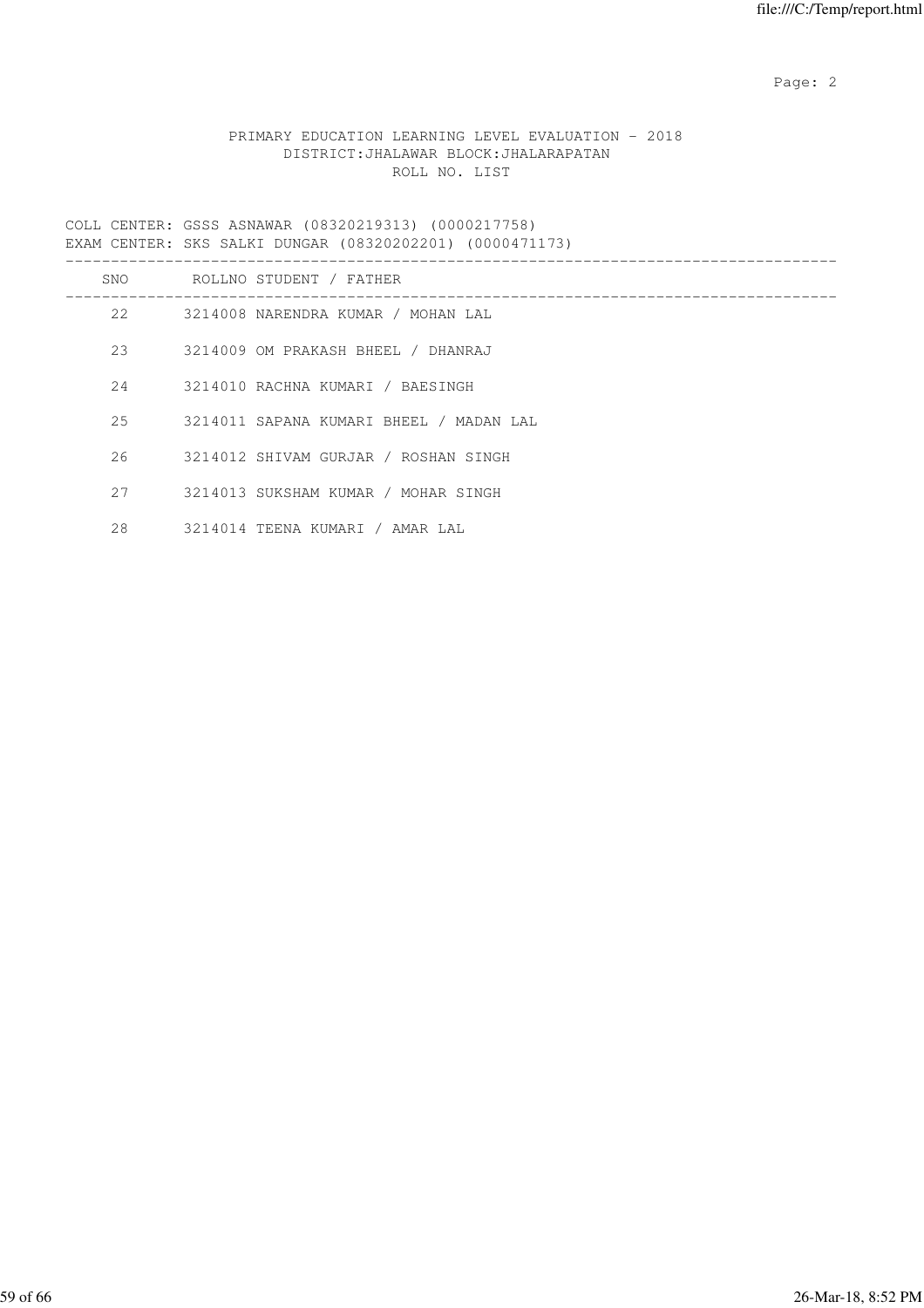PRIMARY EDUCATION LEARNING LEVEL EVALUATION - 2018
DISTRICT:JHALAWAR BLOCK:JHALARAPATAN
ROLL NO. LIST

COLL CENTER: GSSS ASNAWAR (08320219313) (0000217758)
EXAM CENTER: SKS SALKI DUNGAR (08320202201) (0000471173)

| SNO | ROLLNO | STUDENT / FATHER |
|---|---|---|
| 22 | 3214008 | NARENDRA KUMAR / MOHAN LAL |
| 23 | 3214009 | OM PRAKASH BHEEL / DHANRAJ |
| 24 | 3214010 | RACHNA KUMARI / BAESINGH |
| 25 | 3214011 | SAPANA KUMARI BHEEL / MADAN LAL |
| 26 | 3214012 | SHIVAM GURJAR / ROSHAN SINGH |
| 27 | 3214013 | SUKSHAM KUMAR / MOHAR SINGH |
| 28 | 3214014 | TEENA KUMARI / AMAR LAL |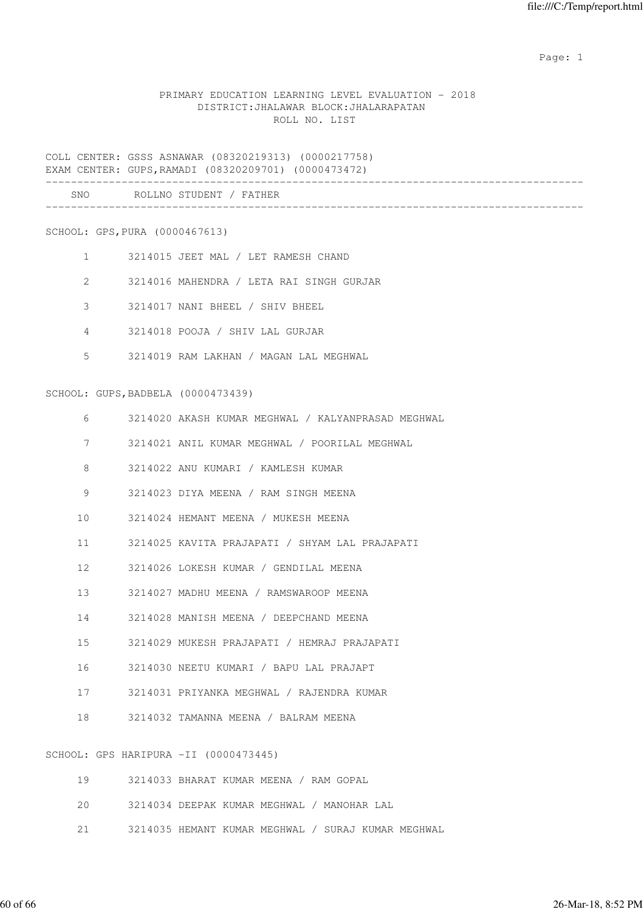PRIMARY EDUCATION LEARNING LEVEL EVALUATION - 2018
DISTRICT:JHALAWAR BLOCK:JHALARAPATAN
ROLL NO. LIST

COLL CENTER: GSSS ASNAWAR (08320219313) (0000217758)
EXAM CENTER: GUPS,RAMADI (08320209701) (0000473472)

| SNO | ROLLNO | STUDENT / FATHER |
|---|---|---|

SCHOOL: GPS,PURA (0000467613)

| SNO | ROLLNO | STUDENT / FATHER |
|---|---|---|
| 1 | 3214015 | JEET MAL / LET RAMESH CHAND |
| 2 | 3214016 | MAHENDRA / LETA RAI SINGH GURJAR |
| 3 | 3214017 | NANI BHEEL / SHIV BHEEL |
| 4 | 3214018 | POOJA / SHIV LAL GURJAR |
| 5 | 3214019 | RAM LAKHAN / MAGAN LAL MEGHWAL |

SCHOOL: GUPS,BADBELA (0000473439)

| SNO | ROLLNO | STUDENT / FATHER |
|---|---|---|
| 6 | 3214020 | AKASH KUMAR MEGHWAL / KALYANPRASAD MEGHWAL |
| 7 | 3214021 | ANIL KUMAR MEGHWAL / POORILAL MEGHWAL |
| 8 | 3214022 | ANU KUMARI / KAMLESH KUMAR |
| 9 | 3214023 | DIYA MEENA / RAM SINGH MEENA |
| 10 | 3214024 | HEMANT MEENA / MUKESH MEENA |
| 11 | 3214025 | KAVITA PRAJAPATI / SHYAM LAL PRAJAPATI |
| 12 | 3214026 | LOKESH KUMAR / GENDILAL MEENA |
| 13 | 3214027 | MADHU MEENA / RAMSWAROOP MEENA |
| 14 | 3214028 | MANISH MEENA / DEEPCHAND MEENA |
| 15 | 3214029 | MUKESH PRAJAPATI / HEMRAJ PRAJAPATI |
| 16 | 3214030 | NEETU KUMARI / BAPU LAL PRAJAPT |
| 17 | 3214031 | PRIYANKA MEGHWAL / RAJENDRA KUMAR |
| 18 | 3214032 | TAMANNA MEENA / BALRAM MEENA |

SCHOOL: GPS HARIPURA -II (0000473445)

| SNO | ROLLNO | STUDENT / FATHER |
|---|---|---|
| 19 | 3214033 | BHARAT KUMAR MEENA / RAM GOPAL |
| 20 | 3214034 | DEEPAK KUMAR MEGHWAL / MANOHAR LAL |
| 21 | 3214035 | HEMANT KUMAR MEGHWAL / SURAJ KUMAR MEGHWAL |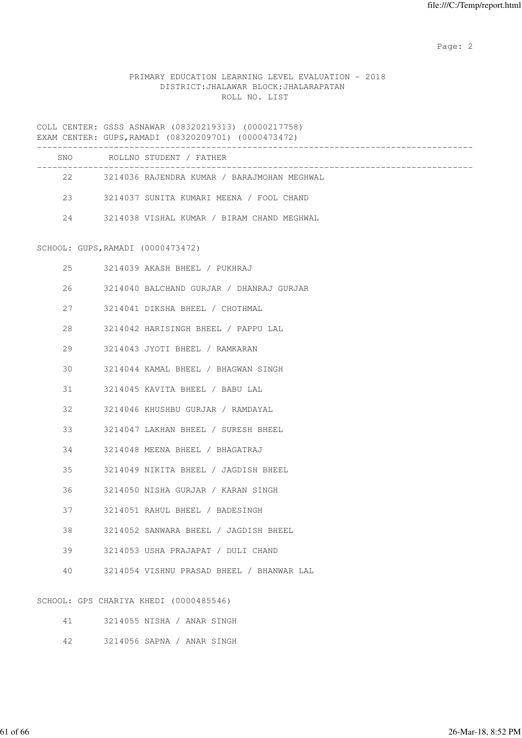PRIMARY EDUCATION LEARNING LEVEL EVALUATION - 2018
DISTRICT:JHALAWAR BLOCK:JHALARAPATAN
ROLL NO. LIST

COLL CENTER: GSSS ASNAWAR (08320219313) (0000217758)
EXAM CENTER: GUPS,RAMADI (08320209701) (0000473472)

| SNO | ROLLNO | STUDENT / FATHER |
|---|---|---|
| 22 | 3214036 | RAJENDRA KUMAR / BARAJMOHAN MEGHWAL |
| 23 | 3214037 | SUNITA KUMARI MEENA / FOOL CHAND |
| 24 | 3214038 | VISHAL KUMAR / BIRAM CHAND MEGHWAL |

SCHOOL: GUPS,RAMADI (0000473472)

| SNO | ROLLNO | STUDENT / FATHER |
|---|---|---|
| 25 | 3214039 | AKASH BHEEL / PUKHRAJ |
| 26 | 3214040 | BALCHAND GURJAR / DHANRAJ GURJAR |
| 27 | 3214041 | DIKSHA BHEEL / CHOTHMAL |
| 28 | 3214042 | HARISINGH BHEEL / PAPPU LAL |
| 29 | 3214043 | JYOTI BHEEL / RAMKARAN |
| 30 | 3214044 | KAMAL BHEEL / BHAGWAN SINGH |
| 31 | 3214045 | KAVITA BHEEL / BABU LAL |
| 32 | 3214046 | KHUSHBU GURJAR / RAMDAYAL |
| 33 | 3214047 | LAKHAN BHEEL / SURESH BHEEL |
| 34 | 3214048 | MEENA BHEEL / BHAGATRAJ |
| 35 | 3214049 | NIKITA BHEEL / JAGDISH BHEEL |
| 36 | 3214050 | NISHA GURJAR / KARAN SINGH |
| 37 | 3214051 | RAHUL BHEEL / BADESINGH |
| 38 | 3214052 | SANWARA BHEEL / JAGDISH BHEEL |
| 39 | 3214053 | USHA PRAJAPAT / DULI CHAND |
| 40 | 3214054 | VISHNU PRASAD BHEEL / BHANWAR LAL |

SCHOOL: GPS CHARIYA KHEDI (0000485546)

| SNO | ROLLNO | STUDENT / FATHER |
|---|---|---|
| 41 | 3214055 | NISHA / ANAR SINGH |
| 42 | 3214056 | SAPNA / ANAR SINGH |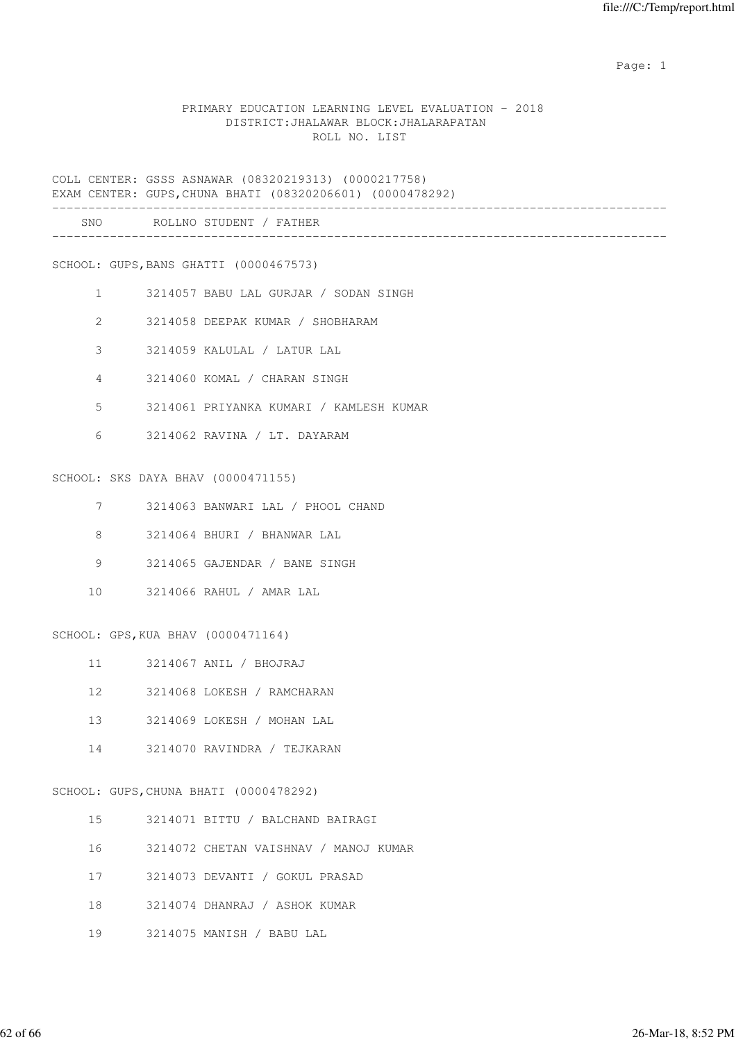PRIMARY EDUCATION LEARNING LEVEL EVALUATION - 2018
DISTRICT:JHALAWAR BLOCK:JHALARAPATAN
ROLL NO. LIST

COLL CENTER: GSSS ASNAWAR (08320219313) (0000217758)
EXAM CENTER: GUPS,CHUNA BHATI (08320206601) (0000478292)

| SNO | ROLLNO | STUDENT / FATHER |
|---|---|---|

SCHOOL: GUPS,BANS GHATTI (0000467573)

| SNO | ROLLNO | STUDENT / FATHER |
|---|---|---|
| 1 | 3214057 | BABU LAL GURJAR / SODAN SINGH |
| 2 | 3214058 | DEEPAK KUMAR / SHOBHARAM |
| 3 | 3214059 | KALULAL / LATUR LAL |
| 4 | 3214060 | KOMAL / CHARAN SINGH |
| 5 | 3214061 | PRIYANKA KUMARI / KAMLESH KUMAR |
| 6 | 3214062 | RAVINA / LT. DAYARAM |

SCHOOL: SKS DAYA BHAV (0000471155)

| SNO | ROLLNO | STUDENT / FATHER |
|---|---|---|
| 7 | 3214063 | BANWARI LAL / PHOOL CHAND |
| 8 | 3214064 | BHURI / BHANWAR LAL |
| 9 | 3214065 | GAJENDAR / BANE SINGH |
| 10 | 3214066 | RAHUL / AMAR LAL |

SCHOOL: GPS,KUA BHAV (0000471164)

| SNO | ROLLNO | STUDENT / FATHER |
|---|---|---|
| 11 | 3214067 | ANIL / BHOJRAJ |
| 12 | 3214068 | LOKESH / RAMCHARAN |
| 13 | 3214069 | LOKESH / MOHAN LAL |
| 14 | 3214070 | RAVINDRA / TEJKARAN |

SCHOOL: GUPS,CHUNA BHATI (0000478292)

| SNO | ROLLNO | STUDENT / FATHER |
|---|---|---|
| 15 | 3214071 | BITTU / BALCHAND BAIRAGI |
| 16 | 3214072 | CHETAN VAISHNAV / MANOJ KUMAR |
| 17 | 3214073 | DEVANTI / GOKUL PRASAD |
| 18 | 3214074 | DHANRAJ / ASHOK KUMAR |
| 19 | 3214075 | MANISH / BABU LAL |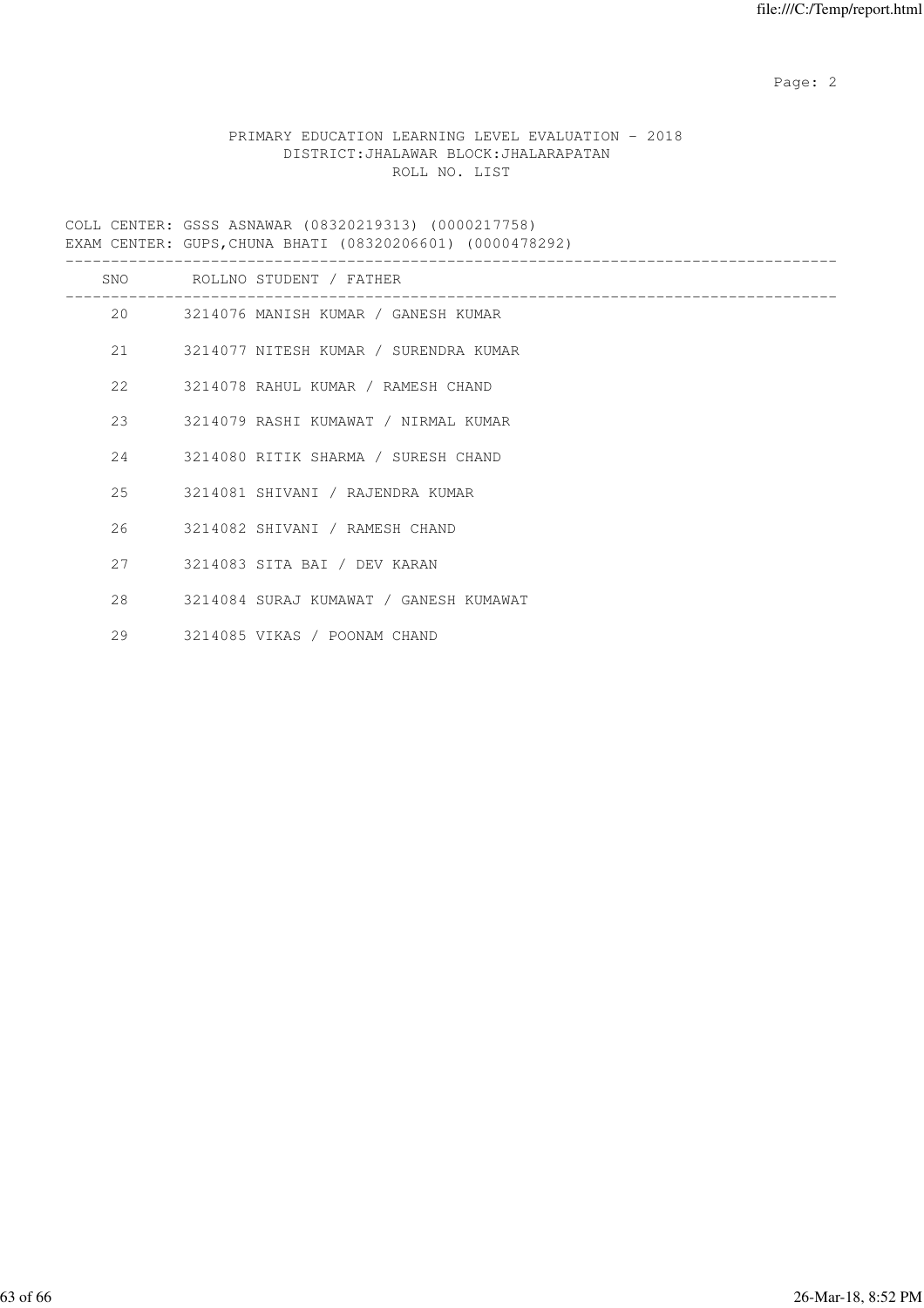PRIMARY EDUCATION LEARNING LEVEL EVALUATION - 2018
DISTRICT:JHALAWAR BLOCK:JHALARAPATAN
ROLL NO. LIST

COLL CENTER: GSSS ASNAWAR (08320219313) (0000217758)
EXAM CENTER: GUPS,CHUNA BHATI (08320206601) (0000478292)

| SNO | ROLLNO | STUDENT / FATHER |
|---|---|---|
| 20 | 3214076 | MANISH KUMAR / GANESH KUMAR |
| 21 | 3214077 | NITESH KUMAR / SURENDRA KUMAR |
| 22 | 3214078 | RAHUL KUMAR / RAMESH CHAND |
| 23 | 3214079 | RASHI KUMAWAT / NIRMAL KUMAR |
| 24 | 3214080 | RITIK SHARMA / SURESH CHAND |
| 25 | 3214081 | SHIVANI / RAJENDRA KUMAR |
| 26 | 3214082 | SHIVANI / RAMESH CHAND |
| 27 | 3214083 | SITA BAI / DEV KARAN |
| 28 | 3214084 | SURAJ KUMAWAT / GANESH KUMAWAT |
| 29 | 3214085 | VIKAS / POONAM CHAND |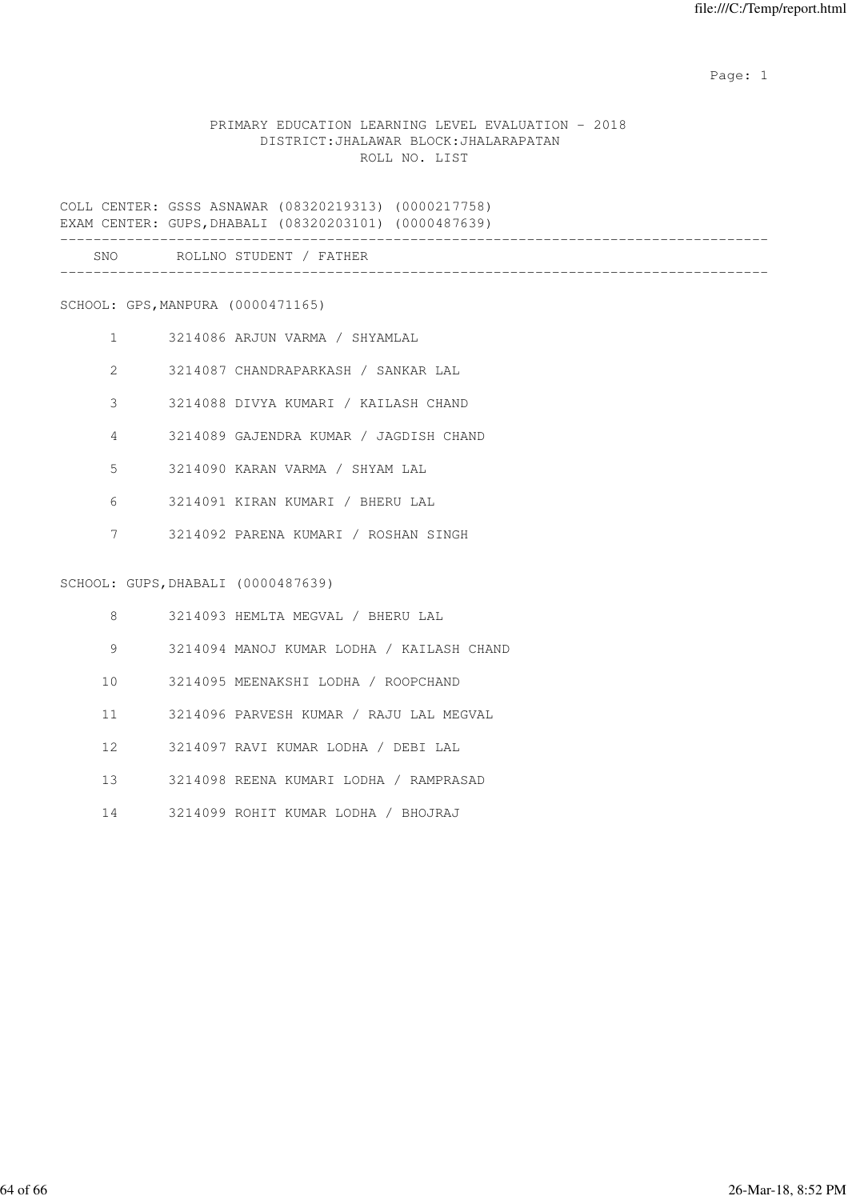PRIMARY EDUCATION LEARNING LEVEL EVALUATION - 2018
DISTRICT:JHALAWAR BLOCK:JHALARAPATAN
ROLL NO. LIST

COLL CENTER: GSSS ASNAWAR (08320219313) (0000217758)
EXAM CENTER: GUPS,DHABALI (08320203101) (0000487639)

| SNO | ROLLNO | STUDENT / FATHER |
|---|---|---|
| **SCHOOL: GPS,MANPURA (0000471165)** | | |
| 1 | 3214086 | ARJUN VARMA / SHYAMLAL |
| 2 | 3214087 | CHANDRAPARKASH / SANKAR LAL |
| 3 | 3214088 | DIVYA KUMARI / KAILASH CHAND |
| 4 | 3214089 | GAJENDRA KUMAR / JAGDISH CHAND |
| 5 | 3214090 | KARAN VARMA / SHYAM LAL |
| 6 | 3214091 | KIRAN KUMARI / BHERU LAL |
| 7 | 3214092 | PARENA KUMARI / ROSHAN SINGH |
| **SCHOOL: GUPS,DHABALI (0000487639)** | | |
| 8 | 3214093 | HEMLTA MEGVAL / BHERU LAL |
| 9 | 3214094 | MANOJ KUMAR LODHA / KAILASH CHAND |
| 10 | 3214095 | MEENAKSHI LODHA / ROOPCHAND |
| 11 | 3214096 | PARVESH KUMAR / RAJU LAL MEGVAL |
| 12 | 3214097 | RAVI KUMAR LODHA / DEBI LAL |
| 13 | 3214098 | REENA KUMARI LODHA / RAMPRASAD |
| 14 | 3214099 | ROHIT KUMAR LODHA / BHOJRAJ |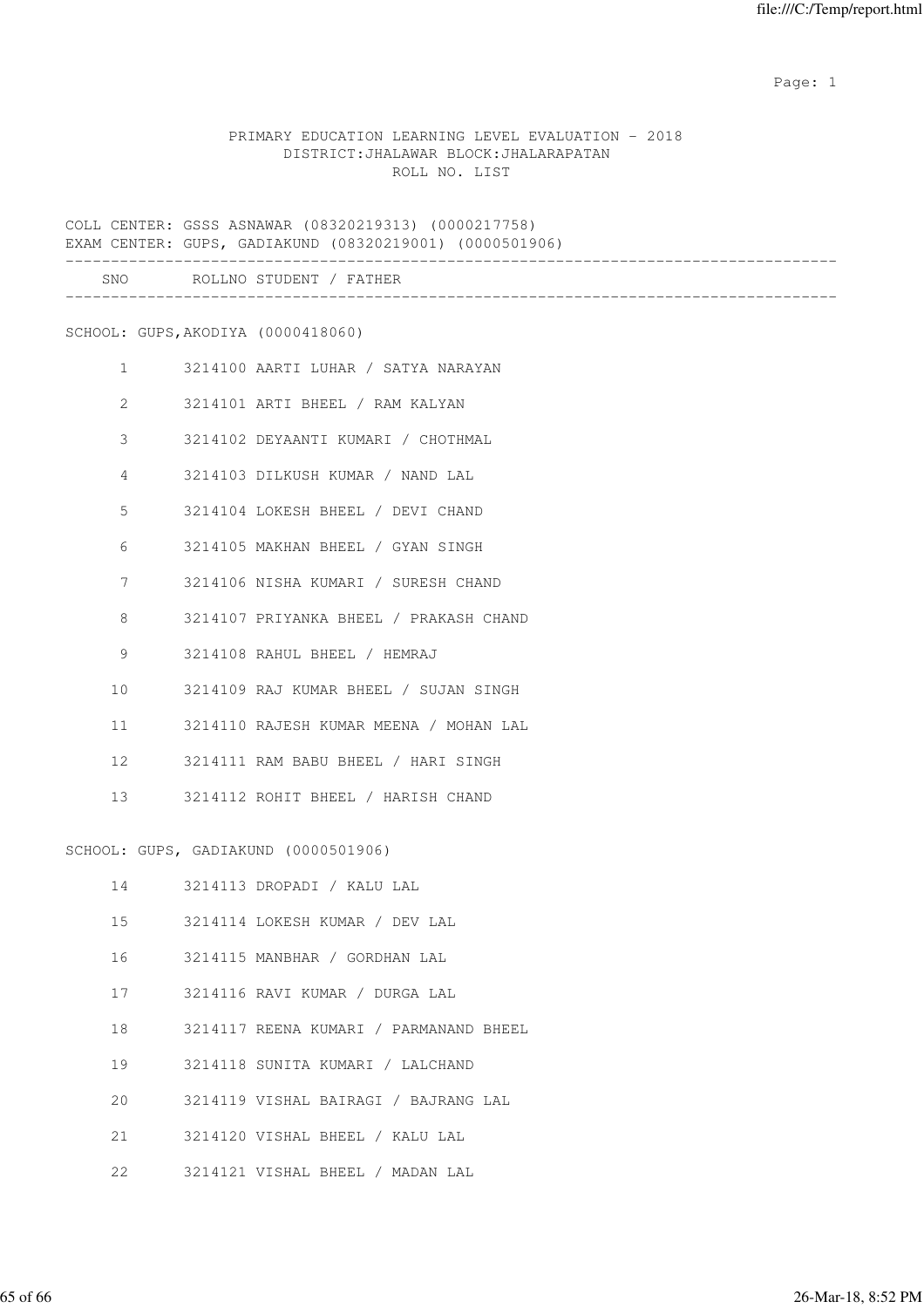PRIMARY EDUCATION LEARNING LEVEL EVALUATION - 2018
DISTRICT:JHALAWAR BLOCK:JHALARAPATAN
ROLL NO. LIST

COLL CENTER: GSSS ASNAWAR (08320219313) (0000217758)
EXAM CENTER: GUPS, GADIAKUND (08320219001) (0000501906)

| SNO | ROLLNO | STUDENT / FATHER |
|---|---|---|

SCHOOL: GUPS,AKODIYA (0000418060)

| SNO | ROLLNO | STUDENT / FATHER |
|---|---|---|
| 1 | 3214100 | AARTI LUHAR / SATYA NARAYAN |
| 2 | 3214101 | ARTI BHEEL / RAM KALYAN |
| 3 | 3214102 | DEYAANTI KUMARI / CHOTHMAL |
| 4 | 3214103 | DILKUSH KUMAR / NAND LAL |
| 5 | 3214104 | LOKESH BHEEL / DEVI CHAND |
| 6 | 3214105 | MAKHAN BHEEL / GYAN SINGH |
| 7 | 3214106 | NISHA KUMARI / SURESH CHAND |
| 8 | 3214107 | PRIYANKA BHEEL / PRAKASH CHAND |
| 9 | 3214108 | RAHUL BHEEL / HEMRAJ |
| 10 | 3214109 | RAJ KUMAR BHEEL / SUJAN SINGH |
| 11 | 3214110 | RAJESH KUMAR MEENA / MOHAN LAL |
| 12 | 3214111 | RAM BABU BHEEL / HARI SINGH |
| 13 | 3214112 | ROHIT BHEEL / HARISH CHAND |

SCHOOL: GUPS, GADIAKUND (0000501906)

| SNO | ROLLNO | STUDENT / FATHER |
|---|---|---|
| 14 | 3214113 | DROPADI / KALU LAL |
| 15 | 3214114 | LOKESH KUMAR / DEV LAL |
| 16 | 3214115 | MANBHAR / GORDHAN LAL |
| 17 | 3214116 | RAVI KUMAR / DURGA LAL |
| 18 | 3214117 | REENA KUMARI / PARMANAND BHEEL |
| 19 | 3214118 | SUNITA KUMARI / LALCHAND |
| 20 | 3214119 | VISHAL BAIRAGI / BAJRANG LAL |
| 21 | 3214120 | VISHAL BHEEL / KALU LAL |
| 22 | 3214121 | VISHAL BHEEL / MADAN LAL |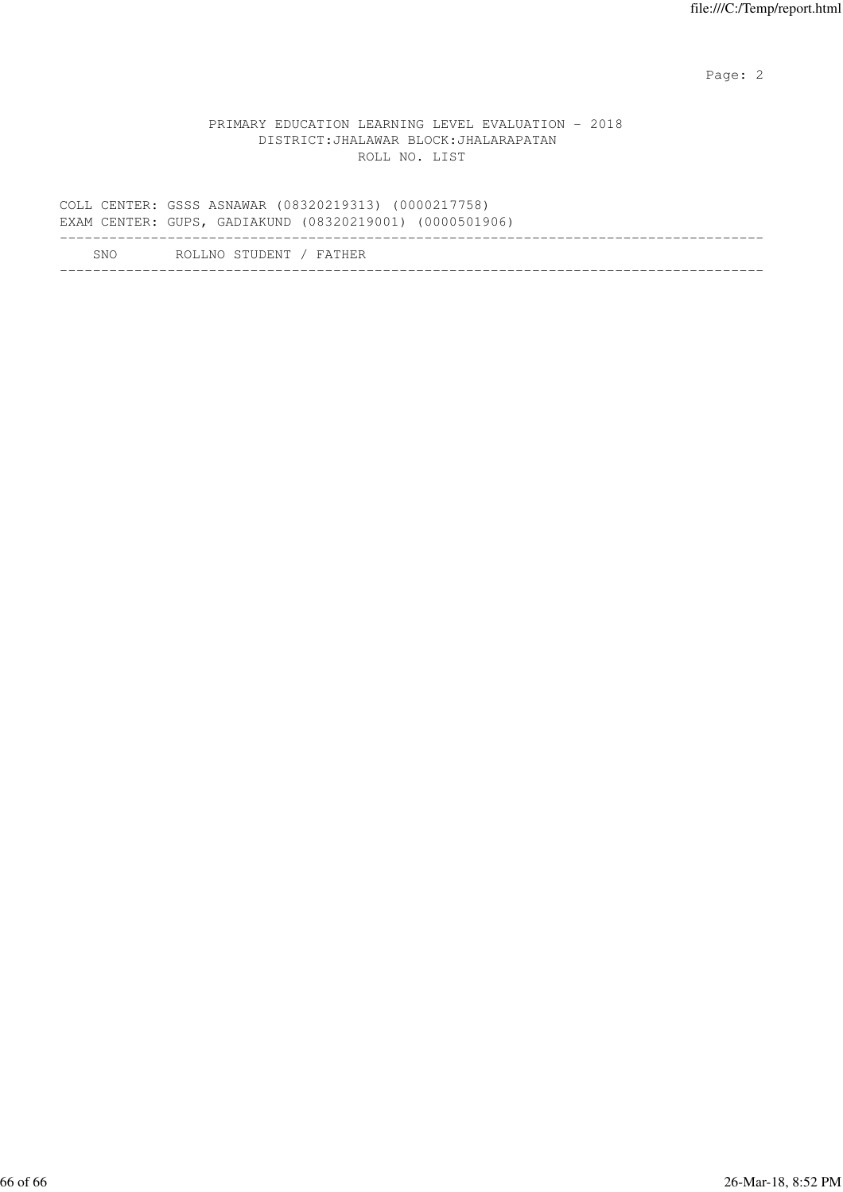PRIMARY EDUCATION LEARNING LEVEL EVALUATION - 2018
DISTRICT:JHALAWAR BLOCK:JHALARAPATAN
ROLL NO. LIST

COLL CENTER: GSSS ASNAWAR (08320219313) (0000217758)
EXAM CENTER: GUPS, GADIAKUND (08320219001) (0000501906)

| SNO | ROLLNO | STUDENT / FATHER |
| --- | --- | --- |